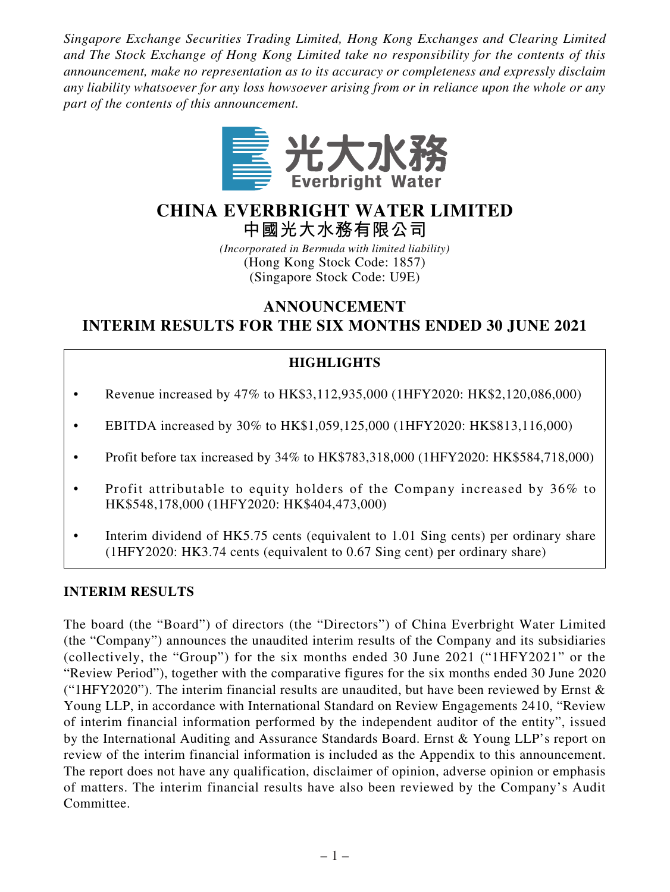*Singapore Exchange Securities Trading Limited, Hong Kong Exchanges and Clearing Limited and The Stock Exchange of Hong Kong Limited take no responsibility for the contents of this announcement, make no representation as to its accuracy or completeness and expressly disclaim any liability whatsoever for any loss howsoever arising from or in reliance upon the whole or any part of the contents of this announcement.*

光大水務
Everbright Water

# CHINA EVERBRIGHT WATER LIMITED
# 中國光大水務有限公司

*(Incorporated in Bermuda with limited liability)*
(Hong Kong Stock Code: 1857)
(Singapore Stock Code: U9E)

## ANNOUNCEMENT
## INTERIM RESULTS FOR THE SIX MONTHS ENDED 30 JUNE 2021

### HIGHLIGHTS

- Revenue increased by 47% to HK$3,112,935,000 (1HFY2020: HK$2,120,086,000)
- EBITDA increased by 30% to HK$1,059,125,000 (1HFY2020: HK$813,116,000)
- Profit before tax increased by 34% to HK$783,318,000 (1HFY2020: HK$584,718,000)
- Profit attributable to equity holders of the Company increased by 36% to HK$548,178,000 (1HFY2020: HK$404,473,000)
- Interim dividend of HK5.75 cents (equivalent to 1.01 Sing cents) per ordinary share (1HFY2020: HK3.74 cents (equivalent to 0.67 Sing cent) per ordinary share)

**INTERIM RESULTS**

The board (the "Board") of directors (the "Directors") of China Everbright Water Limited (the "Company") announces the unaudited interim results of the Company and its subsidiaries (collectively, the "Group") for the six months ended 30 June 2021 ("1HFY2021" or the "Review Period"), together with the comparative figures for the six months ended 30 June 2020 ("1HFY2020"). The interim financial results are unaudited, but have been reviewed by Ernst & Young LLP, in accordance with International Standard on Review Engagements 2410, "Review of interim financial information performed by the independent auditor of the entity", issued by the International Auditing and Assurance Standards Board. Ernst & Young LLP's report on review of the interim financial information is included as the Appendix to this announcement. The report does not have any qualification, disclaimer of opinion, adverse opinion or emphasis of matters. The interim financial results have also been reviewed by the Company's Audit Committee.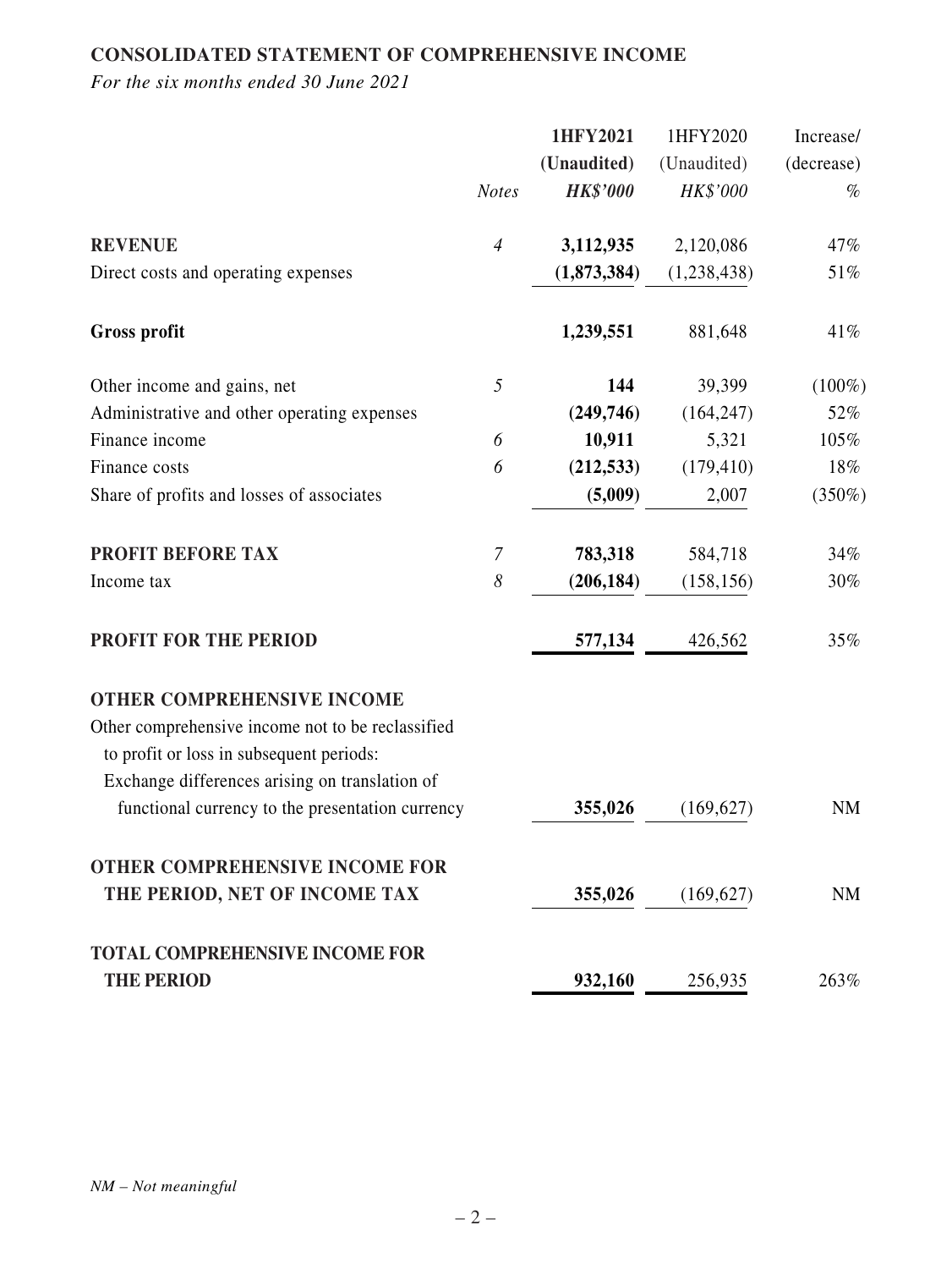**CONSOLIDATED STATEMENT OF COMPREHENSIVE INCOME**

*For the six months ended 30 June 2021*

| | *Notes* | **1HFY2021 (Unaudited) *HK$'000*** | 1HFY2020 (Unaudited) *HK$'000* | Increase/ (decrease) % |
|---|---|---|---|---|
| **REVENUE** | *4* | **3,112,935** | 2,120,086 | 47% |
| Direct costs and operating expenses | | **(1,873,384)** | (1,238,438) | 51% |
| **Gross profit** | | **1,239,551** | 881,648 | 41% |
| Other income and gains, net | *5* | **144** | 39,399 | (100%) |
| Administrative and other operating expenses | | **(249,746)** | (164,247) | 52% |
| Finance income | *6* | **10,911** | 5,321 | 105% |
| Finance costs | *6* | **(212,533)** | (179,410) | 18% |
| Share of profits and losses of associates | | **(5,009)** | 2,007 | (350%) |
| **PROFIT BEFORE TAX** | *7* | **783,318** | 584,718 | 34% |
| Income tax | *8* | **(206,184)** | (158,156) | 30% |
| **PROFIT FOR THE PERIOD** | | **577,134** | 426,562 | 35% |
| **OTHER COMPREHENSIVE INCOME** | | | | |
| Other comprehensive income not to be reclassified to profit or loss in subsequent periods: | | | | |
| Exchange differences arising on translation of functional currency to the presentation currency | | **355,026** | (169,627) | NM |
| **OTHER COMPREHENSIVE INCOME FOR THE PERIOD, NET OF INCOME TAX** | | **355,026** | (169,627) | NM |
| **TOTAL COMPREHENSIVE INCOME FOR THE PERIOD** | | **932,160** | 256,935 | 263% |

*NM – Not meaningful*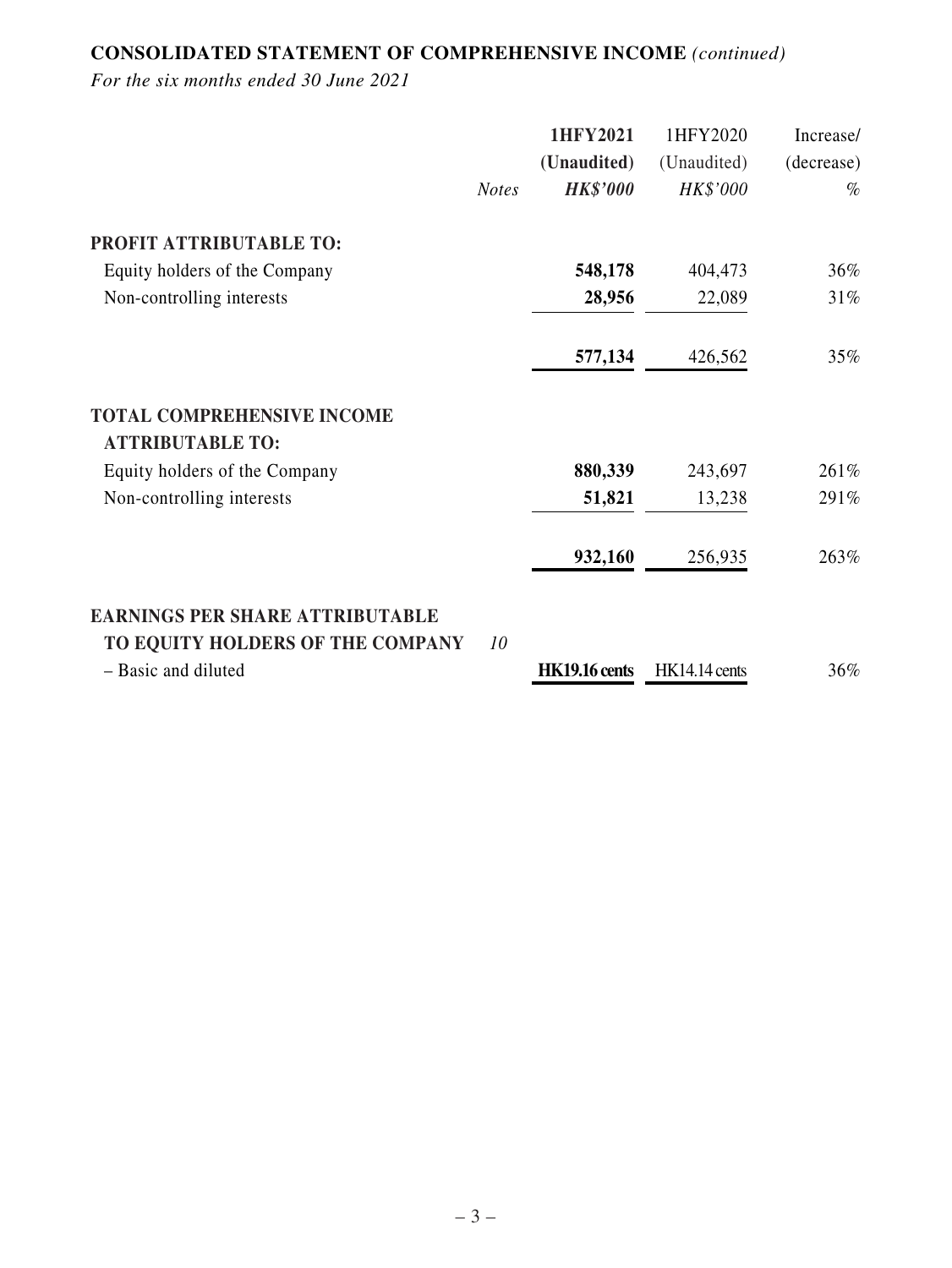**CONSOLIDATED STATEMENT OF COMPREHENSIVE INCOME** *(continued)*

*For the six months ended 30 June 2021*

| | *Notes* | **1HFY2021** **(Unaudited)** ***HK$'000*** | 1HFY2020 (Unaudited) *HK$'000* | Increase/ (decrease) *%* |
|---|---|---|---|---|
| **PROFIT ATTRIBUTABLE TO:** | | | | |
| Equity holders of the Company | | **548,178** | 404,473 | 36% |
| Non-controlling interests | | **28,956** | 22,089 | 31% |
| | | **577,134** | 426,562 | 35% |
| **TOTAL COMPREHENSIVE INCOME ATTRIBUTABLE TO:** | | | | |
| Equity holders of the Company | | **880,339** | 243,697 | 261% |
| Non-controlling interests | | **51,821** | 13,238 | 291% |
| | | **932,160** | 256,935 | 263% |
| **EARNINGS PER SHARE ATTRIBUTABLE TO EQUITY HOLDERS OF THE COMPANY** | *10* | | | |
| – Basic and diluted | | **HK19.16 cents** | HK14.14 cents | 36% |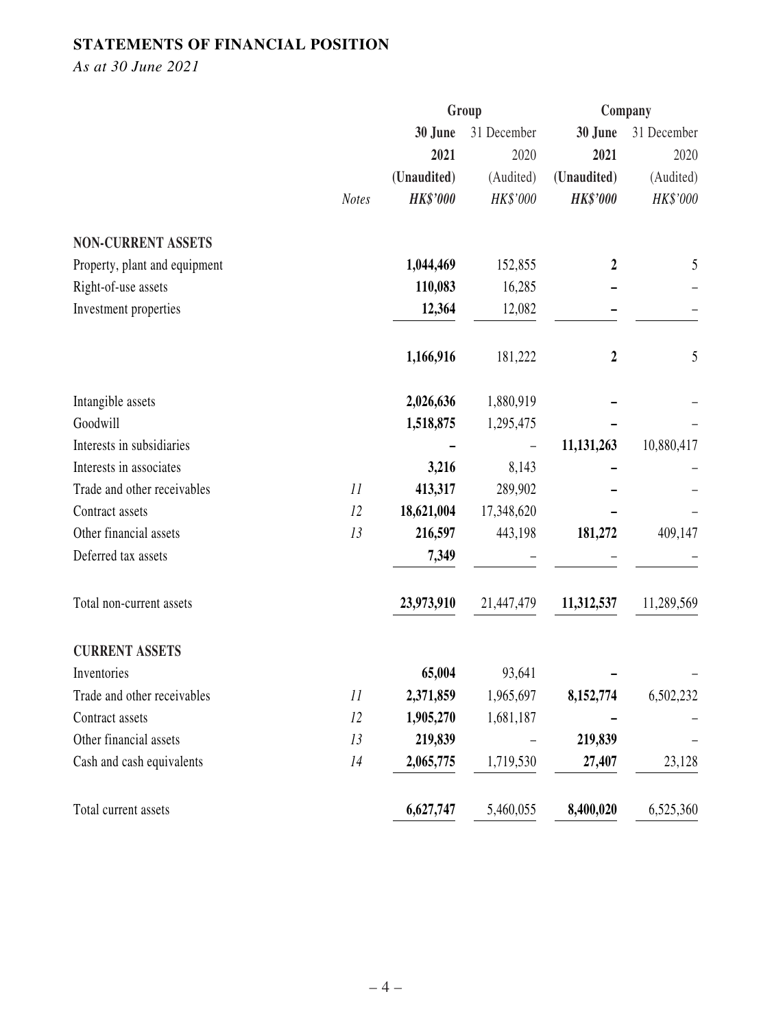## STATEMENTS OF FINANCIAL POSITION

*As at 30 June 2021*

| | | Group | | Company | |
|---|---|---|---|---|---|
| | | **30 June 2021** | 31 December 2020 | **30 June 2021** | 31 December 2020 |
| | | **(Unaudited)** | (Audited) | **(Unaudited)** | (Audited) |
| | *Notes* | ***HK$'000*** | *HK$'000* | ***HK$'000*** | *HK$'000* |
| **NON-CURRENT ASSETS** | | | | | |
| Property, plant and equipment | | **1,044,469** | 152,855 | **2** | 5 |
| Right-of-use assets | | **110,083** | 16,285 | **–** | – |
| Investment properties | | **12,364** | 12,082 | **–** | – |
| | | **1,166,916** | 181,222 | **2** | 5 |
| Intangible assets | | **2,026,636** | 1,880,919 | **–** | – |
| Goodwill | | **1,518,875** | 1,295,475 | **–** | – |
| Interests in subsidiaries | | **–** | – | **11,131,263** | 10,880,417 |
| Interests in associates | | **3,216** | 8,143 | **–** | – |
| Trade and other receivables | *11* | **413,317** | 289,902 | **–** | – |
| Contract assets | *12* | **18,621,004** | 17,348,620 | **–** | – |
| Other financial assets | *13* | **216,597** | 443,198 | **181,272** | 409,147 |
| Deferred tax assets | | **7,349** | – | – | – |
| Total non-current assets | | **23,973,910** | 21,447,479 | **11,312,537** | 11,289,569 |
| **CURRENT ASSETS** | | | | | |
| Inventories | | **65,004** | 93,641 | **–** | – |
| Trade and other receivables | *11* | **2,371,859** | 1,965,697 | **8,152,774** | 6,502,232 |
| Contract assets | *12* | **1,905,270** | 1,681,187 | **–** | – |
| Other financial assets | *13* | **219,839** | – | **219,839** | – |
| Cash and cash equivalents | *14* | **2,065,775** | 1,719,530 | **27,407** | 23,128 |
| Total current assets | | **6,627,747** | 5,460,055 | **8,400,020** | 6,525,360 |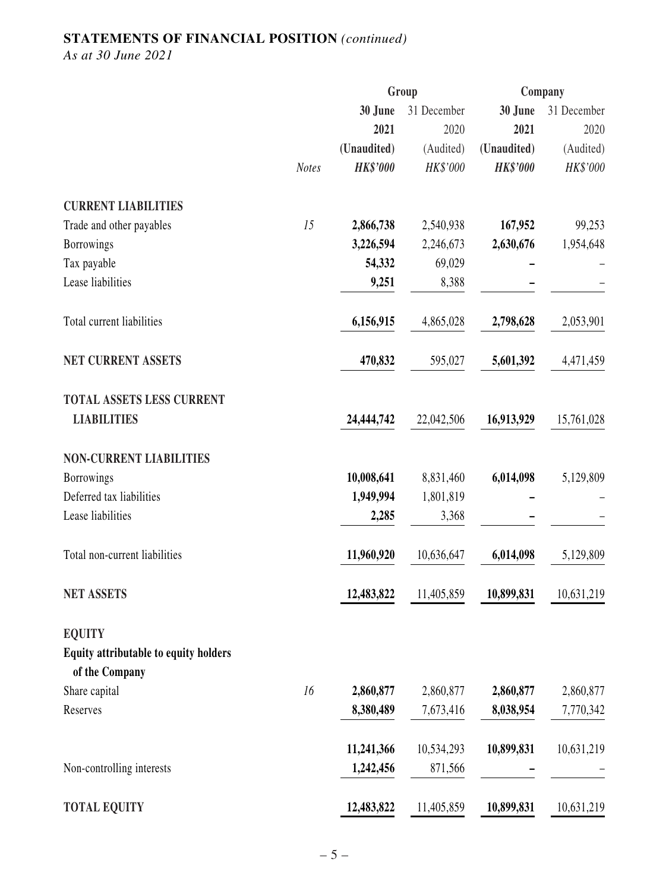## STATEMENTS OF FINANCIAL POSITION *(continued)*

*As at 30 June 2021*

| | | Group | | Company | |
|---|---|---|---|---|---|
| | | **30 June 2021** | 31 December 2020 | **30 June 2021** | 31 December 2020 |
| | | **(Unaudited)** | (Audited) | **(Unaudited)** | (Audited) |
| | *Notes* | ***HK$'000*** | *HK$'000* | ***HK$'000*** | *HK$'000* |
| **CURRENT LIABILITIES** | | | | | |
| Trade and other payables | 15 | **2,866,738** | 2,540,938 | **167,952** | 99,253 |
| Borrowings | | **3,226,594** | 2,246,673 | **2,630,676** | 1,954,648 |
| Tax payable | | **54,332** | 69,029 | **–** | – |
| Lease liabilities | | **9,251** | 8,388 | **–** | – |
| Total current liabilities | | **6,156,915** | 4,865,028 | **2,798,628** | 2,053,901 |
| **NET CURRENT ASSETS** | | **470,832** | 595,027 | **5,601,392** | 4,471,459 |
| **TOTAL ASSETS LESS CURRENT LIABILITIES** | | **24,444,742** | 22,042,506 | **16,913,929** | 15,761,028 |
| **NON-CURRENT LIABILITIES** | | | | | |
| Borrowings | | **10,008,641** | 8,831,460 | **6,014,098** | 5,129,809 |
| Deferred tax liabilities | | **1,949,994** | 1,801,819 | **–** | – |
| Lease liabilities | | **2,285** | 3,368 | **–** | – |
| Total non-current liabilities | | **11,960,920** | 10,636,647 | **6,014,098** | 5,129,809 |
| **NET ASSETS** | | **12,483,822** | 11,405,859 | **10,899,831** | 10,631,219 |
| **EQUITY** | | | | | |
| **Equity attributable to equity holders of the Company** | | | | | |
| Share capital | 16 | **2,860,877** | 2,860,877 | **2,860,877** | 2,860,877 |
| Reserves | | **8,380,489** | 7,673,416 | **8,038,954** | 7,770,342 |
| | | **11,241,366** | 10,534,293 | **10,899,831** | 10,631,219 |
| Non-controlling interests | | **1,242,456** | 871,566 | **–** | – |
| **TOTAL EQUITY** | | **12,483,822** | 11,405,859 | **10,899,831** | 10,631,219 |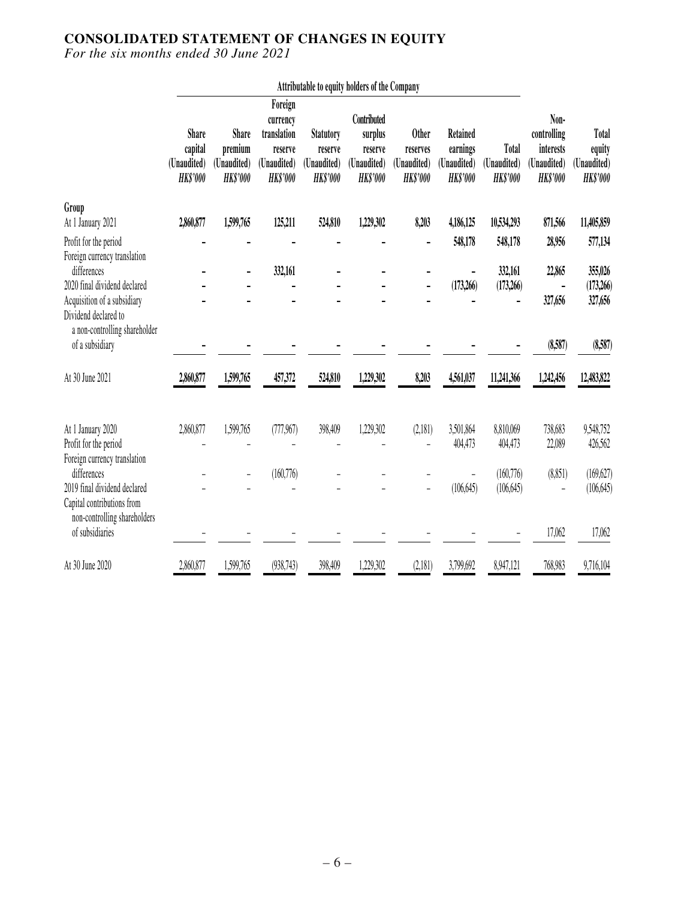# CONSOLIDATED STATEMENT OF CHANGES IN EQUITY

*For the six months ended 30 June 2021*

| | Attributable to equity holders of the Company | | | | | | | | | |
|---|---|---|---|---|---|---|---|---|---|---|
| | Share capital (Unaudited) HK$'000 | Share premium (Unaudited) HK$'000 | Foreign currency translation reserve (Unaudited) HK$'000 | Statutory reserve (Unaudited) HK$'000 | Contributed surplus reserve (Unaudited) HK$'000 | Other reserves (Unaudited) HK$'000 | Retained earnings (Unaudited) HK$'000 | Total (Unaudited) HK$'000 | Non-controlling interests (Unaudited) HK$'000 | Total equity (Unaudited) HK$'000 |
| **Group** | | | | | | | | | | |
| At 1 January 2021 | **2,860,877** | **1,599,765** | **125,211** | **524,810** | **1,229,302** | **8,203** | **4,186,125** | **10,534,293** | **871,566** | **11,405,859** |
| Profit for the period | **–** | **–** | **–** | **–** | **–** | **–** | **548,178** | **548,178** | **28,956** | **577,134** |
| Foreign currency translation differences | **–** | **–** | **332,161** | **–** | **–** | **–** | **–** | **332,161** | **22,865** | **355,026** |
| 2020 final dividend declared | **–** | **–** | **–** | **–** | **–** | **–** | **(173,266)** | **(173,266)** | **–** | **(173,266)** |
| Acquisition of a subsidiary | **–** | **–** | **–** | **–** | **–** | **–** | **–** | **–** | **327,656** | **327,656** |
| Dividend declared to a non-controlling shareholder of a subsidiary | **–** | **–** | **–** | **–** | **–** | **–** | **–** | **–** | **(8,587)** | **(8,587)** |
| At 30 June 2021 | **2,860,877** | **1,599,765** | **457,372** | **524,810** | **1,229,302** | **8,203** | **4,561,037** | **11,241,366** | **1,242,456** | **12,483,822** |
| | | | | | | | | | | |
| At 1 January 2020 | 2,860,877 | 1,599,765 | (777,967) | 398,409 | 1,229,302 | (2,181) | 3,501,864 | 8,810,069 | 738,683 | 9,548,752 |
| Profit for the period | – | – | – | – | – | – | 404,473 | 404,473 | 22,089 | 426,562 |
| Foreign currency translation differences | – | – | (160,776) | – | – | – | – | (160,776) | (8,851) | (169,627) |
| 2019 final dividend declared | – | – | – | – | – | – | (106,645) | (106,645) | – | (106,645) |
| Capital contributions from non-controlling shareholders of subsidiaries | – | – | – | – | – | – | – | – | 17,062 | 17,062 |
| At 30 June 2020 | 2,860,877 | 1,599,765 | (938,743) | 398,409 | 1,229,302 | (2,181) | 3,799,692 | 8,947,121 | 768,983 | 9,716,104 |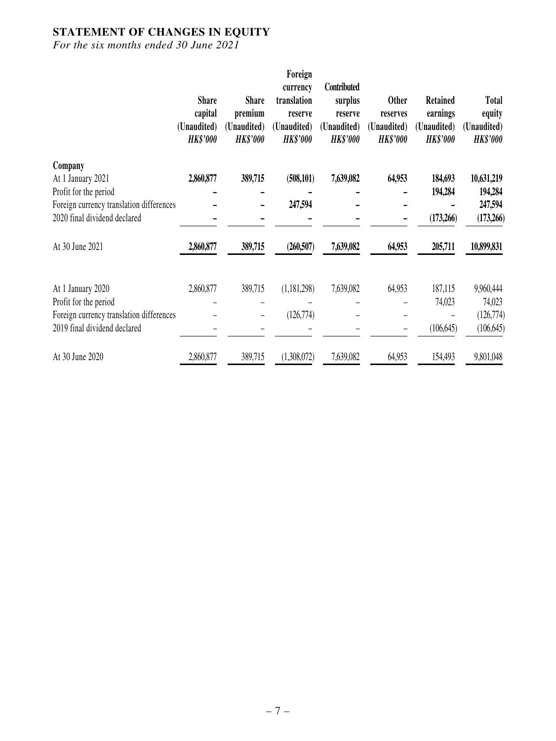**STATEMENT OF CHANGES IN EQUITY**

*For the six months ended 30 June 2021*

| | Share capital (Unaudited) *HK$'000* | Share premium (Unaudited) *HK$'000* | Foreign currency translation reserve (Unaudited) *HK$'000* | Contributed surplus reserve (Unaudited) *HK$'000* | Other reserves (Unaudited) *HK$'000* | Retained earnings (Unaudited) *HK$'000* | Total equity (Unaudited) *HK$'000* |
|---|---|---|---|---|---|---|---|
| **Company** | | | | | | | |
| At 1 January 2021 | **2,860,877** | **389,715** | **(508,101)** | **7,639,082** | **64,953** | **184,693** | **10,631,219** |
| Profit for the period | **–** | **–** | **–** | **–** | **–** | **194,284** | **194,284** |
| Foreign currency translation differences | **–** | **–** | **247,594** | **–** | **–** | **–** | **247,594** |
| 2020 final dividend declared | **–** | **–** | **–** | **–** | **–** | **(173,266)** | **(173,266)** |
| At 30 June 2021 | **2,860,877** | **389,715** | **(260,507)** | **7,639,082** | **64,953** | **205,711** | **10,899,831** |
| | | | | | | | |
| At 1 January 2020 | 2,860,877 | 389,715 | (1,181,298) | 7,639,082 | 64,953 | 187,115 | 9,960,444 |
| Profit for the period | – | – | – | – | – | 74,023 | 74,023 |
| Foreign currency translation differences | – | – | (126,774) | – | – | – | (126,774) |
| 2019 final dividend declared | – | – | – | – | – | (106,645) | (106,645) |
| At 30 June 2020 | 2,860,877 | 389,715 | (1,308,072) | 7,639,082 | 64,953 | 154,493 | 9,801,048 |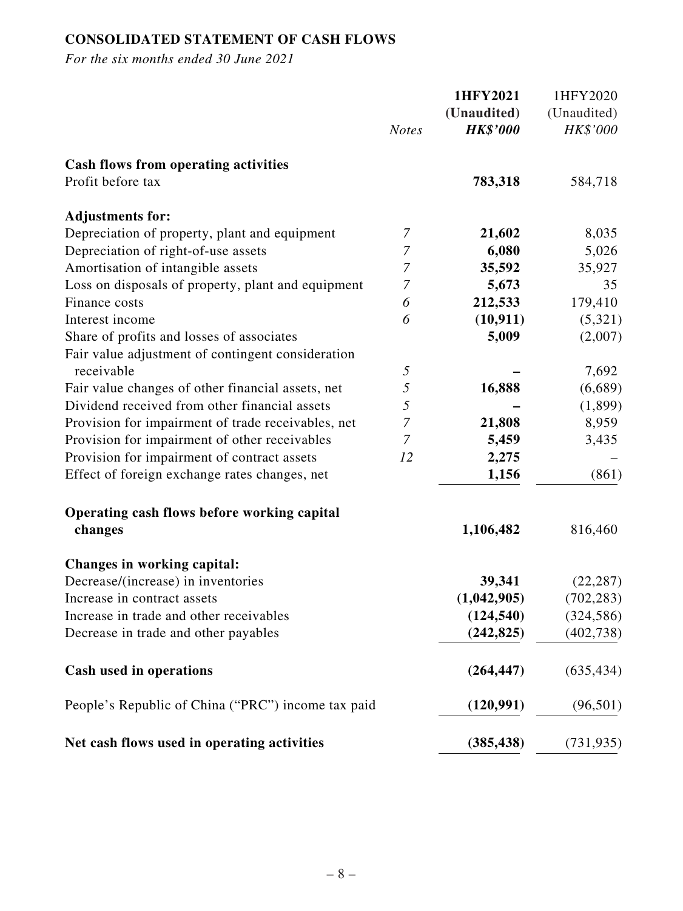## CONSOLIDATED STATEMENT OF CASH FLOWS

*For the six months ended 30 June 2021*

| | *Notes* | **1HFY2021 (Unaudited) *HK$'000*** | 1HFY2020 (Unaudited) *HK$'000* |
|---|---|---|---|
| **Cash flows from operating activities** | | | |
| Profit before tax | | **783,318** | 584,718 |
| **Adjustments for:** | | | |
| Depreciation of property, plant and equipment | *7* | **21,602** | 8,035 |
| Depreciation of right-of-use assets | *7* | **6,080** | 5,026 |
| Amortisation of intangible assets | *7* | **35,592** | 35,927 |
| Loss on disposals of property, plant and equipment | *7* | **5,673** | 35 |
| Finance costs | *6* | **212,533** | 179,410 |
| Interest income | *6* | **(10,911)** | (5,321) |
| Share of profits and losses of associates | | **5,009** | (2,007) |
| Fair value adjustment of contingent consideration receivable | *5* | **–** | 7,692 |
| Fair value changes of other financial assets, net | *5* | **16,888** | (6,689) |
| Dividend received from other financial assets | *5* | **–** | (1,899) |
| Provision for impairment of trade receivables, net | *7* | **21,808** | 8,959 |
| Provision for impairment of other receivables | *7* | **5,459** | 3,435 |
| Provision for impairment of contract assets | *12* | **2,275** | – |
| Effect of foreign exchange rates changes, net | | **1,156** | (861) |
| **Operating cash flows before working capital changes** | | **1,106,482** | 816,460 |
| **Changes in working capital:** | | | |
| Decrease/(increase) in inventories | | **39,341** | (22,287) |
| Increase in contract assets | | **(1,042,905)** | (702,283) |
| Increase in trade and other receivables | | **(124,540)** | (324,586) |
| Decrease in trade and other payables | | **(242,825)** | (402,738) |
| **Cash used in operations** | | **(264,447)** | (635,434) |
| People's Republic of China ("PRC") income tax paid | | **(120,991)** | (96,501) |
| **Net cash flows used in operating activities** | | **(385,438)** | (731,935) |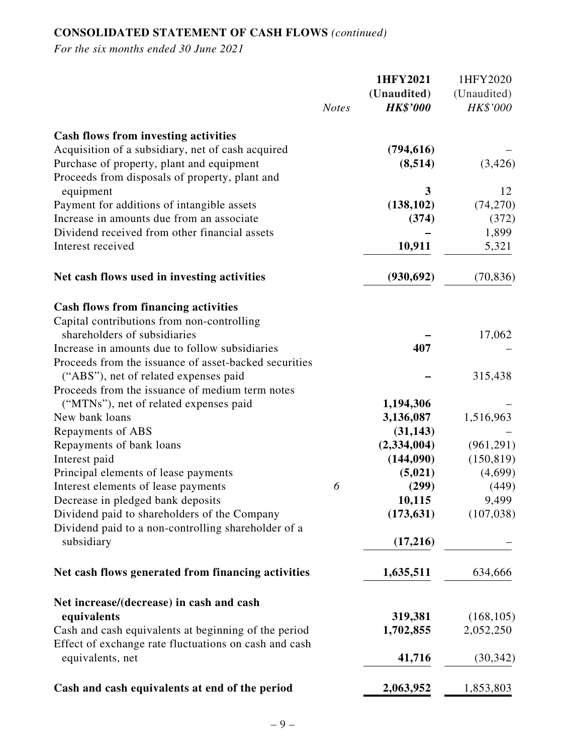**CONSOLIDATED STATEMENT OF CASH FLOWS** *(continued)*

*For the six months ended 30 June 2021*

| | *Notes* | **1HFY2021 (Unaudited) *HK$'000*** | 1HFY2020 (Unaudited) *HK$'000* |
|---|---|---|---|
| **Cash flows from investing activities** | | | |
| Acquisition of a subsidiary, net of cash acquired | | **(794,616)** | – |
| Purchase of property, plant and equipment | | **(8,514)** | (3,426) |
| Proceeds from disposals of property, plant and equipment | | **3** | 12 |
| Payment for additions of intangible assets | | **(138,102)** | (74,270) |
| Increase in amounts due from an associate | | **(374)** | (372) |
| Dividend received from other financial assets | | **–** | 1,899 |
| Interest received | | **10,911** | 5,321 |
| **Net cash flows used in investing activities** | | **(930,692)** | (70,836) |
| **Cash flows from financing activities** | | | |
| Capital contributions from non-controlling shareholders of subsidiaries | | **–** | 17,062 |
| Increase in amounts due to follow subsidiaries | | **407** | – |
| Proceeds from the issuance of asset-backed securities ("ABS"), net of related expenses paid | | **–** | 315,438 |
| Proceeds from the issuance of medium term notes ("MTNs"), net of related expenses paid | | **1,194,306** | – |
| New bank loans | | **3,136,087** | 1,516,963 |
| Repayments of ABS | | **(31,143)** | – |
| Repayments of bank loans | | **(2,334,004)** | (961,291) |
| Interest paid | | **(144,090)** | (150,819) |
| Principal elements of lease payments | | **(5,021)** | (4,699) |
| Interest elements of lease payments | 6 | **(299)** | (449) |
| Decrease in pledged bank deposits | | **10,115** | 9,499 |
| Dividend paid to shareholders of the Company | | **(173,631)** | (107,038) |
| Dividend paid to a non-controlling shareholder of a subsidiary | | **(17,216)** | – |
| **Net cash flows generated from financing activities** | | **1,635,511** | 634,666 |
| **Net increase/(decrease) in cash and cash equivalents** | | **319,381** | (168,105) |
| Cash and cash equivalents at beginning of the period | | **1,702,855** | 2,052,250 |
| Effect of exchange rate fluctuations on cash and cash equivalents, net | | **41,716** | (30,342) |
| **Cash and cash equivalents at end of the period** | | **2,063,952** | 1,853,803 |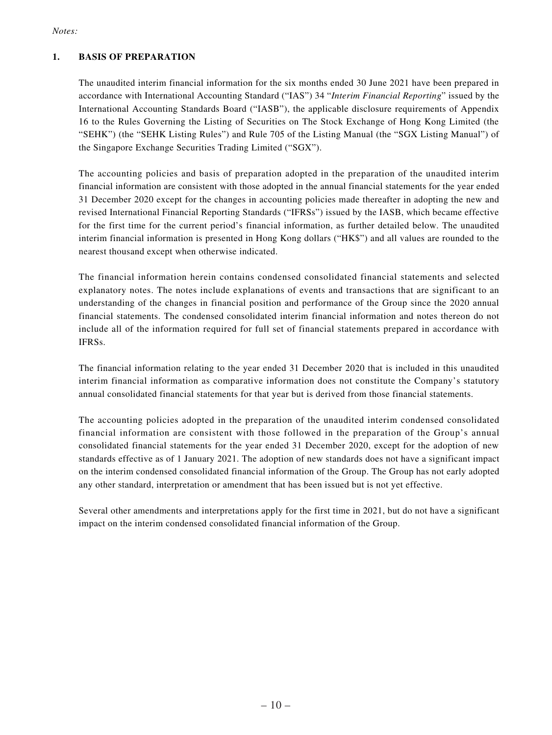*Notes:*

## 1. BASIS OF PREPARATION

The unaudited interim financial information for the six months ended 30 June 2021 have been prepared in accordance with International Accounting Standard ("IAS") 34 "*Interim Financial Reporting*" issued by the International Accounting Standards Board ("IASB"), the applicable disclosure requirements of Appendix 16 to the Rules Governing the Listing of Securities on The Stock Exchange of Hong Kong Limited (the "SEHK") (the "SEHK Listing Rules") and Rule 705 of the Listing Manual (the "SGX Listing Manual") of the Singapore Exchange Securities Trading Limited ("SGX").

The accounting policies and basis of preparation adopted in the preparation of the unaudited interim financial information are consistent with those adopted in the annual financial statements for the year ended 31 December 2020 except for the changes in accounting policies made thereafter in adopting the new and revised International Financial Reporting Standards ("IFRSs") issued by the IASB, which became effective for the first time for the current period's financial information, as further detailed below. The unaudited interim financial information is presented in Hong Kong dollars ("HK$") and all values are rounded to the nearest thousand except when otherwise indicated.

The financial information herein contains condensed consolidated financial statements and selected explanatory notes. The notes include explanations of events and transactions that are significant to an understanding of the changes in financial position and performance of the Group since the 2020 annual financial statements. The condensed consolidated interim financial information and notes thereon do not include all of the information required for full set of financial statements prepared in accordance with IFRSs.

The financial information relating to the year ended 31 December 2020 that is included in this unaudited interim financial information as comparative information does not constitute the Company's statutory annual consolidated financial statements for that year but is derived from those financial statements.

The accounting policies adopted in the preparation of the unaudited interim condensed consolidated financial information are consistent with those followed in the preparation of the Group's annual consolidated financial statements for the year ended 31 December 2020, except for the adoption of new standards effective as of 1 January 2021. The adoption of new standards does not have a significant impact on the interim condensed consolidated financial information of the Group. The Group has not early adopted any other standard, interpretation or amendment that has been issued but is not yet effective.

Several other amendments and interpretations apply for the first time in 2021, but do not have a significant impact on the interim condensed consolidated financial information of the Group.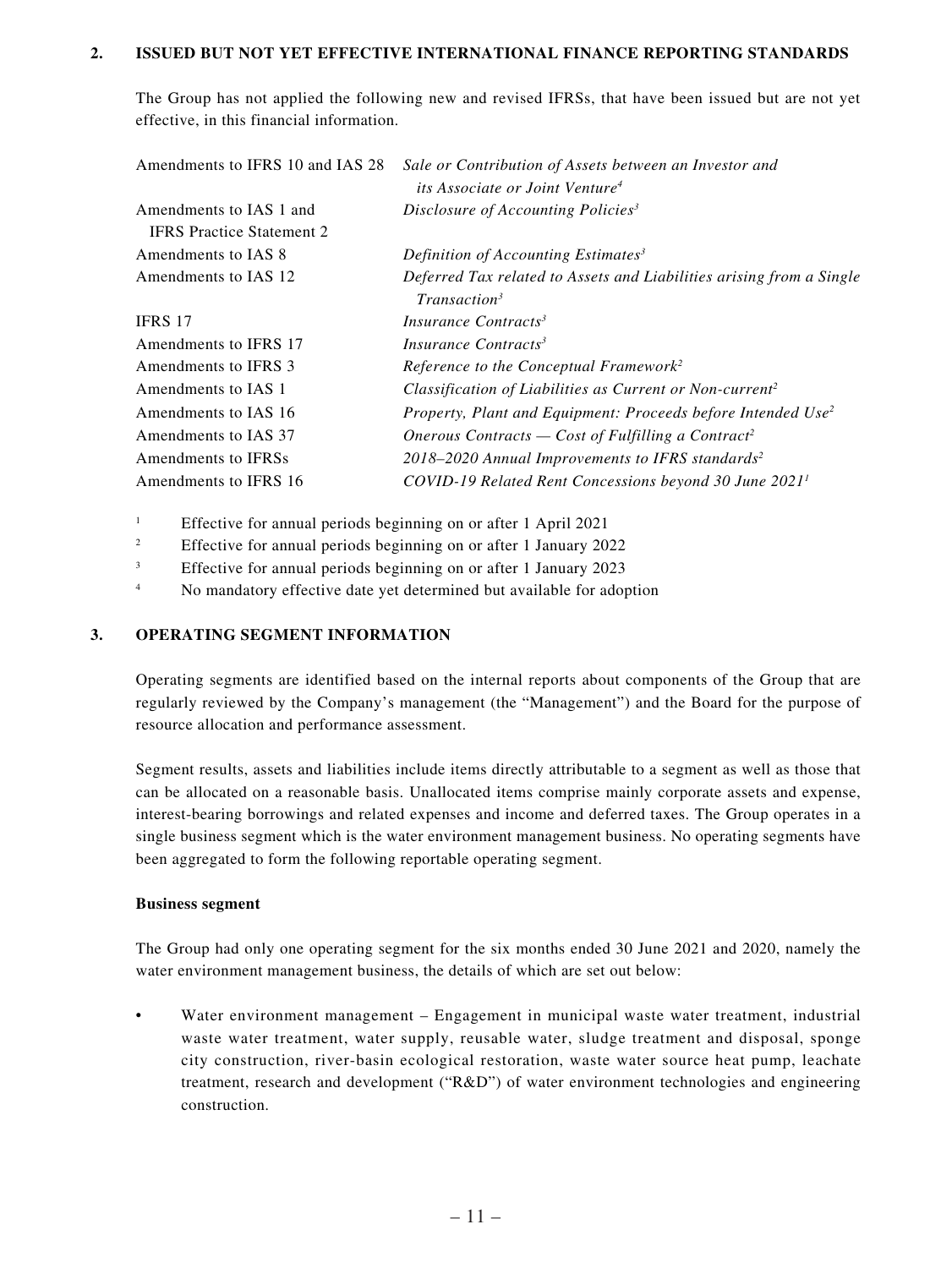## 2. ISSUED BUT NOT YET EFFECTIVE INTERNATIONAL FINANCE REPORTING STANDARDS

The Group has not applied the following new and revised IFRSs, that have been issued but are not yet effective, in this financial information.

| | |
|---|---|
| Amendments to IFRS 10 and IAS 28 | *Sale or Contribution of Assets between an Investor and its Associate or Joint Venture*[4] |
| Amendments to IAS 1 and IFRS Practice Statement 2 | *Disclosure of Accounting Policies*[3] |
| Amendments to IAS 8 | *Definition of Accounting Estimates*[3] |
| Amendments to IAS 12 | *Deferred Tax related to Assets and Liabilities arising from a Single Transaction*[3] |
| IFRS 17 | *Insurance Contracts*[3] |
| Amendments to IFRS 17 | *Insurance Contracts*[3] |
| Amendments to IFRS 3 | *Reference to the Conceptual Framework*[2] |
| Amendments to IAS 1 | *Classification of Liabilities as Current or Non-current*[2] |
| Amendments to IAS 16 | *Property, Plant and Equipment: Proceeds before Intended Use*[2] |
| Amendments to IAS 37 | *Onerous Contracts — Cost of Fulfilling a Contract*[2] |
| Amendments to IFRSs | *2018–2020 Annual Improvements to IFRS standards*[2] |
| Amendments to IFRS 16 | *COVID-19 Related Rent Concessions beyond 30 June 2021*[1] |

1 Effective for annual periods beginning on or after 1 April 2021

2 Effective for annual periods beginning on or after 1 January 2022

3 Effective for annual periods beginning on or after 1 January 2023

4 No mandatory effective date yet determined but available for adoption

## 3. OPERATING SEGMENT INFORMATION

Operating segments are identified based on the internal reports about components of the Group that are regularly reviewed by the Company's management (the "Management") and the Board for the purpose of resource allocation and performance assessment.

Segment results, assets and liabilities include items directly attributable to a segment as well as those that can be allocated on a reasonable basis. Unallocated items comprise mainly corporate assets and expense, interest-bearing borrowings and related expenses and income and deferred taxes. The Group operates in a single business segment which is the water environment management business. No operating segments have been aggregated to form the following reportable operating segment.

**Business segment**

The Group had only one operating segment for the six months ended 30 June 2021 and 2020, namely the water environment management business, the details of which are set out below:

- Water environment management – Engagement in municipal waste water treatment, industrial waste water treatment, water supply, reusable water, sludge treatment and disposal, sponge city construction, river-basin ecological restoration, waste water source heat pump, leachate treatment, research and development ("R&D") of water environment technologies and engineering construction.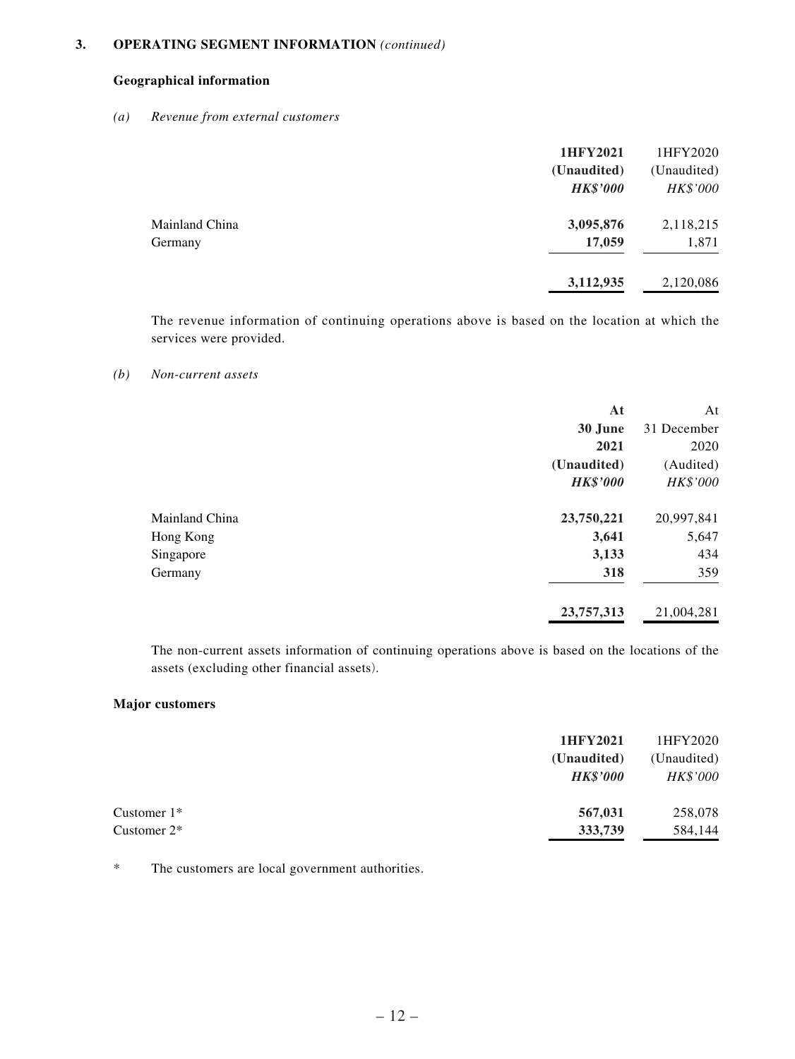**3. OPERATING SEGMENT INFORMATION** *(continued)*

**Geographical information**

*(a) Revenue from external customers*

| | 1HFY2021 (Unaudited) *HK$'000* | 1HFY2020 (Unaudited) *HK$'000* |
|---|---|---|
| Mainland China | **3,095,876** | 2,118,215 |
| Germany | **17,059** | 1,871 |
| | **3,112,935** | 2,120,086 |

The revenue information of continuing operations above is based on the location at which the services were provided.

*(b) Non-current assets*

| | At 30 June 2021 (Unaudited) *HK$'000* | At 31 December 2020 (Audited) *HK$'000* |
|---|---|---|
| Mainland China | **23,750,221** | 20,997,841 |
| Hong Kong | **3,641** | 5,647 |
| Singapore | **3,133** | 434 |
| Germany | **318** | 359 |
| | **23,757,313** | 21,004,281 |

The non-current assets information of continuing operations above is based on the locations of the assets (excluding other financial assets).

**Major customers**

| | 1HFY2021 (Unaudited) *HK$'000* | 1HFY2020 (Unaudited) *HK$'000* |
|---|---|---|
| Customer 1* | **567,031** | 258,078 |
| Customer 2* | **333,739** | 584,144 |

\* The customers are local government authorities.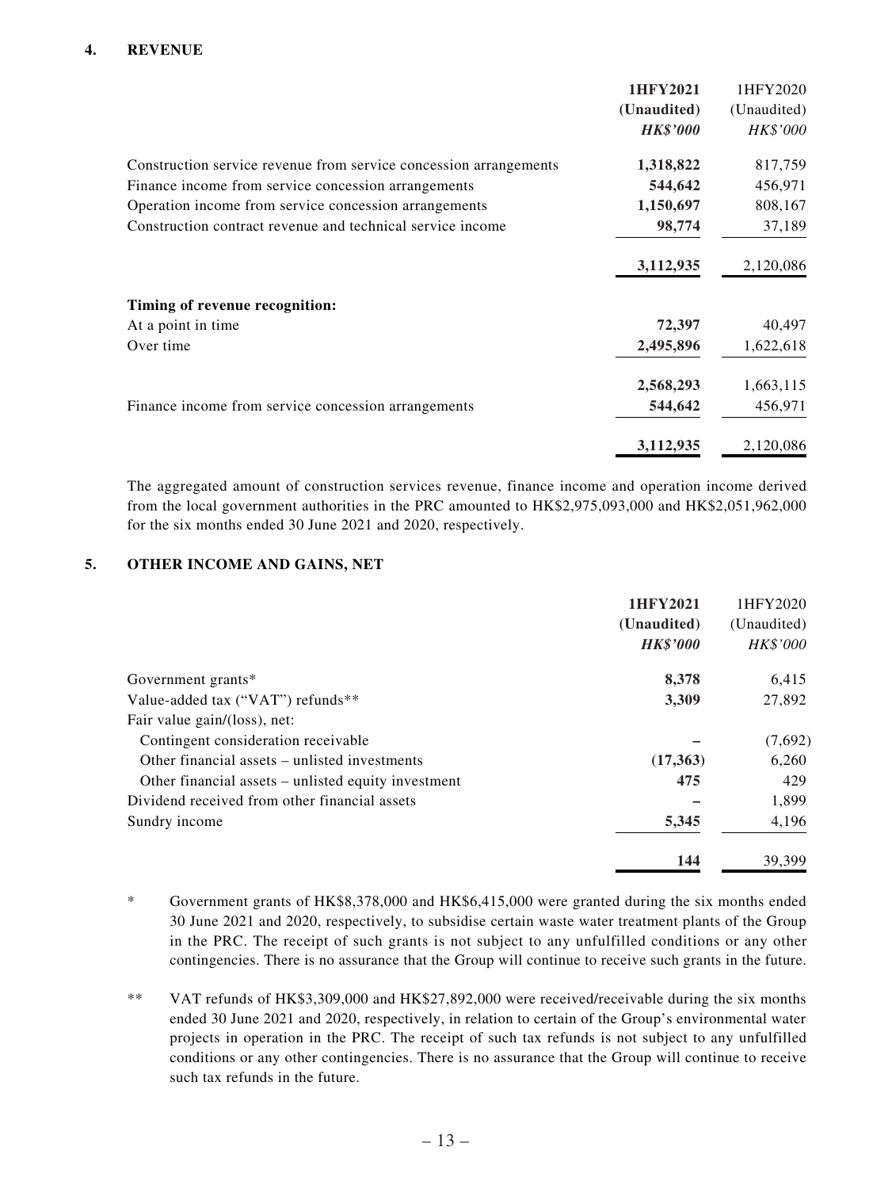## 4. REVENUE

| | 1HFY2021 (Unaudited) *HK$'000* | 1HFY2020 (Unaudited) *HK$'000* |
|---|---|---|
| Construction service revenue from service concession arrangements | **1,318,822** | 817,759 |
| Finance income from service concession arrangements | **544,642** | 456,971 |
| Operation income from service concession arrangements | **1,150,697** | 808,167 |
| Construction contract revenue and technical service income | **98,774** | 37,189 |
| | **3,112,935** | 2,120,086 |
| **Timing of revenue recognition:** | | |
| At a point in time | **72,397** | 40,497 |
| Over time | **2,495,896** | 1,622,618 |
| | **2,568,293** | 1,663,115 |
| Finance income from service concession arrangements | **544,642** | 456,971 |
| | **3,112,935** | 2,120,086 |

The aggregated amount of construction services revenue, finance income and operation income derived from the local government authorities in the PRC amounted to HK$2,975,093,000 and HK$2,051,962,000 for the six months ended 30 June 2021 and 2020, respectively.

## 5. OTHER INCOME AND GAINS, NET

| | 1HFY2021 (Unaudited) *HK$'000* | 1HFY2020 (Unaudited) *HK$'000* |
|---|---|---|
| Government grants* | **8,378** | 6,415 |
| Value-added tax ("VAT") refunds** | **3,309** | 27,892 |
| Fair value gain/(loss), net: | | |
| Contingent consideration receivable | **–** | (7,692) |
| Other financial assets – unlisted investments | **(17,363)** | 6,260 |
| Other financial assets – unlisted equity investment | **475** | 429 |
| Dividend received from other financial assets | **–** | 1,899 |
| Sundry income | **5,345** | 4,196 |
| | **144** | 39,399 |

\* Government grants of HK$8,378,000 and HK$6,415,000 were granted during the six months ended 30 June 2021 and 2020, respectively, to subsidise certain waste water treatment plants of the Group in the PRC. The receipt of such grants is not subject to any unfulfilled conditions or any other contingencies. There is no assurance that the Group will continue to receive such grants in the future.

\*\* VAT refunds of HK$3,309,000 and HK$27,892,000 were received/receivable during the six months ended 30 June 2021 and 2020, respectively, in relation to certain of the Group's environmental water projects in operation in the PRC. The receipt of such tax refunds is not subject to any unfulfilled conditions or any other contingencies. There is no assurance that the Group will continue to receive such tax refunds in the future.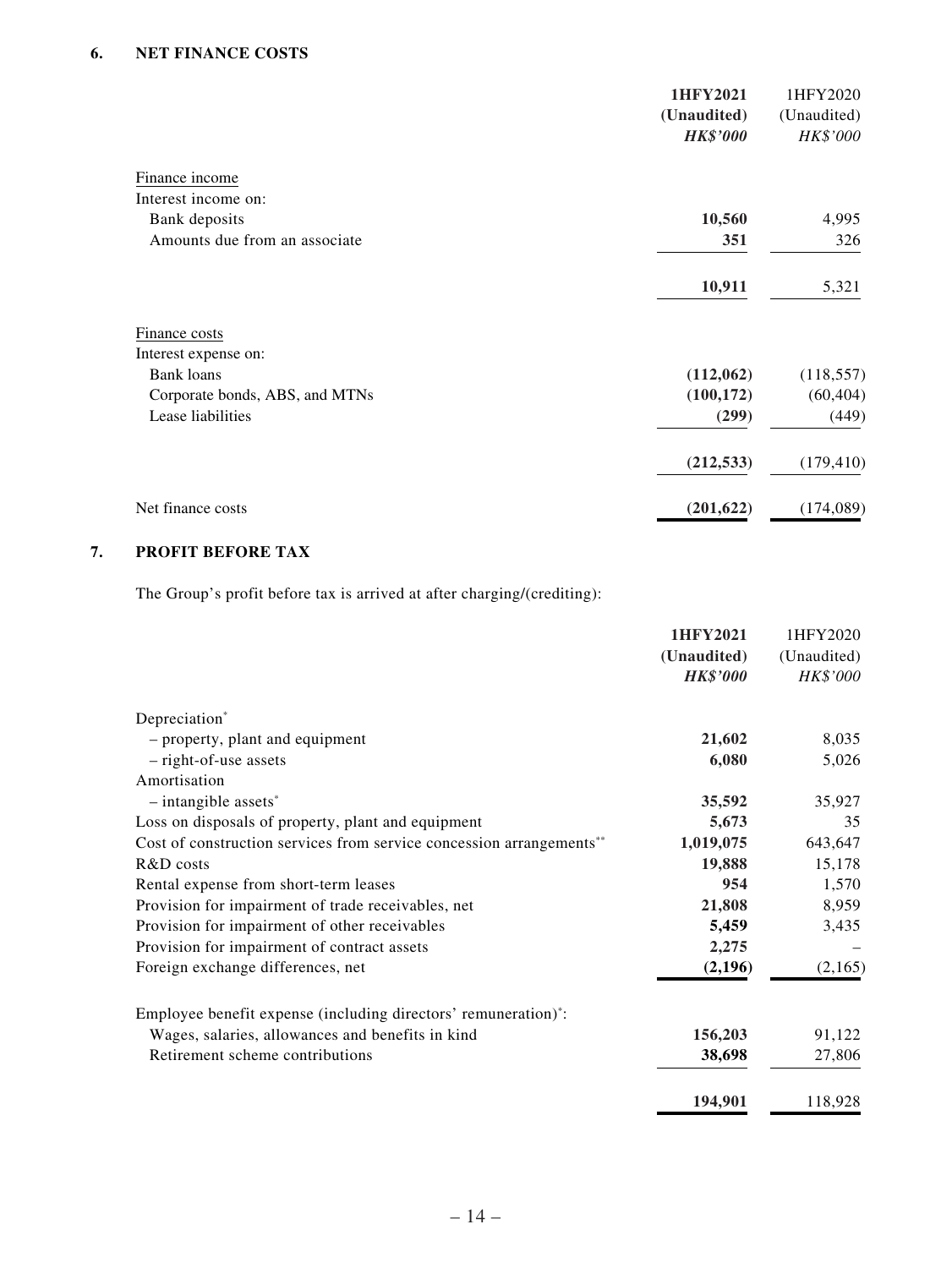## 6. NET FINANCE COSTS

| | **1HFY2021** | 1HFY2020 |
|---|---|---|
| | **(Unaudited)** | (Unaudited) |
| | ***HK$'000*** | *HK$'000* |
| Finance income | | |
| Interest income on: | | |
| Bank deposits | **10,560** | 4,995 |
| Amounts due from an associate | **351** | 326 |
| | **10,911** | 5,321 |
| Finance costs | | |
| Interest expense on: | | |
| Bank loans | **(112,062)** | (118,557) |
| Corporate bonds, ABS, and MTNs | **(100,172)** | (60,404) |
| Lease liabilities | **(299)** | (449) |
| | **(212,533)** | (179,410) |
| Net finance costs | **(201,622)** | (174,089) |

## 7. PROFIT BEFORE TAX

The Group's profit before tax is arrived at after charging/(crediting):

| | **1HFY2021** | 1HFY2020 |
|---|---|---|
| | **(Unaudited)** | (Unaudited) |
| | ***HK$'000*** | *HK$'000* |
| Depreciation* | | |
| – property, plant and equipment | **21,602** | 8,035 |
| – right-of-use assets | **6,080** | 5,026 |
| Amortisation | | |
| – intangible assets* | **35,592** | 35,927 |
| Loss on disposals of property, plant and equipment | **5,673** | 35 |
| Cost of construction services from service concession arrangements** | **1,019,075** | 643,647 |
| R&D costs | **19,888** | 15,178 |
| Rental expense from short-term leases | **954** | 1,570 |
| Provision for impairment of trade receivables, net | **21,808** | 8,959 |
| Provision for impairment of other receivables | **5,459** | 3,435 |
| Provision for impairment of contract assets | **2,275** | – |
| Foreign exchange differences, net | **(2,196)** | (2,165) |
| Employee benefit expense (including directors' remuneration)*: | | |
| Wages, salaries, allowances and benefits in kind | **156,203** | 91,122 |
| Retirement scheme contributions | **38,698** | 27,806 |
| | **194,901** | 118,928 |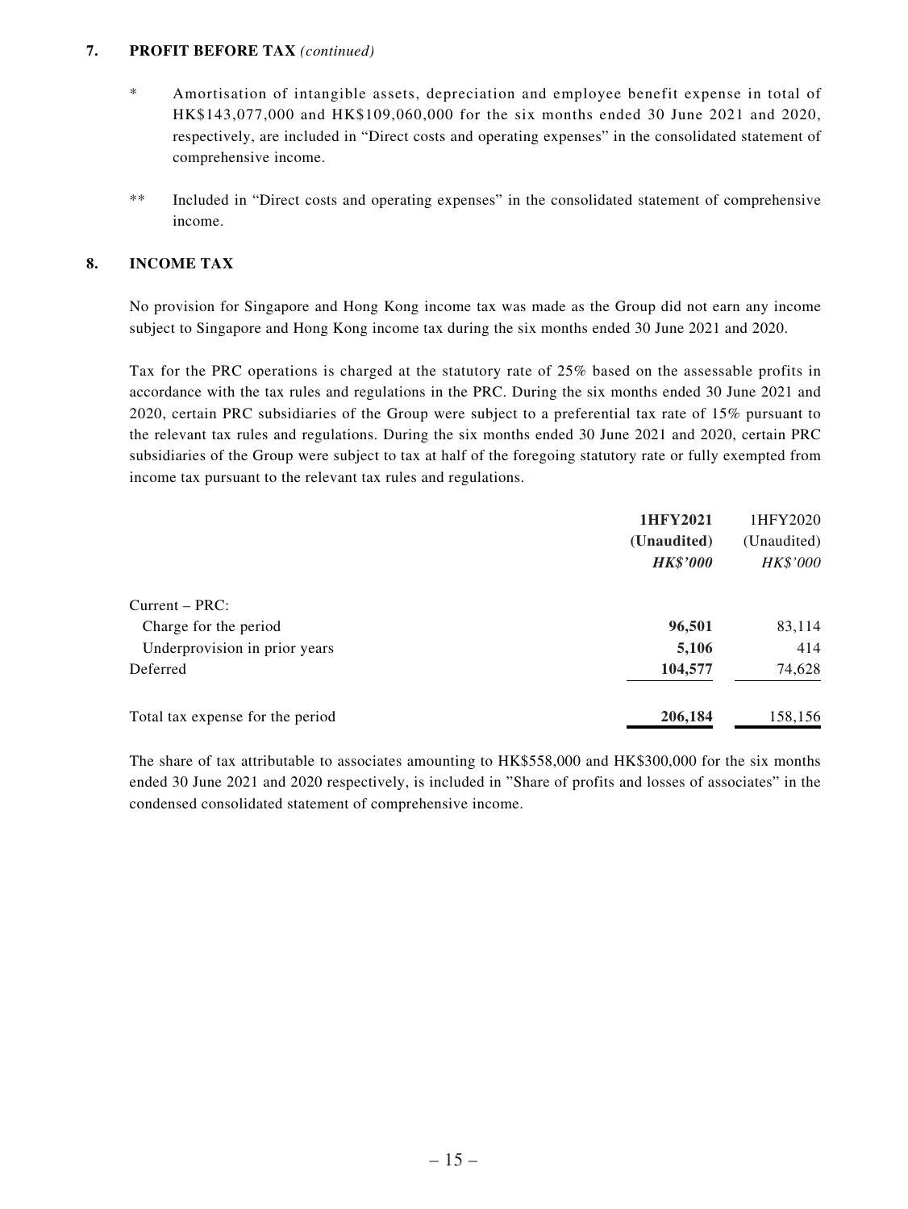## 7. PROFIT BEFORE TAX *(continued)*

\* Amortisation of intangible assets, depreciation and employee benefit expense in total of HK$143,077,000 and HK$109,060,000 for the six months ended 30 June 2021 and 2020, respectively, are included in "Direct costs and operating expenses" in the consolidated statement of comprehensive income.

\*\* Included in "Direct costs and operating expenses" in the consolidated statement of comprehensive income.

## 8. INCOME TAX

No provision for Singapore and Hong Kong income tax was made as the Group did not earn any income subject to Singapore and Hong Kong income tax during the six months ended 30 June 2021 and 2020.

Tax for the PRC operations is charged at the statutory rate of 25% based on the assessable profits in accordance with the tax rules and regulations in the PRC. During the six months ended 30 June 2021 and 2020, certain PRC subsidiaries of the Group were subject to a preferential tax rate of 15% pursuant to the relevant tax rules and regulations. During the six months ended 30 June 2021 and 2020, certain PRC subsidiaries of the Group were subject to tax at half of the foregoing statutory rate or fully exempted from income tax pursuant to the relevant tax rules and regulations.

| | **1HFY2021** | 1HFY2020 |
|---|---|---|
| | **(Unaudited)** | (Unaudited) |
| | ***HK$'000*** | *HK$'000* |
| Current – PRC: | | |
| Charge for the period | **96,501** | 83,114 |
| Underprovision in prior years | **5,106** | 414 |
| Deferred | **104,577** | 74,628 |
| Total tax expense for the period | **206,184** | 158,156 |

The share of tax attributable to associates amounting to HK$558,000 and HK$300,000 for the six months ended 30 June 2021 and 2020 respectively, is included in "Share of profits and losses of associates" in the condensed consolidated statement of comprehensive income.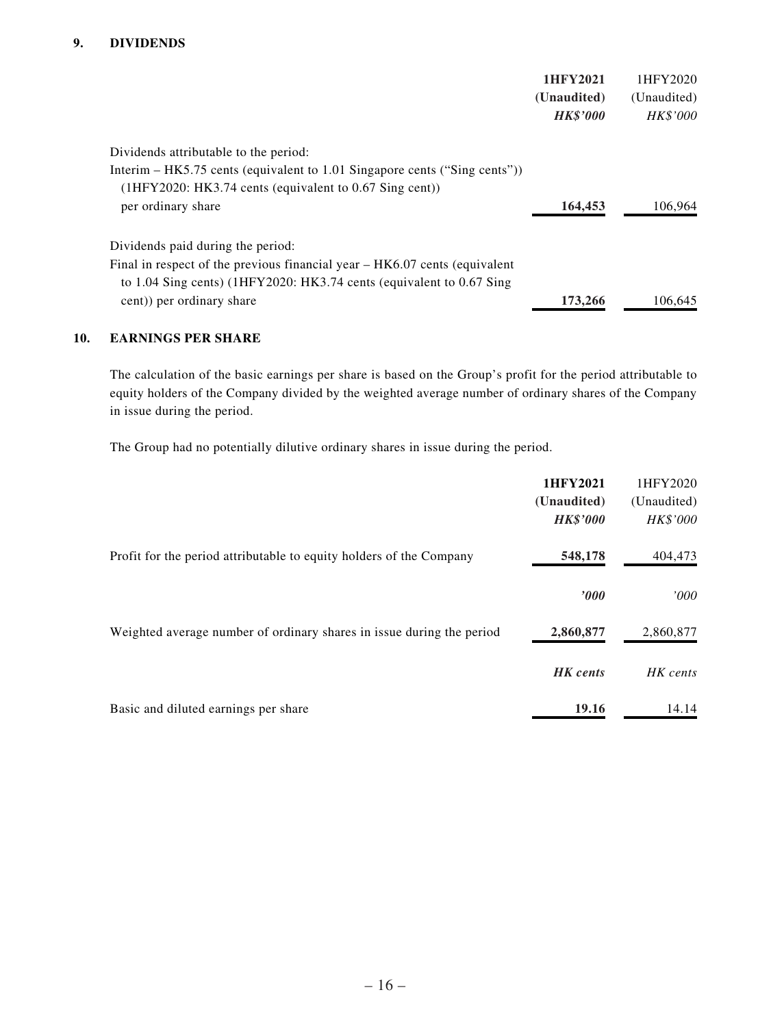## 9. DIVIDENDS

| | **1HFY2021** | 1HFY2020 |
|---|---|---|
| | **(Unaudited)** | (Unaudited) |
| | ***HK$'000*** | *HK$'000* |
| Dividends attributable to the period: | | |
| Interim – HK5.75 cents (equivalent to 1.01 Singapore cents ("Sing cents")) (1HFY2020: HK3.74 cents (equivalent to 0.67 Sing cent)) per ordinary share | **164,453** | 106,964 |
| Dividends paid during the period: | | |
| Final in respect of the previous financial year – HK6.07 cents (equivalent to 1.04 Sing cents) (1HFY2020: HK3.74 cents (equivalent to 0.67 Sing cent)) per ordinary share | **173,266** | 106,645 |

## 10. EARNINGS PER SHARE

The calculation of the basic earnings per share is based on the Group's profit for the period attributable to equity holders of the Company divided by the weighted average number of ordinary shares of the Company in issue during the period.

The Group had no potentially dilutive ordinary shares in issue during the period.

| | **1HFY2021** | 1HFY2020 |
|---|---|---|
| | **(Unaudited)** | (Unaudited) |
| | ***HK$'000*** | *HK$'000* |
| Profit for the period attributable to equity holders of the Company | **548,178** | 404,473 |
| | ***'000*** | *'000* |
| Weighted average number of ordinary shares in issue during the period | **2,860,877** | 2,860,877 |
| | ***HK cents*** | *HK cents* |
| Basic and diluted earnings per share | **19.16** | 14.14 |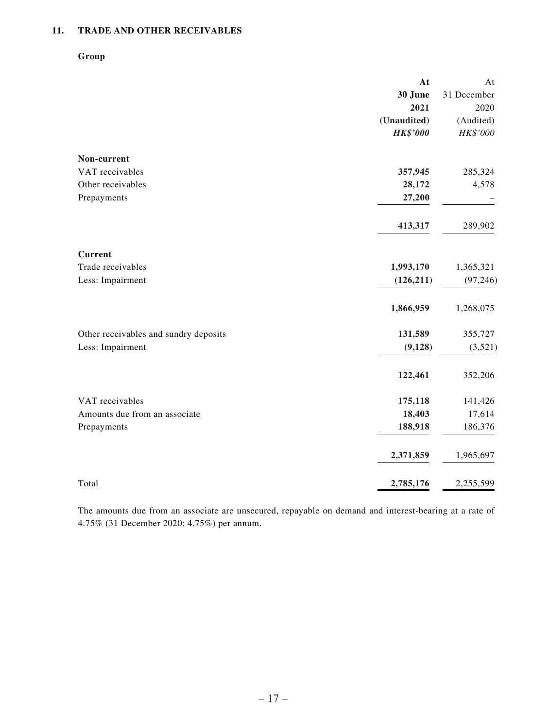## 11. TRADE AND OTHER RECEIVABLES

**Group**

| | **At 30 June 2021 (Unaudited)** | At 31 December 2020 (Audited) |
|---|---|---|
| | ***HK$'000*** | *HK$'000* |
| **Non-current** | | |
| VAT receivables | **357,945** | 285,324 |
| Other receivables | **28,172** | 4,578 |
| Prepayments | **27,200** | – |
| | **413,317** | 289,902 |
| **Current** | | |
| Trade receivables | **1,993,170** | 1,365,321 |
| Less: Impairment | **(126,211)** | (97,246) |
| | **1,866,959** | 1,268,075 |
| Other receivables and sundry deposits | **131,589** | 355,727 |
| Less: Impairment | **(9,128)** | (3,521) |
| | **122,461** | 352,206 |
| VAT receivables | **175,118** | 141,426 |
| Amounts due from an associate | **18,403** | 17,614 |
| Prepayments | **188,918** | 186,376 |
| | **2,371,859** | 1,965,697 |
| Total | **2,785,176** | 2,255,599 |

The amounts due from an associate are unsecured, repayable on demand and interest-bearing at a rate of 4.75% (31 December 2020: 4.75%) per annum.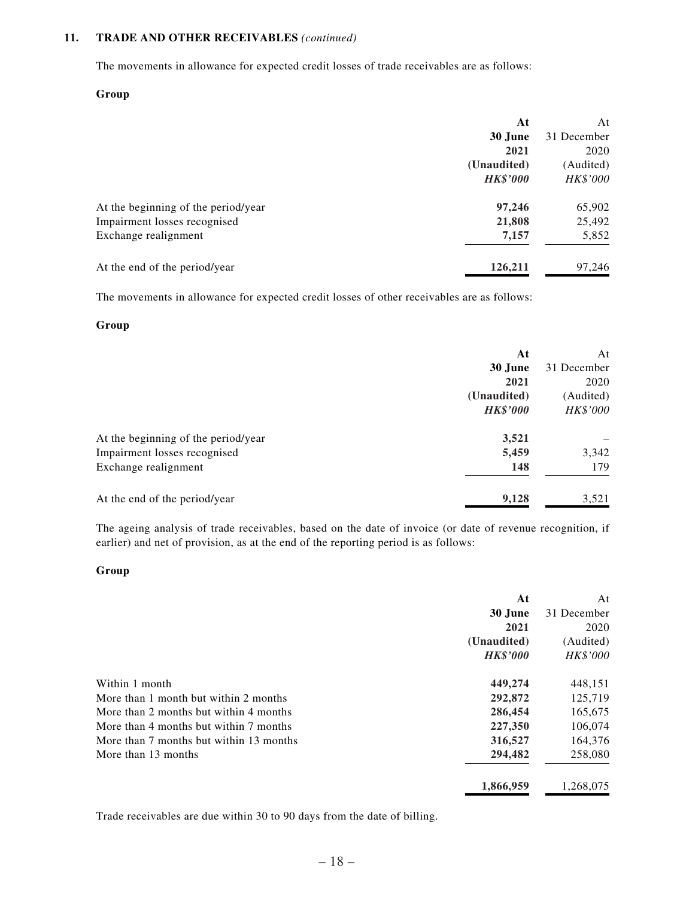**11. TRADE AND OTHER RECEIVABLES** *(continued)*

The movements in allowance for expected credit losses of trade receivables are as follows:

**Group**

| | **At 30 June 2021 (Unaudited)** ***HK$'000*** | At 31 December 2020 (Audited) *HK$'000* |
|---|---|---|
| At the beginning of the period/year | **97,246** | 65,902 |
| Impairment losses recognised | **21,808** | 25,492 |
| Exchange realignment | **7,157** | 5,852 |
| At the end of the period/year | **126,211** | 97,246 |

The movements in allowance for expected credit losses of other receivables are as follows:

**Group**

| | **At 30 June 2021 (Unaudited)** ***HK$'000*** | At 31 December 2020 (Audited) *HK$'000* |
|---|---|---|
| At the beginning of the period/year | **3,521** | – |
| Impairment losses recognised | **5,459** | 3,342 |
| Exchange realignment | **148** | 179 |
| At the end of the period/year | **9,128** | 3,521 |

The ageing analysis of trade receivables, based on the date of invoice (or date of revenue recognition, if earlier) and net of provision, as at the end of the reporting period is as follows:

**Group**

| | **At 30 June 2021 (Unaudited)** ***HK$'000*** | At 31 December 2020 (Audited) *HK$'000* |
|---|---|---|
| Within 1 month | **449,274** | 448,151 |
| More than 1 month but within 2 months | **292,872** | 125,719 |
| More than 2 months but within 4 months | **286,454** | 165,675 |
| More than 4 months but within 7 months | **227,350** | 106,074 |
| More than 7 months but within 13 months | **316,527** | 164,376 |
| More than 13 months | **294,482** | 258,080 |
| | **1,866,959** | 1,268,075 |

Trade receivables are due within 30 to 90 days from the date of billing.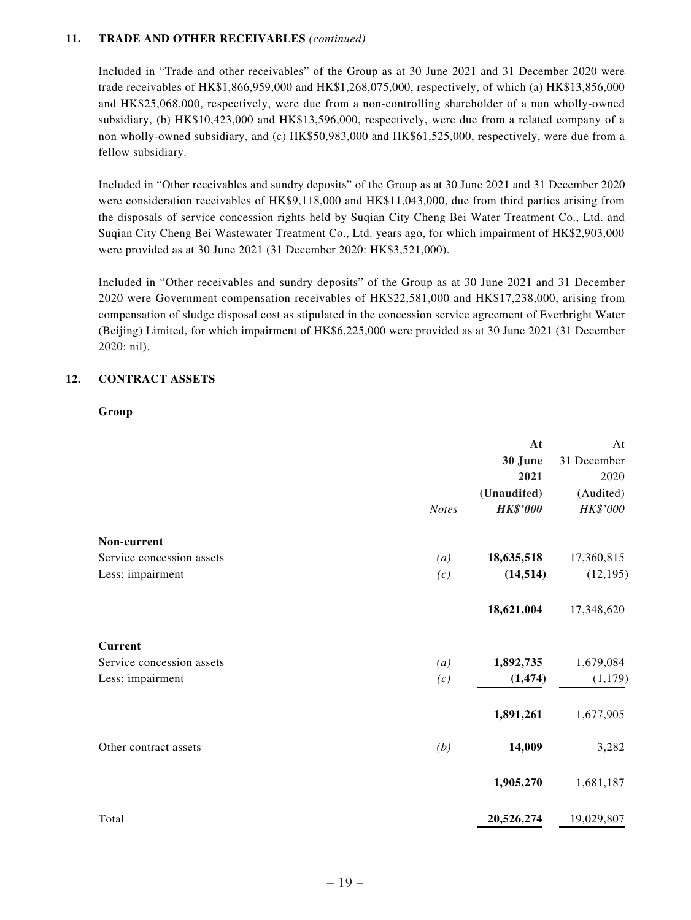**11. TRADE AND OTHER RECEIVABLES** *(continued)*

Included in "Trade and other receivables" of the Group as at 30 June 2021 and 31 December 2020 were trade receivables of HK$1,866,959,000 and HK$1,268,075,000, respectively, of which (a) HK$13,856,000 and HK$25,068,000, respectively, were due from a non-controlling shareholder of a non wholly-owned subsidiary, (b) HK$10,423,000 and HK$13,596,000, respectively, were due from a related company of a non wholly-owned subsidiary, and (c) HK$50,983,000 and HK$61,525,000, respectively, were due from a fellow subsidiary.

Included in "Other receivables and sundry deposits" of the Group as at 30 June 2021 and 31 December 2020 were consideration receivables of HK$9,118,000 and HK$11,043,000, due from third parties arising from the disposals of service concession rights held by Suqian City Cheng Bei Water Treatment Co., Ltd. and Suqian City Cheng Bei Wastewater Treatment Co., Ltd. years ago, for which impairment of HK$2,903,000 were provided as at 30 June 2021 (31 December 2020: HK$3,521,000).

Included in "Other receivables and sundry deposits" of the Group as at 30 June 2021 and 31 December 2020 were Government compensation receivables of HK$22,581,000 and HK$17,238,000, arising from compensation of sludge disposal cost as stipulated in the concession service agreement of Everbright Water (Beijing) Limited, for which impairment of HK$6,225,000 were provided as at 30 June 2021 (31 December 2020: nil).

**12. CONTRACT ASSETS**

**Group**

| | *Notes* | **At 30 June 2021 (Unaudited) *HK$'000*** | At 31 December 2020 (Audited) *HK$'000* |
|---|---|---|---|
| **Non-current** | | | |
| Service concession assets | *(a)* | **18,635,518** | 17,360,815 |
| Less: impairment | *(c)* | **(14,514)** | (12,195) |
| | | **18,621,004** | 17,348,620 |
| **Current** | | | |
| Service concession assets | *(a)* | **1,892,735** | 1,679,084 |
| Less: impairment | *(c)* | **(1,474)** | (1,179) |
| | | **1,891,261** | 1,677,905 |
| Other contract assets | *(b)* | **14,009** | 3,282 |
| | | **1,905,270** | 1,681,187 |
| Total | | **20,526,274** | 19,029,807 |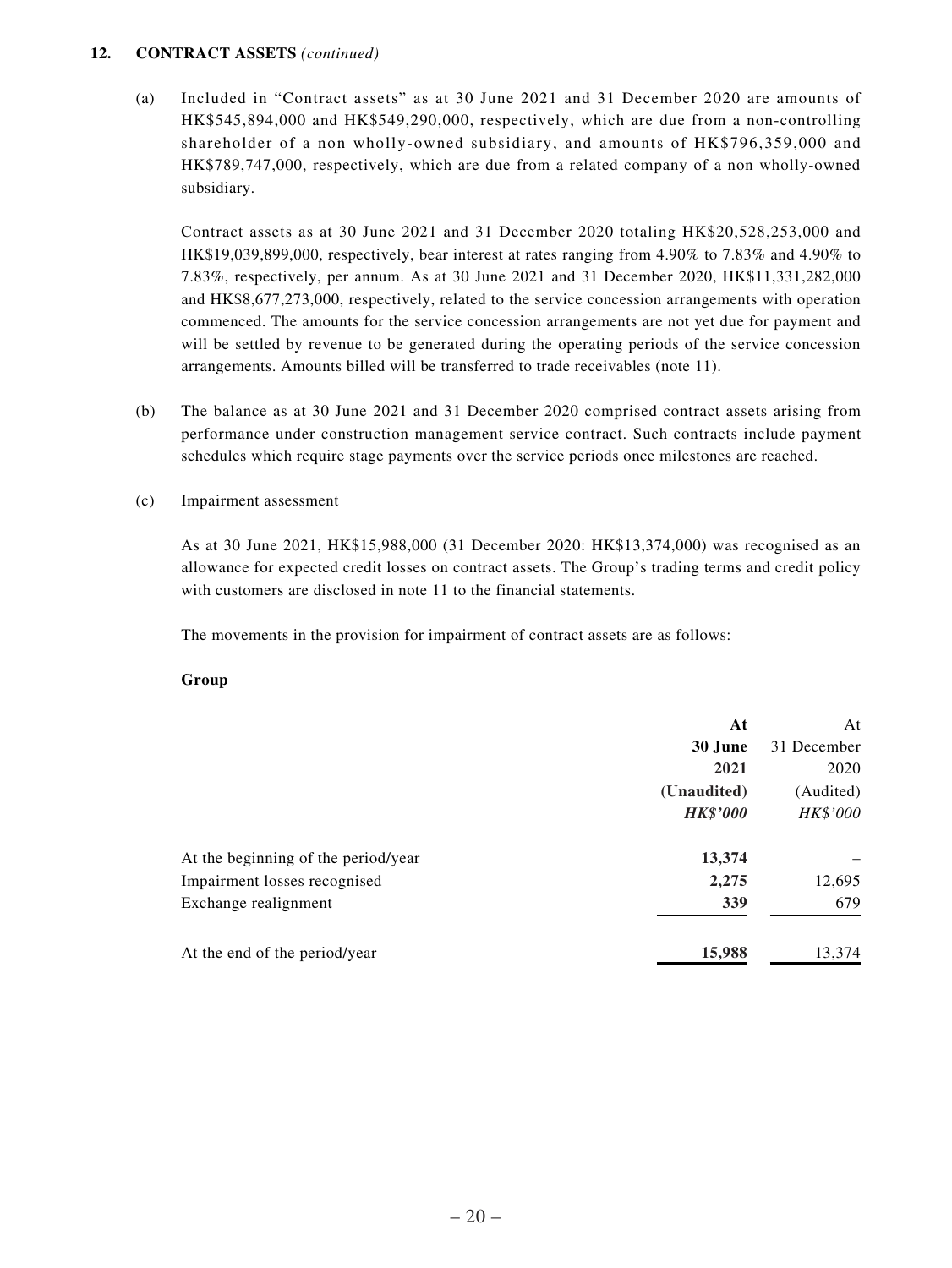## 12. CONTRACT ASSETS *(continued)*

(a) Included in "Contract assets" as at 30 June 2021 and 31 December 2020 are amounts of HK$545,894,000 and HK$549,290,000, respectively, which are due from a non-controlling shareholder of a non wholly-owned subsidiary, and amounts of HK$796,359,000 and HK$789,747,000, respectively, which are due from a related company of a non wholly-owned subsidiary.

Contract assets as at 30 June 2021 and 31 December 2020 totaling HK$20,528,253,000 and HK$19,039,899,000, respectively, bear interest at rates ranging from 4.90% to 7.83% and 4.90% to 7.83%, respectively, per annum. As at 30 June 2021 and 31 December 2020, HK$11,331,282,000 and HK$8,677,273,000, respectively, related to the service concession arrangements with operation commenced. The amounts for the service concession arrangements are not yet due for payment and will be settled by revenue to be generated during the operating periods of the service concession arrangements. Amounts billed will be transferred to trade receivables (note 11).

(b) The balance as at 30 June 2021 and 31 December 2020 comprised contract assets arising from performance under construction management service contract. Such contracts include payment schedules which require stage payments over the service periods once milestones are reached.

(c) Impairment assessment

As at 30 June 2021, HK$15,988,000 (31 December 2020: HK$13,374,000) was recognised as an allowance for expected credit losses on contract assets. The Group's trading terms and credit policy with customers are disclosed in note 11 to the financial statements.

The movements in the provision for impairment of contract assets are as follows:

**Group**

| | **At 30 June 2021 (Unaudited)** ***HK$'000*** | At 31 December 2020 (Audited) *HK$'000* |
|---|---|---|
| At the beginning of the period/year | **13,374** | – |
| Impairment losses recognised | **2,275** | 12,695 |
| Exchange realignment | **339** | 679 |
| At the end of the period/year | **15,988** | 13,374 |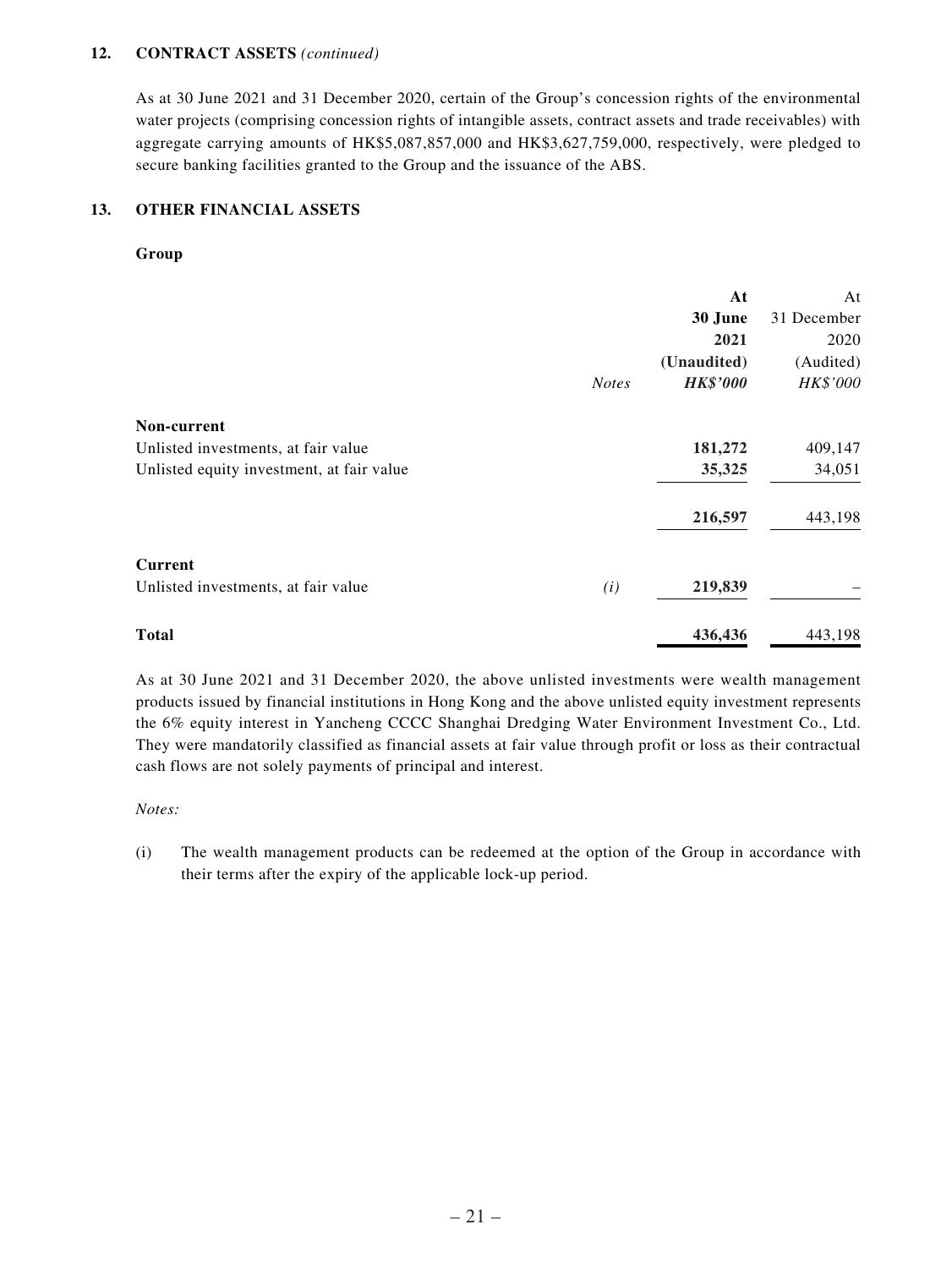## 12. CONTRACT ASSETS *(continued)*

As at 30 June 2021 and 31 December 2020, certain of the Group's concession rights of the environmental water projects (comprising concession rights of intangible assets, contract assets and trade receivables) with aggregate carrying amounts of HK$5,087,857,000 and HK$3,627,759,000, respectively, were pledged to secure banking facilities granted to the Group and the issuance of the ABS.

## 13. OTHER FINANCIAL ASSETS

**Group**

| | *Notes* | **At 30 June 2021 (Unaudited) *HK$'000*** | At 31 December 2020 (Audited) *HK$'000* |
|---|---|---|---|
| **Non-current** | | | |
| Unlisted investments, at fair value | | **181,272** | 409,147 |
| Unlisted equity investment, at fair value | | **35,325** | 34,051 |
| | | **216,597** | 443,198 |
| **Current** | | | |
| Unlisted investments, at fair value | *(i)* | **219,839** | – |
| **Total** | | **436,436** | 443,198 |

As at 30 June 2021 and 31 December 2020, the above unlisted investments were wealth management products issued by financial institutions in Hong Kong and the above unlisted equity investment represents the 6% equity interest in Yancheng CCCC Shanghai Dredging Water Environment Investment Co., Ltd. They were mandatorily classified as financial assets at fair value through profit or loss as their contractual cash flows are not solely payments of principal and interest.

*Notes:*

(i) The wealth management products can be redeemed at the option of the Group in accordance with their terms after the expiry of the applicable lock-up period.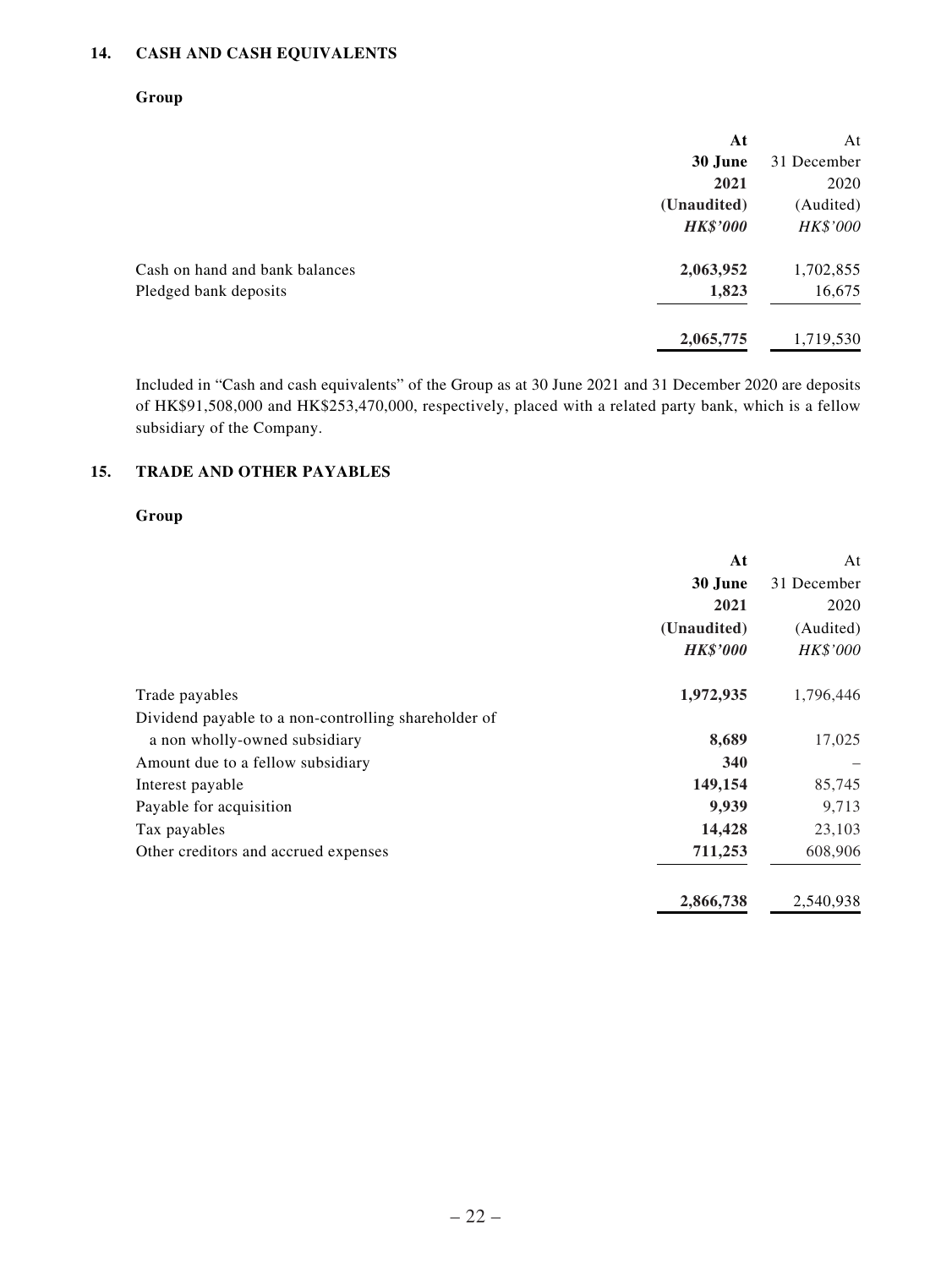## 14. CASH AND CASH EQUIVALENTS

**Group**

| | **At 30 June 2021 (Unaudited)** | At 31 December 2020 (Audited) |
|---|---|---|
| | ***HK$'000*** | *HK$'000* |
| Cash on hand and bank balances | **2,063,952** | 1,702,855 |
| Pledged bank deposits | **1,823** | 16,675 |
| | **2,065,775** | 1,719,530 |

Included in "Cash and cash equivalents" of the Group as at 30 June 2021 and 31 December 2020 are deposits of HK$91,508,000 and HK$253,470,000, respectively, placed with a related party bank, which is a fellow subsidiary of the Company.

## 15. TRADE AND OTHER PAYABLES

**Group**

| | **At 30 June 2021 (Unaudited)** | At 31 December 2020 (Audited) |
|---|---|---|
| | ***HK$'000*** | *HK$'000* |
| Trade payables | **1,972,935** | 1,796,446 |
| Dividend payable to a non-controlling shareholder of a non wholly-owned subsidiary | **8,689** | 17,025 |
| Amount due to a fellow subsidiary | **340** | – |
| Interest payable | **149,154** | 85,745 |
| Payable for acquisition | **9,939** | 9,713 |
| Tax payables | **14,428** | 23,103 |
| Other creditors and accrued expenses | **711,253** | 608,906 |
| | **2,866,738** | 2,540,938 |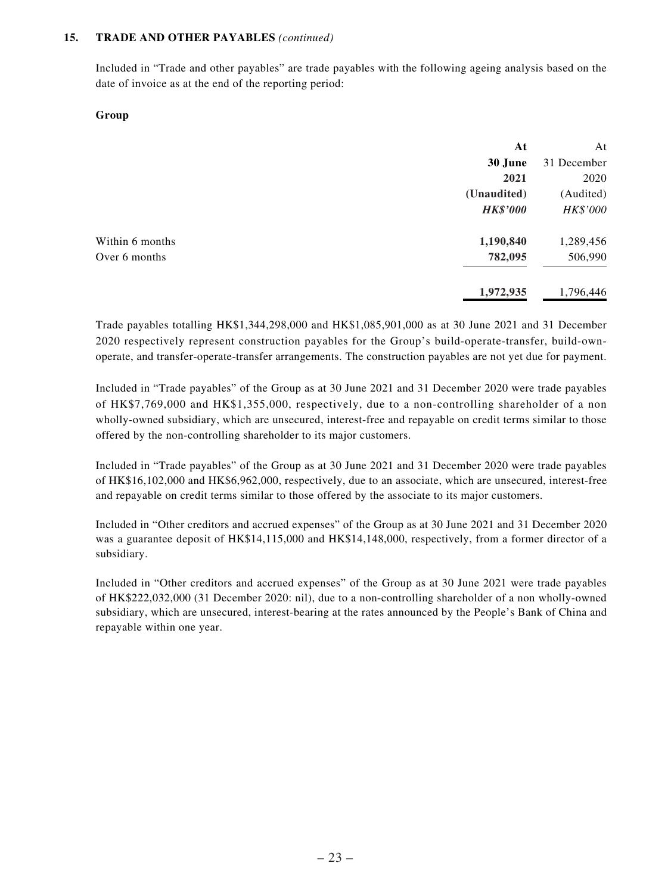## 15. TRADE AND OTHER PAYABLES *(continued)*

Included in "Trade and other payables" are trade payables with the following ageing analysis based on the date of invoice as at the end of the reporting period:

**Group**

| | **At 30 June 2021 (Unaudited)** | At 31 December 2020 (Audited) |
|---|---|---|
| | ***HK$'000*** | *HK$'000* |
| Within 6 months | **1,190,840** | 1,289,456 |
| Over 6 months | **782,095** | 506,990 |
| | **1,972,935** | 1,796,446 |

Trade payables totalling HK$1,344,298,000 and HK$1,085,901,000 as at 30 June 2021 and 31 December 2020 respectively represent construction payables for the Group's build-operate-transfer, build-own-operate, and transfer-operate-transfer arrangements. The construction payables are not yet due for payment.

Included in "Trade payables" of the Group as at 30 June 2021 and 31 December 2020 were trade payables of HK$7,769,000 and HK$1,355,000, respectively, due to a non-controlling shareholder of a non wholly-owned subsidiary, which are unsecured, interest-free and repayable on credit terms similar to those offered by the non-controlling shareholder to its major customers.

Included in "Trade payables" of the Group as at 30 June 2021 and 31 December 2020 were trade payables of HK$16,102,000 and HK$6,962,000, respectively, due to an associate, which are unsecured, interest-free and repayable on credit terms similar to those offered by the associate to its major customers.

Included in "Other creditors and accrued expenses" of the Group as at 30 June 2021 and 31 December 2020 was a guarantee deposit of HK$14,115,000 and HK$14,148,000, respectively, from a former director of a subsidiary.

Included in "Other creditors and accrued expenses" of the Group as at 30 June 2021 were trade payables of HK$222,032,000 (31 December 2020: nil), due to a non-controlling shareholder of a non wholly-owned subsidiary, which are unsecured, interest-bearing at the rates announced by the People's Bank of China and repayable within one year.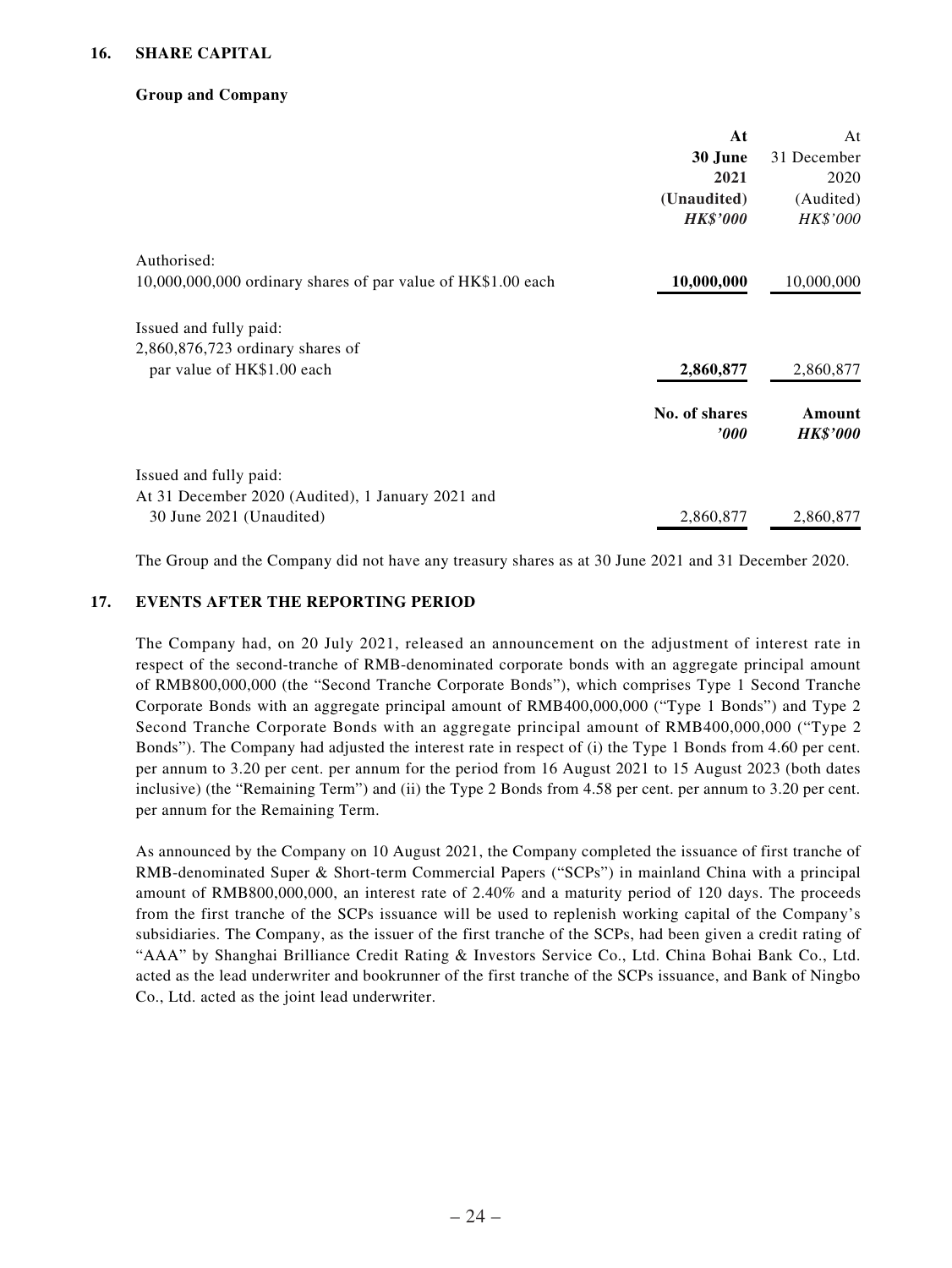## 16. SHARE CAPITAL

### Group and Company

| | At 30 June 2021 (Unaudited) *HK$'000* | At 31 December 2020 (Audited) *HK$'000* |
|---|---|---|
| Authorised: | | |
| 10,000,000,000 ordinary shares of par value of HK$1.00 each | **10,000,000** | 10,000,000 |
| Issued and fully paid: | | |
| 2,860,876,723 ordinary shares of par value of HK$1.00 each | **2,860,877** | 2,860,877 |

| | No. of shares *'000* | Amount *HK$'000* |
|---|---|---|
| Issued and fully paid: | | |
| At 31 December 2020 (Audited), 1 January 2021 and 30 June 2021 (Unaudited) | 2,860,877 | 2,860,877 |

The Group and the Company did not have any treasury shares as at 30 June 2021 and 31 December 2020.

## 17. EVENTS AFTER THE REPORTING PERIOD

The Company had, on 20 July 2021, released an announcement on the adjustment of interest rate in respect of the second-tranche of RMB-denominated corporate bonds with an aggregate principal amount of RMB800,000,000 (the "Second Tranche Corporate Bonds"), which comprises Type 1 Second Tranche Corporate Bonds with an aggregate principal amount of RMB400,000,000 ("Type 1 Bonds") and Type 2 Second Tranche Corporate Bonds with an aggregate principal amount of RMB400,000,000 ("Type 2 Bonds"). The Company had adjusted the interest rate in respect of (i) the Type 1 Bonds from 4.60 per cent. per annum to 3.20 per cent. per annum for the period from 16 August 2021 to 15 August 2023 (both dates inclusive) (the "Remaining Term") and (ii) the Type 2 Bonds from 4.58 per cent. per annum to 3.20 per cent. per annum for the Remaining Term.

As announced by the Company on 10 August 2021, the Company completed the issuance of first tranche of RMB-denominated Super & Short-term Commercial Papers ("SCPs") in mainland China with a principal amount of RMB800,000,000, an interest rate of 2.40% and a maturity period of 120 days. The proceeds from the first tranche of the SCPs issuance will be used to replenish working capital of the Company's subsidiaries. The Company, as the issuer of the first tranche of the SCPs, had been given a credit rating of "AAA" by Shanghai Brilliance Credit Rating & Investors Service Co., Ltd. China Bohai Bank Co., Ltd. acted as the lead underwriter and bookrunner of the first tranche of the SCPs issuance, and Bank of Ningbo Co., Ltd. acted as the joint lead underwriter.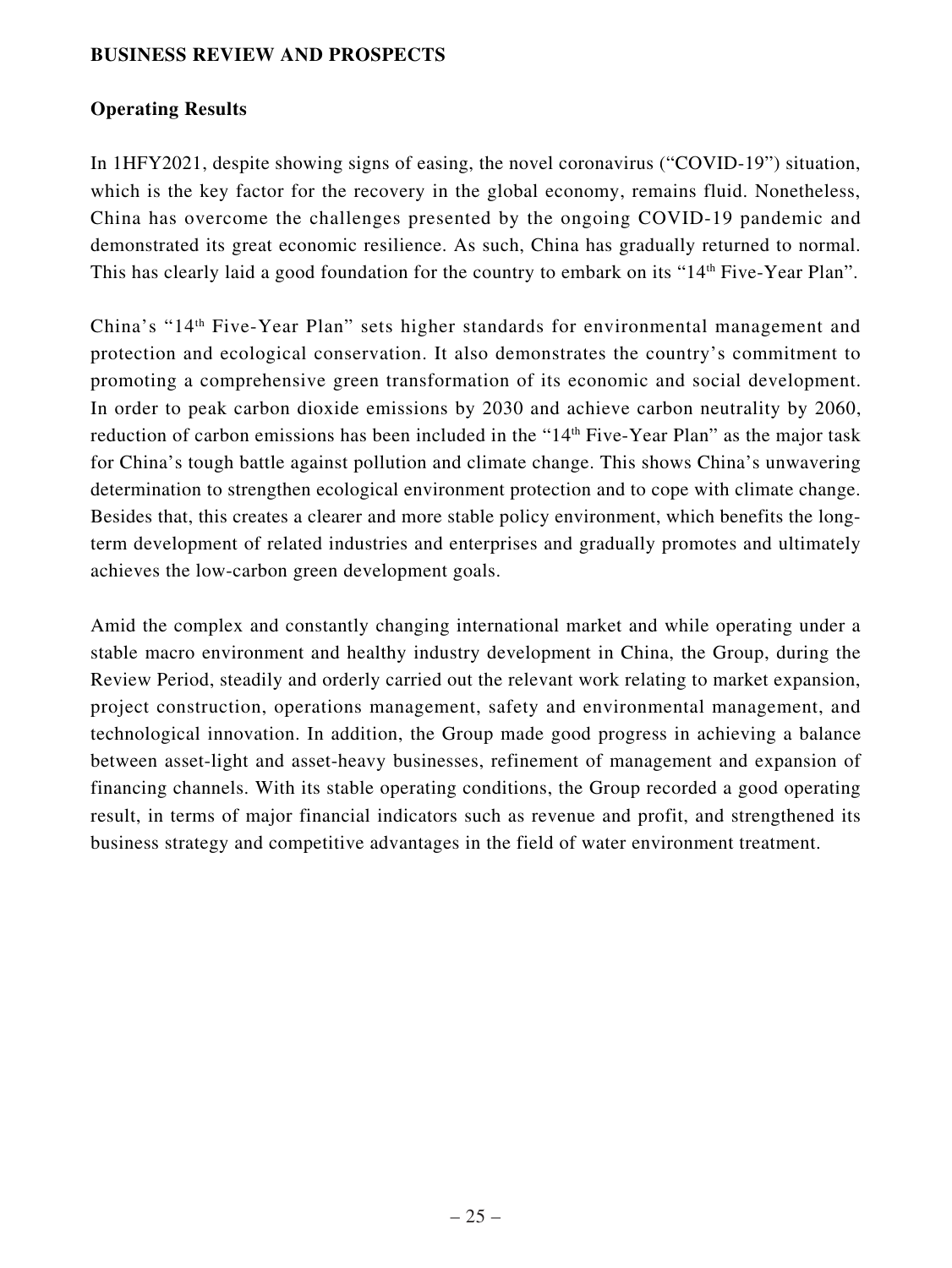## BUSINESS REVIEW AND PROSPECTS

### Operating Results

In 1HFY2021, despite showing signs of easing, the novel coronavirus ("COVID-19") situation, which is the key factor for the recovery in the global economy, remains fluid. Nonetheless, China has overcome the challenges presented by the ongoing COVID-19 pandemic and demonstrated its great economic resilience. As such, China has gradually returned to normal. This has clearly laid a good foundation for the country to embark on its "14th Five-Year Plan".

China's "14th Five-Year Plan" sets higher standards for environmental management and protection and ecological conservation. It also demonstrates the country's commitment to promoting a comprehensive green transformation of its economic and social development. In order to peak carbon dioxide emissions by 2030 and achieve carbon neutrality by 2060, reduction of carbon emissions has been included in the "14th Five-Year Plan" as the major task for China's tough battle against pollution and climate change. This shows China's unwavering determination to strengthen ecological environment protection and to cope with climate change. Besides that, this creates a clearer and more stable policy environment, which benefits the long-term development of related industries and enterprises and gradually promotes and ultimately achieves the low-carbon green development goals.

Amid the complex and constantly changing international market and while operating under a stable macro environment and healthy industry development in China, the Group, during the Review Period, steadily and orderly carried out the relevant work relating to market expansion, project construction, operations management, safety and environmental management, and technological innovation. In addition, the Group made good progress in achieving a balance between asset-light and asset-heavy businesses, refinement of management and expansion of financing channels. With its stable operating conditions, the Group recorded a good operating result, in terms of major financial indicators such as revenue and profit, and strengthened its business strategy and competitive advantages in the field of water environment treatment.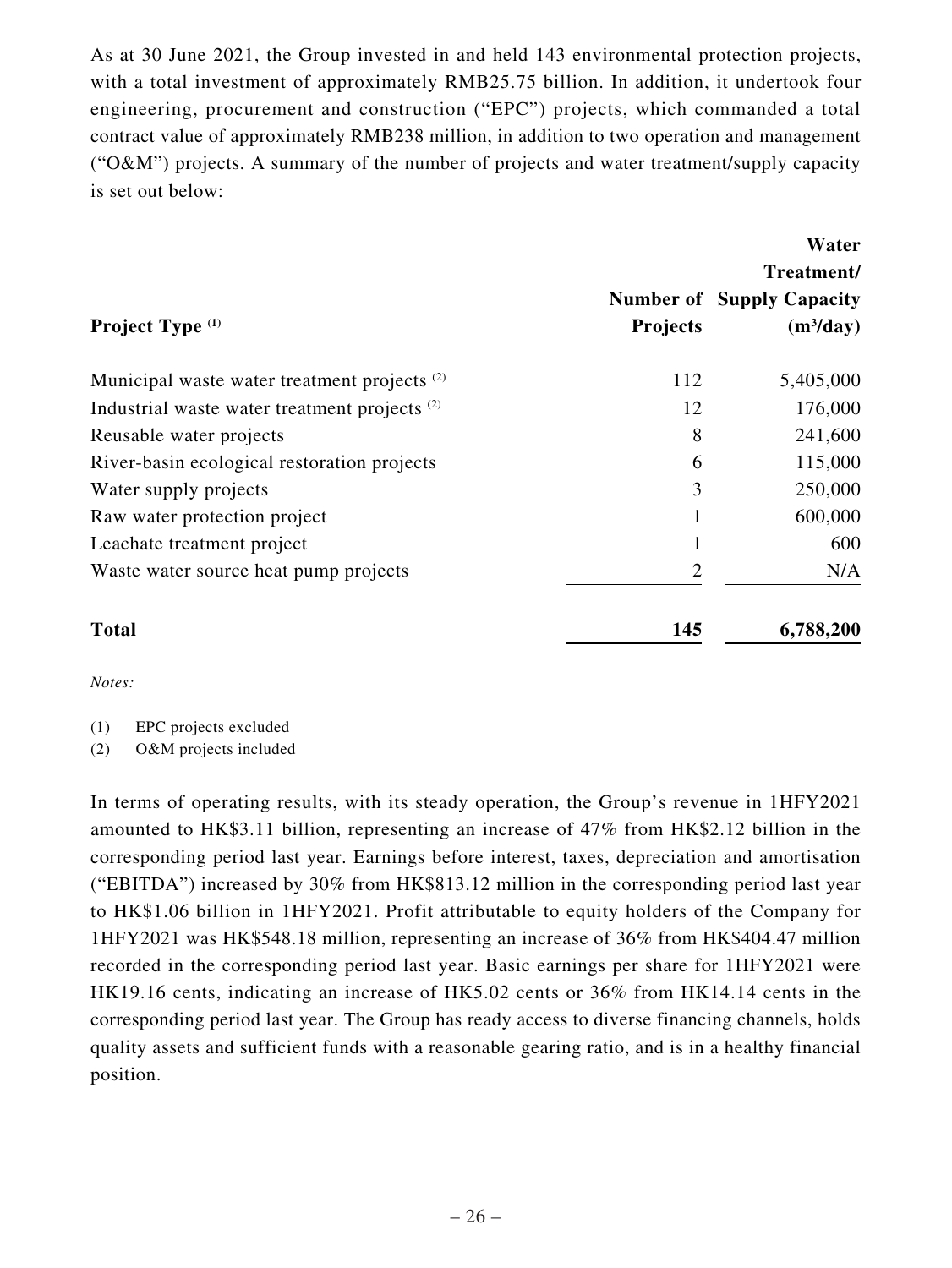As at 30 June 2021, the Group invested in and held 143 environmental protection projects, with a total investment of approximately RMB25.75 billion. In addition, it undertook four engineering, procurement and construction ("EPC") projects, which commanded a total contract value of approximately RMB238 million, in addition to two operation and management ("O&M") projects. A summary of the number of projects and water treatment/supply capacity is set out below:

| Project Type [(1)] | Number of Projects | Water Treatment/ Supply Capacity ($m^3$/day) |
|---|---|---|
| Municipal waste water treatment projects [(2)] | 112 | 5,405,000 |
| Industrial waste water treatment projects [(2)] | 12 | 176,000 |
| Reusable water projects | 8 | 241,600 |
| River-basin ecological restoration projects | 6 | 115,000 |
| Water supply projects | 3 | 250,000 |
| Raw water protection project | 1 | 600,000 |
| Leachate treatment project | 1 | 600 |
| Waste water source heat pump projects | 2 | N/A |
| **Total** | **145** | **6,788,200** |

*Notes:*

(1) EPC projects excluded

(2) O&M projects included

In terms of operating results, with its steady operation, the Group's revenue in 1HFY2021 amounted to HK$3.11 billion, representing an increase of 47% from HK$2.12 billion in the corresponding period last year. Earnings before interest, taxes, depreciation and amortisation ("EBITDA") increased by 30% from HK$813.12 million in the corresponding period last year to HK$1.06 billion in 1HFY2021. Profit attributable to equity holders of the Company for 1HFY2021 was HK$548.18 million, representing an increase of 36% from HK$404.47 million recorded in the corresponding period last year. Basic earnings per share for 1HFY2021 were HK19.16 cents, indicating an increase of HK5.02 cents or 36% from HK14.14 cents in the corresponding period last year. The Group has ready access to diverse financing channels, holds quality assets and sufficient funds with a reasonable gearing ratio, and is in a healthy financial position.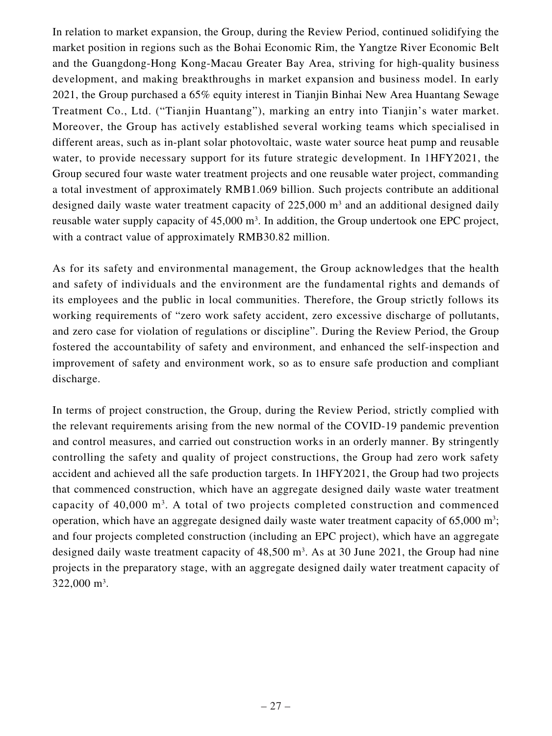In relation to market expansion, the Group, during the Review Period, continued solidifying the market position in regions such as the Bohai Economic Rim, the Yangtze River Economic Belt and the Guangdong-Hong Kong-Macau Greater Bay Area, striving for high-quality business development, and making breakthroughs in market expansion and business model. In early 2021, the Group purchased a 65% equity interest in Tianjin Binhai New Area Huantang Sewage Treatment Co., Ltd. ("Tianjin Huantang"), marking an entry into Tianjin's water market. Moreover, the Group has actively established several working teams which specialised in different areas, such as in-plant solar photovoltaic, waste water source heat pump and reusable water, to provide necessary support for its future strategic development. In 1HFY2021, the Group secured four waste water treatment projects and one reusable water project, commanding a total investment of approximately RMB1.069 billion. Such projects contribute an additional designed daily waste water treatment capacity of 225,000 $m^3$ and an additional designed daily reusable water supply capacity of 45,000 $m^3$. In addition, the Group undertook one EPC project, with a contract value of approximately RMB30.82 million.

As for its safety and environmental management, the Group acknowledges that the health and safety of individuals and the environment are the fundamental rights and demands of its employees and the public in local communities. Therefore, the Group strictly follows its working requirements of "zero work safety accident, zero excessive discharge of pollutants, and zero case for violation of regulations or discipline". During the Review Period, the Group fostered the accountability of safety and environment, and enhanced the self-inspection and improvement of safety and environment work, so as to ensure safe production and compliant discharge.

In terms of project construction, the Group, during the Review Period, strictly complied with the relevant requirements arising from the new normal of the COVID-19 pandemic prevention and control measures, and carried out construction works in an orderly manner. By stringently controlling the safety and quality of project constructions, the Group had zero work safety accident and achieved all the safe production targets. In 1HFY2021, the Group had two projects that commenced construction, which have an aggregate designed daily waste water treatment capacity of 40,000 $m^3$. A total of two projects completed construction and commenced operation, which have an aggregate designed daily waste water treatment capacity of 65,000 $m^3$; and four projects completed construction (including an EPC project), which have an aggregate designed daily waste treatment capacity of 48,500 $m^3$. As at 30 June 2021, the Group had nine projects in the preparatory stage, with an aggregate designed daily water treatment capacity of 322,000 $m^3$.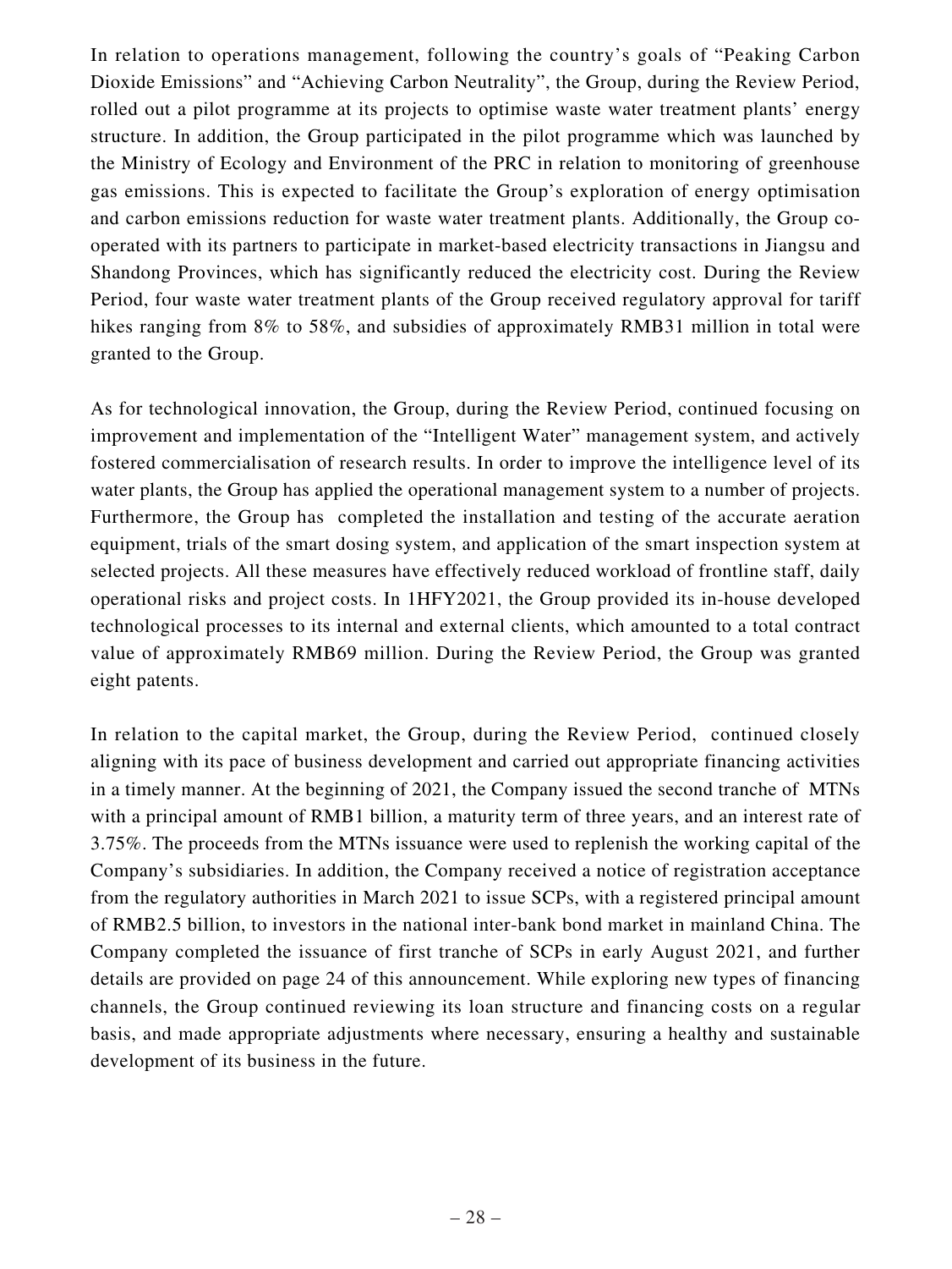In relation to operations management, following the country's goals of "Peaking Carbon Dioxide Emissions" and "Achieving Carbon Neutrality", the Group, during the Review Period, rolled out a pilot programme at its projects to optimise waste water treatment plants' energy structure. In addition, the Group participated in the pilot programme which was launched by the Ministry of Ecology and Environment of the PRC in relation to monitoring of greenhouse gas emissions. This is expected to facilitate the Group's exploration of energy optimisation and carbon emissions reduction for waste water treatment plants. Additionally, the Group co-operated with its partners to participate in market-based electricity transactions in Jiangsu and Shandong Provinces, which has significantly reduced the electricity cost. During the Review Period, four waste water treatment plants of the Group received regulatory approval for tariff hikes ranging from 8% to 58%, and subsidies of approximately RMB31 million in total were granted to the Group.

As for technological innovation, the Group, during the Review Period, continued focusing on improvement and implementation of the "Intelligent Water" management system, and actively fostered commercialisation of research results. In order to improve the intelligence level of its water plants, the Group has applied the operational management system to a number of projects. Furthermore, the Group has completed the installation and testing of the accurate aeration equipment, trials of the smart dosing system, and application of the smart inspection system at selected projects. All these measures have effectively reduced workload of frontline staff, daily operational risks and project costs. In 1HFY2021, the Group provided its in-house developed technological processes to its internal and external clients, which amounted to a total contract value of approximately RMB69 million. During the Review Period, the Group was granted eight patents.

In relation to the capital market, the Group, during the Review Period, continued closely aligning with its pace of business development and carried out appropriate financing activities in a timely manner. At the beginning of 2021, the Company issued the second tranche of MTNs with a principal amount of RMB1 billion, a maturity term of three years, and an interest rate of 3.75%. The proceeds from the MTNs issuance were used to replenish the working capital of the Company's subsidiaries. In addition, the Company received a notice of registration acceptance from the regulatory authorities in March 2021 to issue SCPs, with a registered principal amount of RMB2.5 billion, to investors in the national inter-bank bond market in mainland China. The Company completed the issuance of first tranche of SCPs in early August 2021, and further details are provided on page 24 of this announcement. While exploring new types of financing channels, the Group continued reviewing its loan structure and financing costs on a regular basis, and made appropriate adjustments where necessary, ensuring a healthy and sustainable development of its business in the future.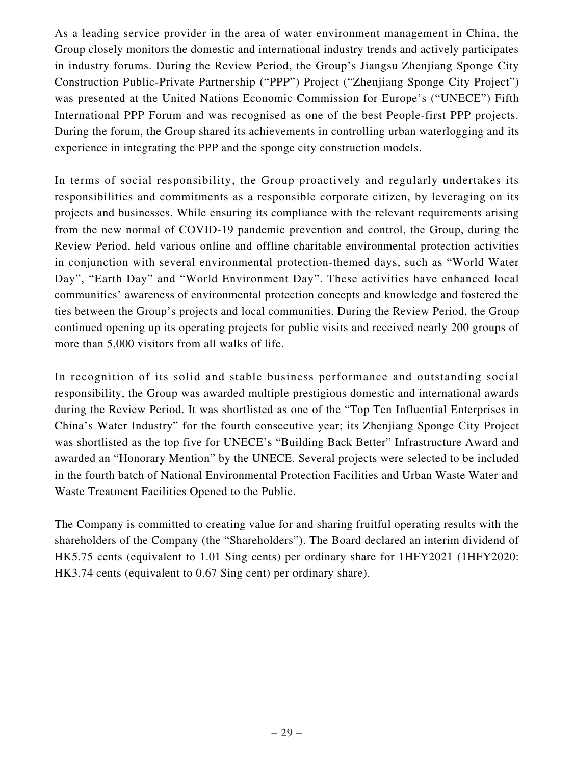As a leading service provider in the area of water environment management in China, the Group closely monitors the domestic and international industry trends and actively participates in industry forums. During the Review Period, the Group's Jiangsu Zhenjiang Sponge City Construction Public-Private Partnership ("PPP") Project ("Zhenjiang Sponge City Project") was presented at the United Nations Economic Commission for Europe's ("UNECE") Fifth International PPP Forum and was recognised as one of the best People-first PPP projects. During the forum, the Group shared its achievements in controlling urban waterlogging and its experience in integrating the PPP and the sponge city construction models.

In terms of social responsibility, the Group proactively and regularly undertakes its responsibilities and commitments as a responsible corporate citizen, by leveraging on its projects and businesses. While ensuring its compliance with the relevant requirements arising from the new normal of COVID-19 pandemic prevention and control, the Group, during the Review Period, held various online and offline charitable environmental protection activities in conjunction with several environmental protection-themed days, such as "World Water Day", "Earth Day" and "World Environment Day". These activities have enhanced local communities' awareness of environmental protection concepts and knowledge and fostered the ties between the Group's projects and local communities. During the Review Period, the Group continued opening up its operating projects for public visits and received nearly 200 groups of more than 5,000 visitors from all walks of life.

In recognition of its solid and stable business performance and outstanding social responsibility, the Group was awarded multiple prestigious domestic and international awards during the Review Period. It was shortlisted as one of the "Top Ten Influential Enterprises in China's Water Industry" for the fourth consecutive year; its Zhenjiang Sponge City Project was shortlisted as the top five for UNECE's "Building Back Better" Infrastructure Award and awarded an "Honorary Mention" by the UNECE. Several projects were selected to be included in the fourth batch of National Environmental Protection Facilities and Urban Waste Water and Waste Treatment Facilities Opened to the Public.

The Company is committed to creating value for and sharing fruitful operating results with the shareholders of the Company (the "Shareholders"). The Board declared an interim dividend of HK5.75 cents (equivalent to 1.01 Sing cents) per ordinary share for 1HFY2021 (1HFY2020: HK3.74 cents (equivalent to 0.67 Sing cent) per ordinary share).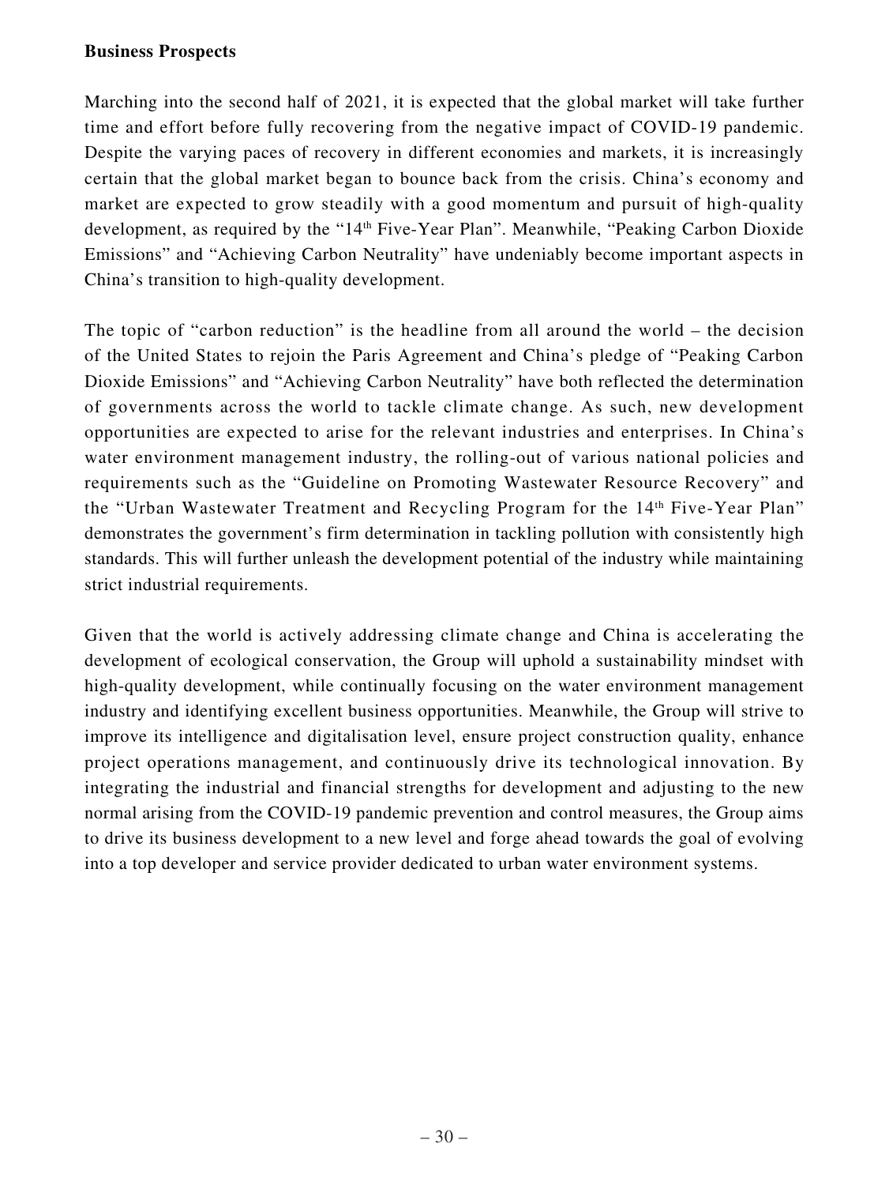**Business Prospects**

Marching into the second half of 2021, it is expected that the global market will take further time and effort before fully recovering from the negative impact of COVID-19 pandemic. Despite the varying paces of recovery in different economies and markets, it is increasingly certain that the global market began to bounce back from the crisis. China's economy and market are expected to grow steadily with a good momentum and pursuit of high-quality development, as required by the "14th Five-Year Plan". Meanwhile, "Peaking Carbon Dioxide Emissions" and "Achieving Carbon Neutrality" have undeniably become important aspects in China's transition to high-quality development.

The topic of "carbon reduction" is the headline from all around the world – the decision of the United States to rejoin the Paris Agreement and China's pledge of "Peaking Carbon Dioxide Emissions" and "Achieving Carbon Neutrality" have both reflected the determination of governments across the world to tackle climate change. As such, new development opportunities are expected to arise for the relevant industries and enterprises. In China's water environment management industry, the rolling-out of various national policies and requirements such as the "Guideline on Promoting Wastewater Resource Recovery" and the "Urban Wastewater Treatment and Recycling Program for the 14th Five-Year Plan" demonstrates the government's firm determination in tackling pollution with consistently high standards. This will further unleash the development potential of the industry while maintaining strict industrial requirements.

Given that the world is actively addressing climate change and China is accelerating the development of ecological conservation, the Group will uphold a sustainability mindset with high-quality development, while continually focusing on the water environment management industry and identifying excellent business opportunities. Meanwhile, the Group will strive to improve its intelligence and digitalisation level, ensure project construction quality, enhance project operations management, and continuously drive its technological innovation. By integrating the industrial and financial strengths for development and adjusting to the new normal arising from the COVID-19 pandemic prevention and control measures, the Group aims to drive its business development to a new level and forge ahead towards the goal of evolving into a top developer and service provider dedicated to urban water environment systems.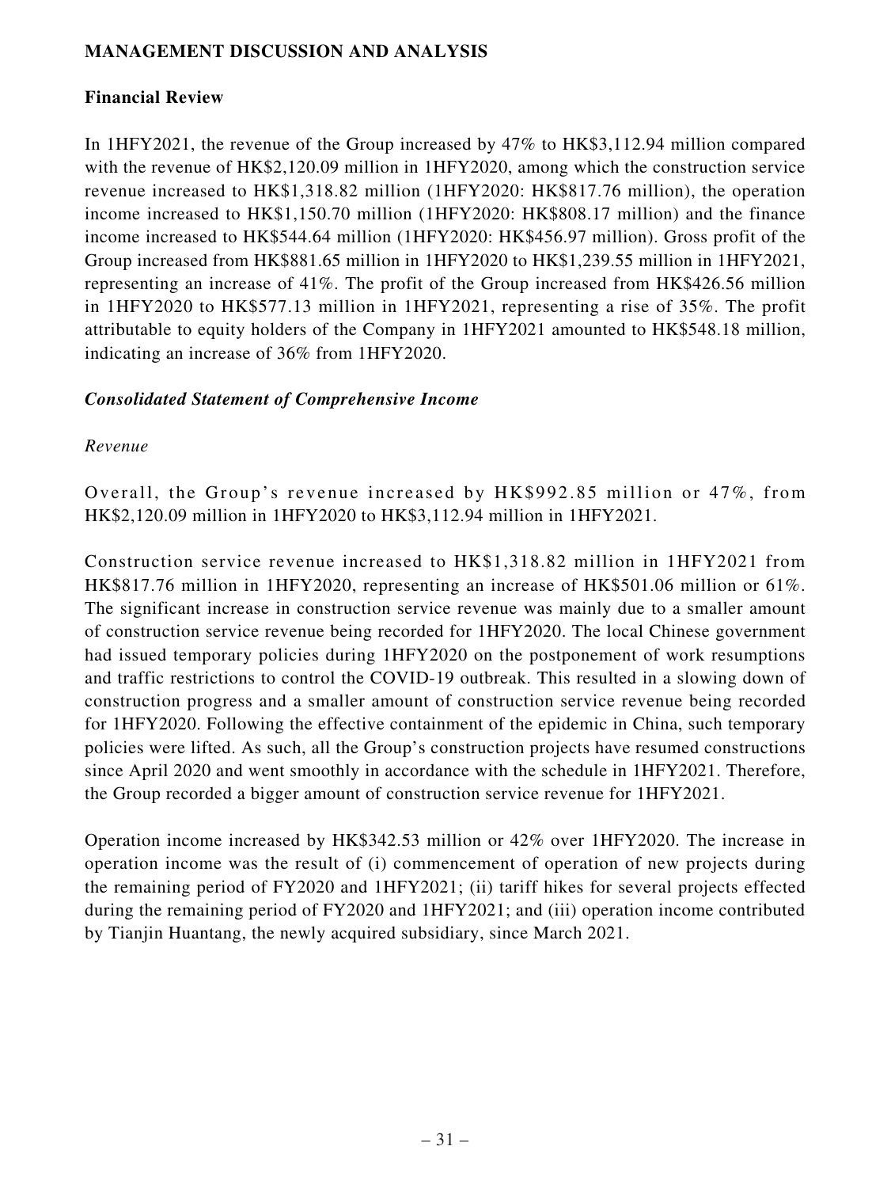## MANAGEMENT DISCUSSION AND ANALYSIS

### Financial Review

In 1HFY2021, the revenue of the Group increased by 47% to HK$3,112.94 million compared with the revenue of HK$2,120.09 million in 1HFY2020, among which the construction service revenue increased to HK$1,318.82 million (1HFY2020: HK$817.76 million), the operation income increased to HK$1,150.70 million (1HFY2020: HK$808.17 million) and the finance income increased to HK$544.64 million (1HFY2020: HK$456.97 million). Gross profit of the Group increased from HK$881.65 million in 1HFY2020 to HK$1,239.55 million in 1HFY2021, representing an increase of 41%. The profit of the Group increased from HK$426.56 million in 1HFY2020 to HK$577.13 million in 1HFY2021, representing a rise of 35%. The profit attributable to equity holders of the Company in 1HFY2021 amounted to HK$548.18 million, indicating an increase of 36% from 1HFY2020.

#### *Consolidated Statement of Comprehensive Income*

*Revenue*

Overall, the Group's revenue increased by HK$992.85 million or 47%, from HK$2,120.09 million in 1HFY2020 to HK$3,112.94 million in 1HFY2021.

Construction service revenue increased to HK$1,318.82 million in 1HFY2021 from HK$817.76 million in 1HFY2020, representing an increase of HK$501.06 million or 61%. The significant increase in construction service revenue was mainly due to a smaller amount of construction service revenue being recorded for 1HFY2020. The local Chinese government had issued temporary policies during 1HFY2020 on the postponement of work resumptions and traffic restrictions to control the COVID-19 outbreak. This resulted in a slowing down of construction progress and a smaller amount of construction service revenue being recorded for 1HFY2020. Following the effective containment of the epidemic in China, such temporary policies were lifted. As such, all the Group's construction projects have resumed constructions since April 2020 and went smoothly in accordance with the schedule in 1HFY2021. Therefore, the Group recorded a bigger amount of construction service revenue for 1HFY2021.

Operation income increased by HK$342.53 million or 42% over 1HFY2020. The increase in operation income was the result of (i) commencement of operation of new projects during the remaining period of FY2020 and 1HFY2021; (ii) tariff hikes for several projects effected during the remaining period of FY2020 and 1HFY2021; and (iii) operation income contributed by Tianjin Huantang, the newly acquired subsidiary, since March 2021.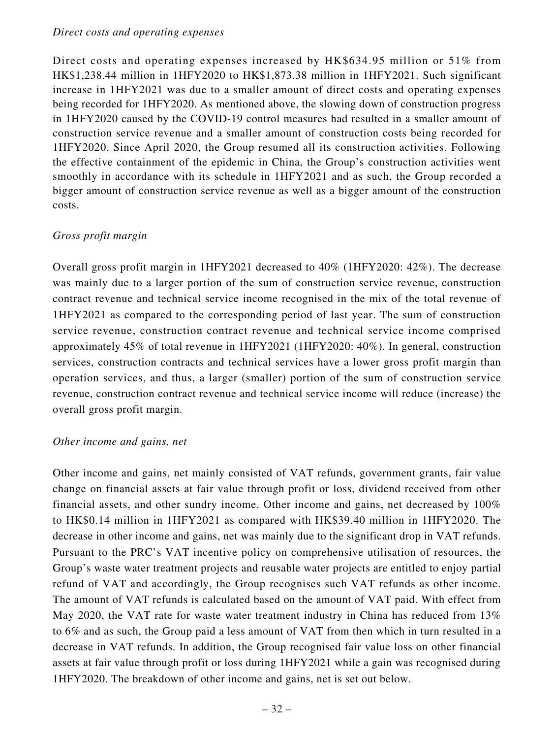*Direct costs and operating expenses*

Direct costs and operating expenses increased by HK$634.95 million or 51% from HK$1,238.44 million in 1HFY2020 to HK$1,873.38 million in 1HFY2021. Such significant increase in 1HFY2021 was due to a smaller amount of direct costs and operating expenses being recorded for 1HFY2020. As mentioned above, the slowing down of construction progress in 1HFY2020 caused by the COVID-19 control measures had resulted in a smaller amount of construction service revenue and a smaller amount of construction costs being recorded for 1HFY2020. Since April 2020, the Group resumed all its construction activities. Following the effective containment of the epidemic in China, the Group's construction activities went smoothly in accordance with its schedule in 1HFY2021 and as such, the Group recorded a bigger amount of construction service revenue as well as a bigger amount of the construction costs.

*Gross profit margin*

Overall gross profit margin in 1HFY2021 decreased to 40% (1HFY2020: 42%). The decrease was mainly due to a larger portion of the sum of construction service revenue, construction contract revenue and technical service income recognised in the mix of the total revenue of 1HFY2021 as compared to the corresponding period of last year. The sum of construction service revenue, construction contract revenue and technical service income comprised approximately 45% of total revenue in 1HFY2021 (1HFY2020: 40%). In general, construction services, construction contracts and technical services have a lower gross profit margin than operation services, and thus, a larger (smaller) portion of the sum of construction service revenue, construction contract revenue and technical service income will reduce (increase) the overall gross profit margin.

*Other income and gains, net*

Other income and gains, net mainly consisted of VAT refunds, government grants, fair value change on financial assets at fair value through profit or loss, dividend received from other financial assets, and other sundry income. Other income and gains, net decreased by 100% to HK$0.14 million in 1HFY2021 as compared with HK$39.40 million in 1HFY2020. The decrease in other income and gains, net was mainly due to the significant drop in VAT refunds. Pursuant to the PRC's VAT incentive policy on comprehensive utilisation of resources, the Group's waste water treatment projects and reusable water projects are entitled to enjoy partial refund of VAT and accordingly, the Group recognises such VAT refunds as other income. The amount of VAT refunds is calculated based on the amount of VAT paid. With effect from May 2020, the VAT rate for waste water treatment industry in China has reduced from 13% to 6% and as such, the Group paid a less amount of VAT from then which in turn resulted in a decrease in VAT refunds. In addition, the Group recognised fair value loss on other financial assets at fair value through profit or loss during 1HFY2021 while a gain was recognised during 1HFY2020. The breakdown of other income and gains, net is set out below.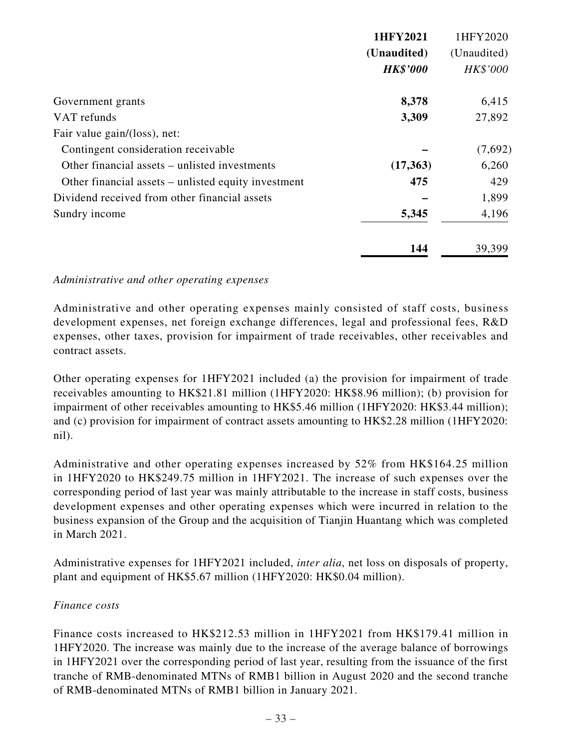| | **1HFY2021** | 1HFY2020 |
|---|---|---|
| | **(Unaudited)** | (Unaudited) |
| | ***HK$'000*** | *HK$'000* |
| Government grants | **8,378** | 6,415 |
| VAT refunds | **3,309** | 27,892 |
| Fair value gain/(loss), net: | | |
| Contingent consideration receivable | **–** | (7,692) |
| Other financial assets – unlisted investments | **(17,363)** | 6,260 |
| Other financial assets – unlisted equity investment | **475** | 429 |
| Dividend received from other financial assets | **–** | 1,899 |
| Sundry income | **5,345** | 4,196 |
| | **144** | 39,399 |

*Administrative and other operating expenses*

Administrative and other operating expenses mainly consisted of staff costs, business development expenses, net foreign exchange differences, legal and professional fees, R&D expenses, other taxes, provision for impairment of trade receivables, other receivables and contract assets.

Other operating expenses for 1HFY2021 included (a) the provision for impairment of trade receivables amounting to HK$21.81 million (1HFY2020: HK$8.96 million); (b) provision for impairment of other receivables amounting to HK$5.46 million (1HFY2020: HK$3.44 million); and (c) provision for impairment of contract assets amounting to HK$2.28 million (1HFY2020: nil).

Administrative and other operating expenses increased by 52% from HK$164.25 million in 1HFY2020 to HK$249.75 million in 1HFY2021. The increase of such expenses over the corresponding period of last year was mainly attributable to the increase in staff costs, business development expenses and other operating expenses which were incurred in relation to the business expansion of the Group and the acquisition of Tianjin Huantang which was completed in March 2021.

Administrative expenses for 1HFY2021 included, *inter alia*, net loss on disposals of property, plant and equipment of HK$5.67 million (1HFY2020: HK$0.04 million).

*Finance costs*

Finance costs increased to HK$212.53 million in 1HFY2021 from HK$179.41 million in 1HFY2020. The increase was mainly due to the increase of the average balance of borrowings in 1HFY2021 over the corresponding period of last year, resulting from the issuance of the first tranche of RMB-denominated MTNs of RMB1 billion in August 2020 and the second tranche of RMB-denominated MTNs of RMB1 billion in January 2021.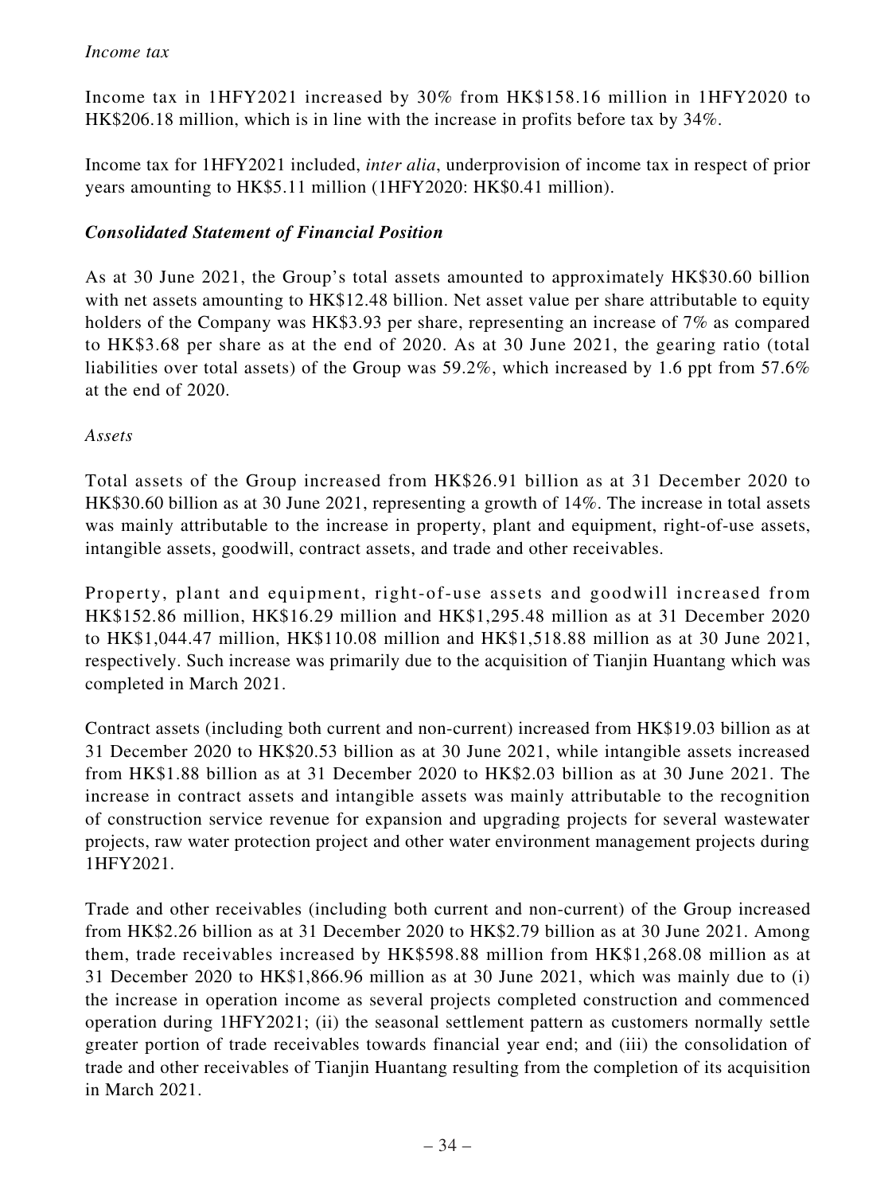*Income tax*

Income tax in 1HFY2021 increased by 30% from HK$158.16 million in 1HFY2020 to HK$206.18 million, which is in line with the increase in profits before tax by 34%.

Income tax for 1HFY2021 included, *inter alia*, underprovision of income tax in respect of prior years amounting to HK$5.11 million (1HFY2020: HK$0.41 million).

***Consolidated Statement of Financial Position***

As at 30 June 2021, the Group's total assets amounted to approximately HK$30.60 billion with net assets amounting to HK$12.48 billion. Net asset value per share attributable to equity holders of the Company was HK$3.93 per share, representing an increase of 7% as compared to HK$3.68 per share as at the end of 2020. As at 30 June 2021, the gearing ratio (total liabilities over total assets) of the Group was 59.2%, which increased by 1.6 ppt from 57.6% at the end of 2020.

*Assets*

Total assets of the Group increased from HK$26.91 billion as at 31 December 2020 to HK$30.60 billion as at 30 June 2021, representing a growth of 14%. The increase in total assets was mainly attributable to the increase in property, plant and equipment, right-of-use assets, intangible assets, goodwill, contract assets, and trade and other receivables.

Property, plant and equipment, right-of-use assets and goodwill increased from HK$152.86 million, HK$16.29 million and HK$1,295.48 million as at 31 December 2020 to HK$1,044.47 million, HK$110.08 million and HK$1,518.88 million as at 30 June 2021, respectively. Such increase was primarily due to the acquisition of Tianjin Huantang which was completed in March 2021.

Contract assets (including both current and non-current) increased from HK$19.03 billion as at 31 December 2020 to HK$20.53 billion as at 30 June 2021, while intangible assets increased from HK$1.88 billion as at 31 December 2020 to HK$2.03 billion as at 30 June 2021. The increase in contract assets and intangible assets was mainly attributable to the recognition of construction service revenue for expansion and upgrading projects for several wastewater projects, raw water protection project and other water environment management projects during 1HFY2021.

Trade and other receivables (including both current and non-current) of the Group increased from HK$2.26 billion as at 31 December 2020 to HK$2.79 billion as at 30 June 2021. Among them, trade receivables increased by HK$598.88 million from HK$1,268.08 million as at 31 December 2020 to HK$1,866.96 million as at 30 June 2021, which was mainly due to (i) the increase in operation income as several projects completed construction and commenced operation during 1HFY2021; (ii) the seasonal settlement pattern as customers normally settle greater portion of trade receivables towards financial year end; and (iii) the consolidation of trade and other receivables of Tianjin Huantang resulting from the completion of its acquisition in March 2021.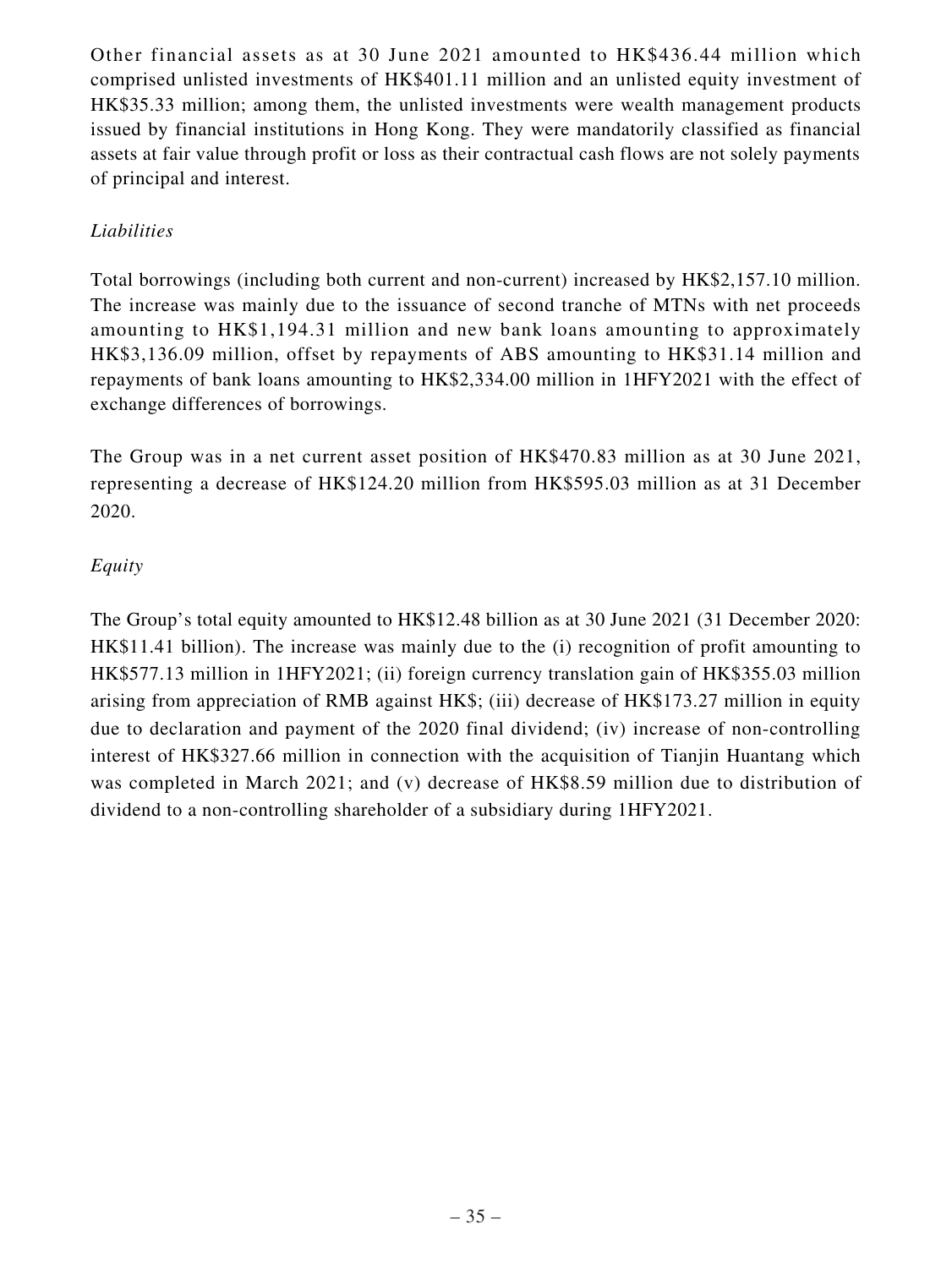Other financial assets as at 30 June 2021 amounted to HK$436.44 million which comprised unlisted investments of HK$401.11 million and an unlisted equity investment of HK$35.33 million; among them, the unlisted investments were wealth management products issued by financial institutions in Hong Kong. They were mandatorily classified as financial assets at fair value through profit or loss as their contractual cash flows are not solely payments of principal and interest.

*Liabilities*

Total borrowings (including both current and non-current) increased by HK$2,157.10 million. The increase was mainly due to the issuance of second tranche of MTNs with net proceeds amounting to HK$1,194.31 million and new bank loans amounting to approximately HK$3,136.09 million, offset by repayments of ABS amounting to HK$31.14 million and repayments of bank loans amounting to HK$2,334.00 million in 1HFY2021 with the effect of exchange differences of borrowings.

The Group was in a net current asset position of HK$470.83 million as at 30 June 2021, representing a decrease of HK$124.20 million from HK$595.03 million as at 31 December 2020.

*Equity*

The Group's total equity amounted to HK$12.48 billion as at 30 June 2021 (31 December 2020: HK$11.41 billion). The increase was mainly due to the (i) recognition of profit amounting to HK$577.13 million in 1HFY2021; (ii) foreign currency translation gain of HK$355.03 million arising from appreciation of RMB against HK$; (iii) decrease of HK$173.27 million in equity due to declaration and payment of the 2020 final dividend; (iv) increase of non-controlling interest of HK$327.66 million in connection with the acquisition of Tianjin Huantang which was completed in March 2021; and (v) decrease of HK$8.59 million due to distribution of dividend to a non-controlling shareholder of a subsidiary during 1HFY2021.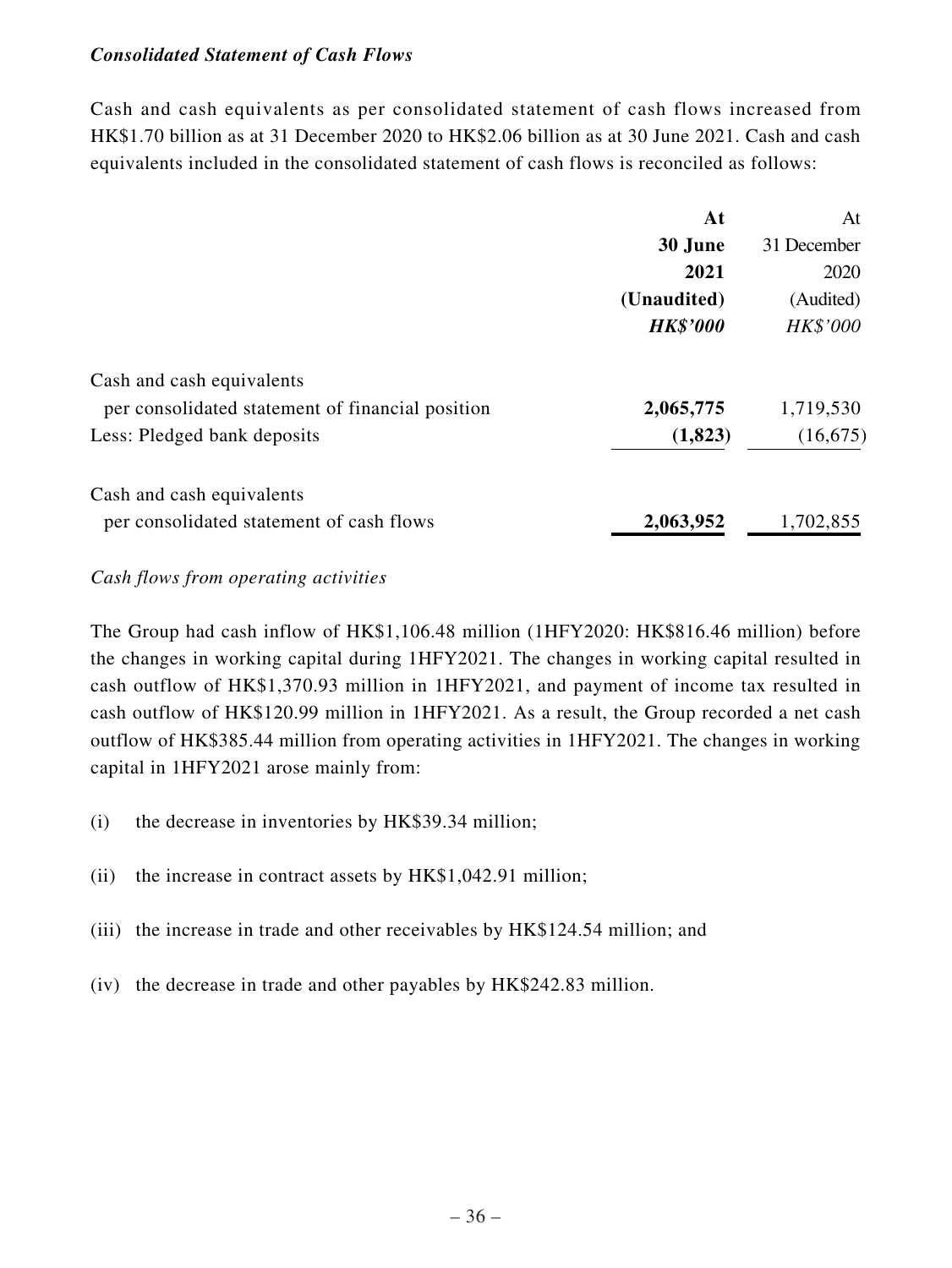***Consolidated Statement of Cash Flows***

Cash and cash equivalents as per consolidated statement of cash flows increased from HK$1.70 billion as at 31 December 2020 to HK$2.06 billion as at 30 June 2021. Cash and cash equivalents included in the consolidated statement of cash flows is reconciled as follows:

| | **At 30 June 2021 (Unaudited)** ***HK$'000*** | At 31 December 2020 (Audited) *HK$'000* |
|---|---|---|
| Cash and cash equivalents per consolidated statement of financial position | **2,065,775** | 1,719,530 |
| Less: Pledged bank deposits | **(1,823)** | (16,675) |
| Cash and cash equivalents per consolidated statement of cash flows | **2,063,952** | 1,702,855 |

*Cash flows from operating activities*

The Group had cash inflow of HK$1,106.48 million (1HFY2020: HK$816.46 million) before the changes in working capital during 1HFY2021. The changes in working capital resulted in cash outflow of HK$1,370.93 million in 1HFY2021, and payment of income tax resulted in cash outflow of HK$120.99 million in 1HFY2021. As a result, the Group recorded a net cash outflow of HK$385.44 million from operating activities in 1HFY2021. The changes in working capital in 1HFY2021 arose mainly from:

(i) the decrease in inventories by HK$39.34 million;

(ii) the increase in contract assets by HK$1,042.91 million;

(iii) the increase in trade and other receivables by HK$124.54 million; and

(iv) the decrease in trade and other payables by HK$242.83 million.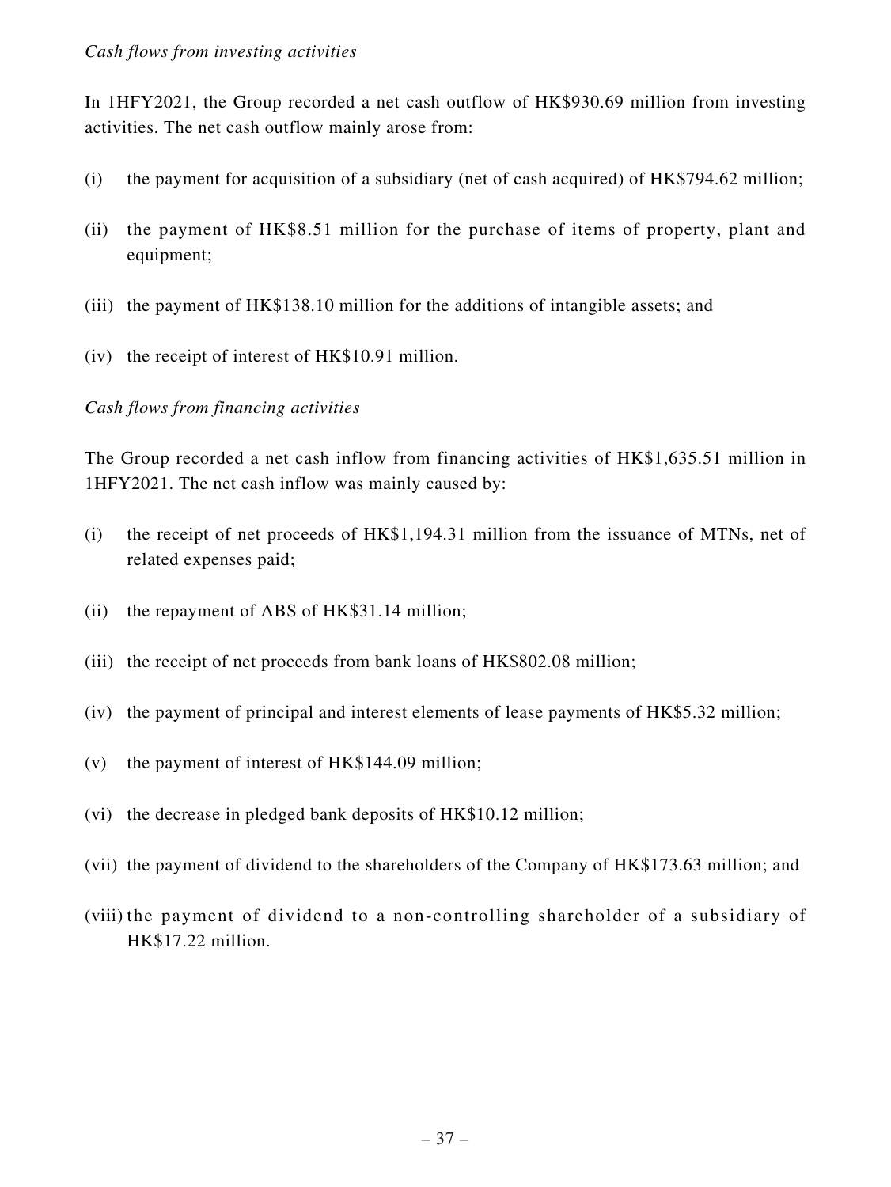*Cash flows from investing activities*

In 1HFY2021, the Group recorded a net cash outflow of HK$930.69 million from investing activities. The net cash outflow mainly arose from:

(i) the payment for acquisition of a subsidiary (net of cash acquired) of HK$794.62 million;

(ii) the payment of HK$8.51 million for the purchase of items of property, plant and equipment;

(iii) the payment of HK$138.10 million for the additions of intangible assets; and

(iv) the receipt of interest of HK$10.91 million.

*Cash flows from financing activities*

The Group recorded a net cash inflow from financing activities of HK$1,635.51 million in 1HFY2021. The net cash inflow was mainly caused by:

(i) the receipt of net proceeds of HK$1,194.31 million from the issuance of MTNs, net of related expenses paid;

(ii) the repayment of ABS of HK$31.14 million;

(iii) the receipt of net proceeds from bank loans of HK$802.08 million;

(iv) the payment of principal and interest elements of lease payments of HK$5.32 million;

(v) the payment of interest of HK$144.09 million;

(vi) the decrease in pledged bank deposits of HK$10.12 million;

(vii) the payment of dividend to the shareholders of the Company of HK$173.63 million; and

(viii) the payment of dividend to a non-controlling shareholder of a subsidiary of HK$17.22 million.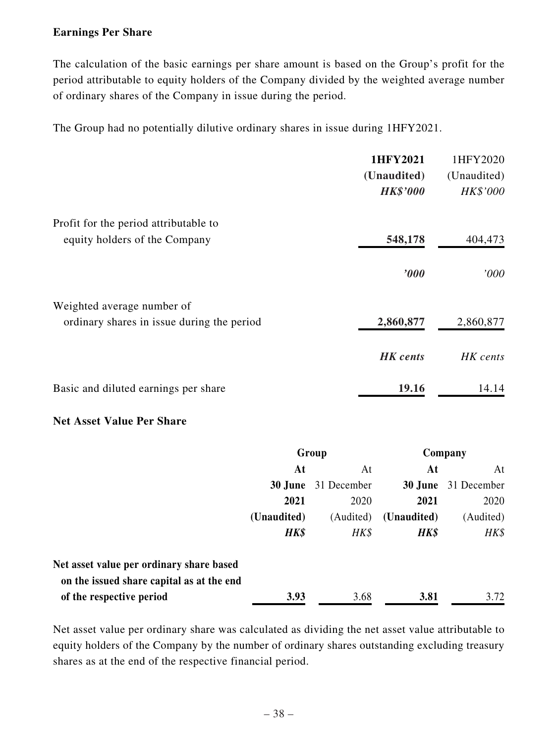**Earnings Per Share**

The calculation of the basic earnings per share amount is based on the Group's profit for the period attributable to equity holders of the Company divided by the weighted average number of ordinary shares of the Company in issue during the period.

The Group had no potentially dilutive ordinary shares in issue during 1HFY2021.

| | **1HFY2021** | 1HFY2020 |
|---|---|---|
| | **(Unaudited)** | (Unaudited) |
| | ***HK$'000*** | *HK$'000* |
| Profit for the period attributable to equity holders of the Company | **548,178** | 404,473 |
| | ***'000*** | *'000* |
| Weighted average number of ordinary shares in issue during the period | **2,860,877** | 2,860,877 |
| | ***HK cents*** | *HK cents* |
| Basic and diluted earnings per share | **19.16** | 14.14 |

**Net Asset Value Per Share**

| | **Group** | | **Company** | |
|---|---|---|---|---|
| | **At 30 June 2021** | At 31 December 2020 | **At 30 June 2021** | At 31 December 2020 |
| | **(Unaudited)** | (Audited) | **(Unaudited)** | (Audited) |
| | ***HK$*** | *HK$* | ***HK$*** | *HK$* |
| **Net asset value per ordinary share based on the issued share capital as at the end of the respective period** | **3.93** | 3.68 | **3.81** | 3.72 |

Net asset value per ordinary share was calculated as dividing the net asset value attributable to equity holders of the Company by the number of ordinary shares outstanding excluding treasury shares as at the end of the respective financial period.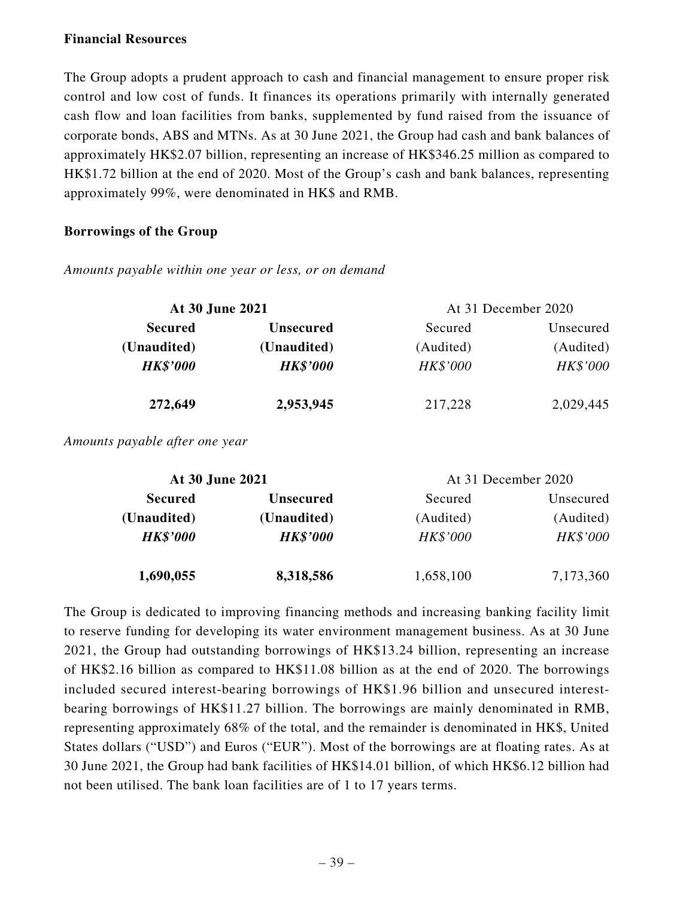**Financial Resources**

The Group adopts a prudent approach to cash and financial management to ensure proper risk control and low cost of funds. It finances its operations primarily with internally generated cash flow and loan facilities from banks, supplemented by fund raised from the issuance of corporate bonds, ABS and MTNs. As at 30 June 2021, the Group had cash and bank balances of approximately HK$2.07 billion, representing an increase of HK$346.25 million as compared to HK$1.72 billion at the end of 2020. Most of the Group's cash and bank balances, representing approximately 99%, were denominated in HK$ and RMB.

**Borrowings of the Group**

*Amounts payable within one year or less, or on demand*

| **At 30 June 2021** | | At 31 December 2020 | |
|---|---|---|---|
| **Secured** | **Unsecured** | Secured | Unsecured |
| **(Unaudited)** | **(Unaudited)** | (Audited) | (Audited) |
| ***HK$'000*** | ***HK$'000*** | *HK$'000* | *HK$'000* |
| **272,649** | **2,953,945** | 217,228 | 2,029,445 |

*Amounts payable after one year*

| **At 30 June 2021** | | At 31 December 2020 | |
|---|---|---|---|
| **Secured** | **Unsecured** | Secured | Unsecured |
| **(Unaudited)** | **(Unaudited)** | (Audited) | (Audited) |
| ***HK$'000*** | ***HK$'000*** | *HK$'000* | *HK$'000* |
| **1,690,055** | **8,318,586** | 1,658,100 | 7,173,360 |

The Group is dedicated to improving financing methods and increasing banking facility limit to reserve funding for developing its water environment management business. As at 30 June 2021, the Group had outstanding borrowings of HK$13.24 billion, representing an increase of HK$2.16 billion as compared to HK$11.08 billion as at the end of 2020. The borrowings included secured interest-bearing borrowings of HK$1.96 billion and unsecured interest-bearing borrowings of HK$11.27 billion. The borrowings are mainly denominated in RMB, representing approximately 68% of the total, and the remainder is denominated in HK$, United States dollars ("USD") and Euros ("EUR"). Most of the borrowings are at floating rates. As at 30 June 2021, the Group had bank facilities of HK$14.01 billion, of which HK$6.12 billion had not been utilised. The bank loan facilities are of 1 to 17 years terms.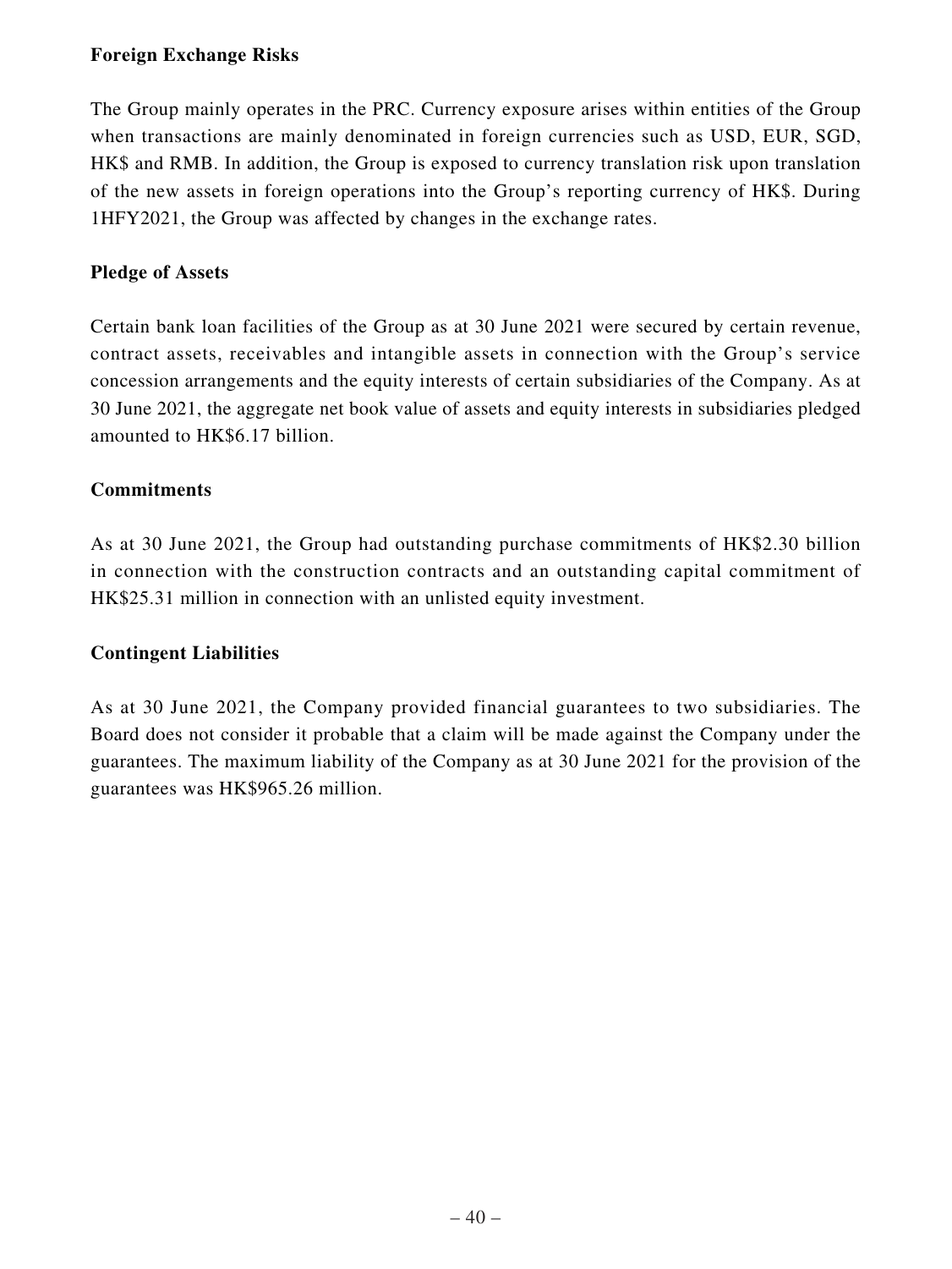**Foreign Exchange Risks**

The Group mainly operates in the PRC. Currency exposure arises within entities of the Group when transactions are mainly denominated in foreign currencies such as USD, EUR, SGD, HK$ and RMB. In addition, the Group is exposed to currency translation risk upon translation of the new assets in foreign operations into the Group's reporting currency of HK$. During 1HFY2021, the Group was affected by changes in the exchange rates.

**Pledge of Assets**

Certain bank loan facilities of the Group as at 30 June 2021 were secured by certain revenue, contract assets, receivables and intangible assets in connection with the Group's service concession arrangements and the equity interests of certain subsidiaries of the Company. As at 30 June 2021, the aggregate net book value of assets and equity interests in subsidiaries pledged amounted to HK$6.17 billion.

**Commitments**

As at 30 June 2021, the Group had outstanding purchase commitments of HK$2.30 billion in connection with the construction contracts and an outstanding capital commitment of HK$25.31 million in connection with an unlisted equity investment.

**Contingent Liabilities**

As at 30 June 2021, the Company provided financial guarantees to two subsidiaries. The Board does not consider it probable that a claim will be made against the Company under the guarantees. The maximum liability of the Company as at 30 June 2021 for the provision of the guarantees was HK$965.26 million.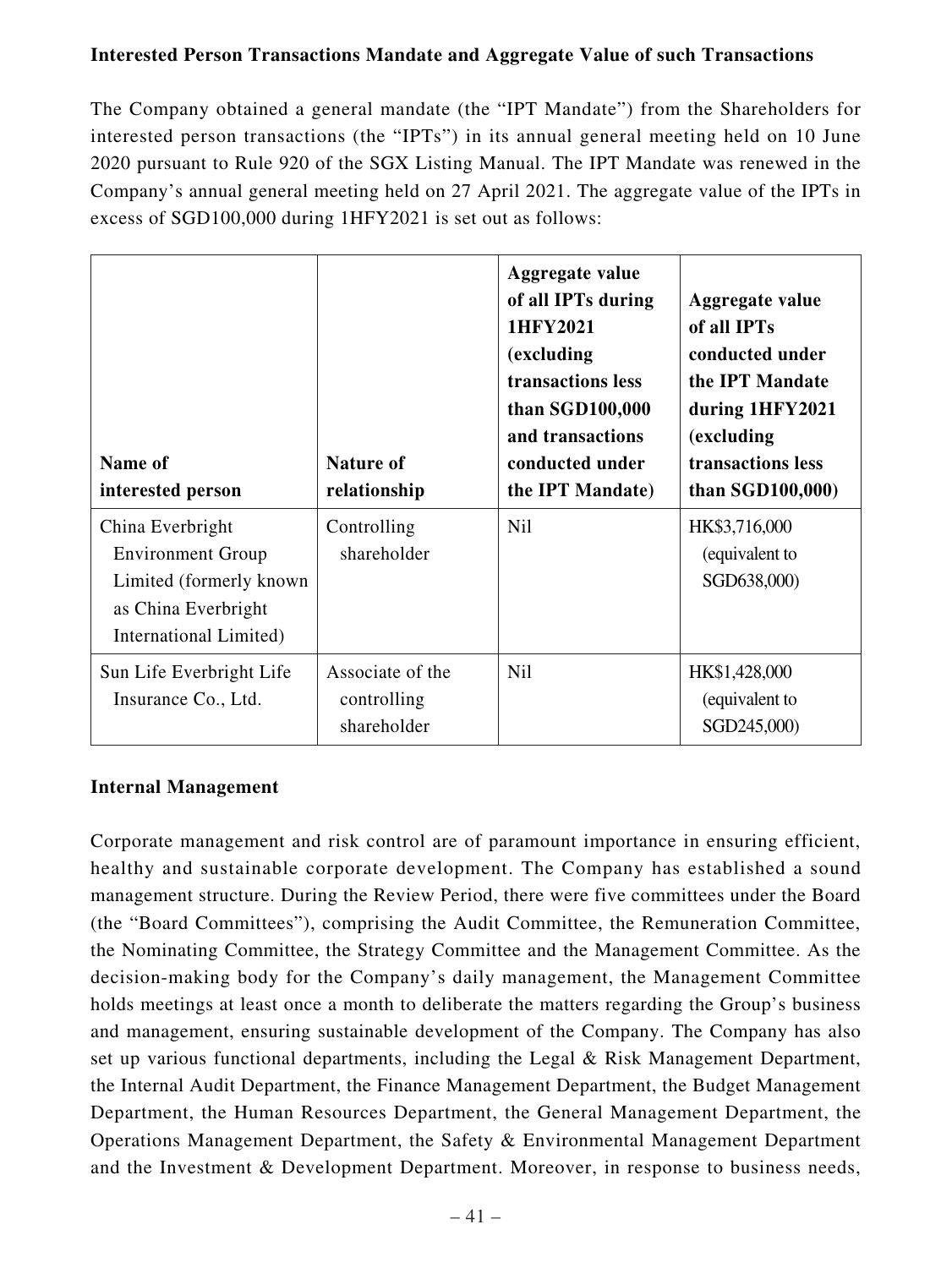**Interested Person Transactions Mandate and Aggregate Value of such Transactions**

The Company obtained a general mandate (the "IPT Mandate") from the Shareholders for interested person transactions (the "IPTs") in its annual general meeting held on 10 June 2020 pursuant to Rule 920 of the SGX Listing Manual. The IPT Mandate was renewed in the Company's annual general meeting held on 27 April 2021. The aggregate value of the IPTs in excess of SGD100,000 during 1HFY2021 is set out as follows:

| Name of interested person | Nature of relationship | Aggregate value of all IPTs during 1HFY2021 (excluding transactions less than SGD100,000 and transactions conducted under the IPT Mandate) | Aggregate value of all IPTs conducted under the IPT Mandate during 1HFY2021 (excluding transactions less than SGD100,000) |
|---|---|---|---|
| China Everbright Environment Group Limited (formerly known as China Everbright International Limited) | Controlling shareholder | Nil | HK$3,716,000 (equivalent to SGD638,000) |
| Sun Life Everbright Life Insurance Co., Ltd. | Associate of the controlling shareholder | Nil | HK$1,428,000 (equivalent to SGD245,000) |

**Internal Management**

Corporate management and risk control are of paramount importance in ensuring efficient, healthy and sustainable corporate development. The Company has established a sound management structure. During the Review Period, there were five committees under the Board (the "Board Committees"), comprising the Audit Committee, the Remuneration Committee, the Nominating Committee, the Strategy Committee and the Management Committee. As the decision-making body for the Company's daily management, the Management Committee holds meetings at least once a month to deliberate the matters regarding the Group's business and management, ensuring sustainable development of the Company. The Company has also set up various functional departments, including the Legal & Risk Management Department, the Internal Audit Department, the Finance Management Department, the Budget Management Department, the Human Resources Department, the General Management Department, the Operations Management Department, the Safety & Environmental Management Department and the Investment & Development Department. Moreover, in response to business needs,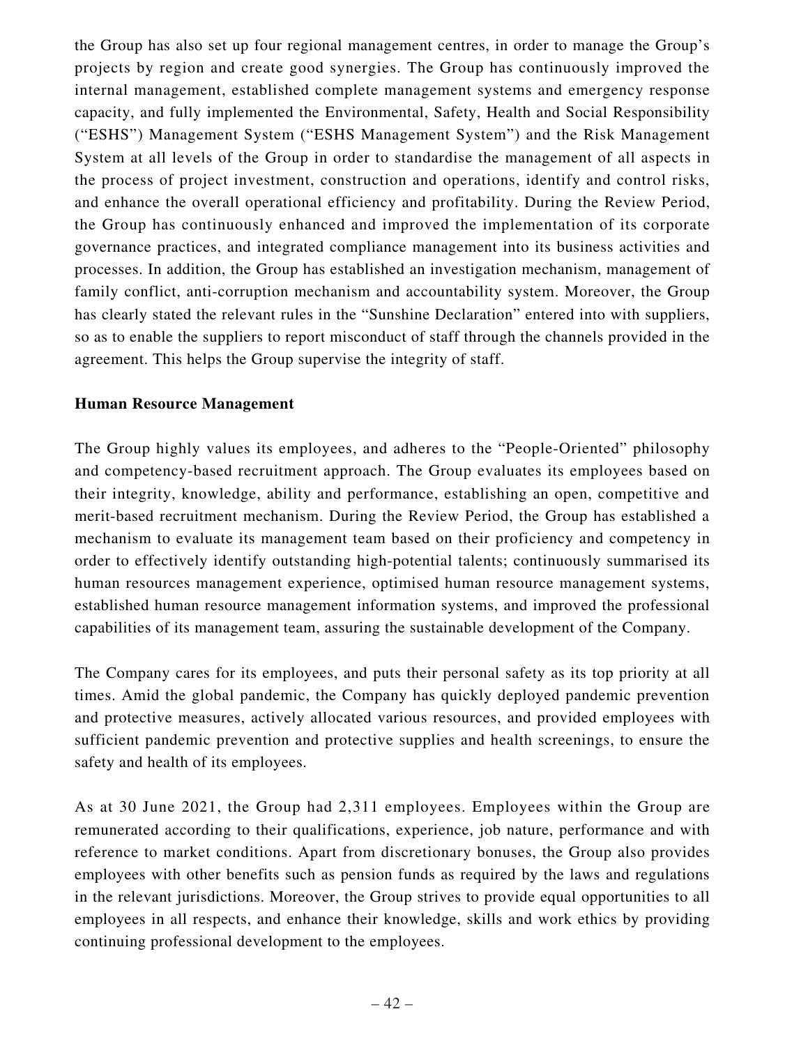the Group has also set up four regional management centres, in order to manage the Group's projects by region and create good synergies. The Group has continuously improved the internal management, established complete management systems and emergency response capacity, and fully implemented the Environmental, Safety, Health and Social Responsibility ("ESHS") Management System ("ESHS Management System") and the Risk Management System at all levels of the Group in order to standardise the management of all aspects in the process of project investment, construction and operations, identify and control risks, and enhance the overall operational efficiency and profitability. During the Review Period, the Group has continuously enhanced and improved the implementation of its corporate governance practices, and integrated compliance management into its business activities and processes. In addition, the Group has established an investigation mechanism, management of family conflict, anti-corruption mechanism and accountability system. Moreover, the Group has clearly stated the relevant rules in the "Sunshine Declaration" entered into with suppliers, so as to enable the suppliers to report misconduct of staff through the channels provided in the agreement. This helps the Group supervise the integrity of staff.

**Human Resource Management**

The Group highly values its employees, and adheres to the "People-Oriented" philosophy and competency-based recruitment approach. The Group evaluates its employees based on their integrity, knowledge, ability and performance, establishing an open, competitive and merit-based recruitment mechanism. During the Review Period, the Group has established a mechanism to evaluate its management team based on their proficiency and competency in order to effectively identify outstanding high-potential talents; continuously summarised its human resources management experience, optimised human resource management systems, established human resource management information systems, and improved the professional capabilities of its management team, assuring the sustainable development of the Company.

The Company cares for its employees, and puts their personal safety as its top priority at all times. Amid the global pandemic, the Company has quickly deployed pandemic prevention and protective measures, actively allocated various resources, and provided employees with sufficient pandemic prevention and protective supplies and health screenings, to ensure the safety and health of its employees.

As at 30 June 2021, the Group had 2,311 employees. Employees within the Group are remunerated according to their qualifications, experience, job nature, performance and with reference to market conditions. Apart from discretionary bonuses, the Group also provides employees with other benefits such as pension funds as required by the laws and regulations in the relevant jurisdictions. Moreover, the Group strives to provide equal opportunities to all employees in all respects, and enhance their knowledge, skills and work ethics by providing continuing professional development to the employees.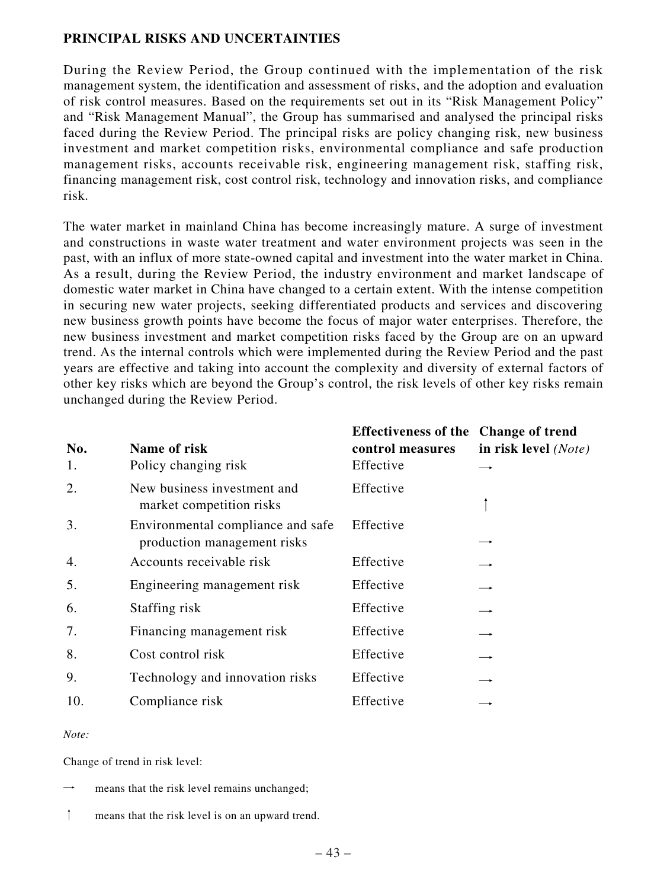## PRINCIPAL RISKS AND UNCERTAINTIES

During the Review Period, the Group continued with the implementation of the risk management system, the identification and assessment of risks, and the adoption and evaluation of risk control measures. Based on the requirements set out in its "Risk Management Policy" and "Risk Management Manual", the Group has summarised and analysed the principal risks faced during the Review Period. The principal risks are policy changing risk, new business investment and market competition risks, environmental compliance and safe production management risks, accounts receivable risk, engineering management risk, staffing risk, financing management risk, cost control risk, technology and innovation risks, and compliance risk.

The water market in mainland China has become increasingly mature. A surge of investment and constructions in waste water treatment and water environment projects was seen in the past, with an influx of more state-owned capital and investment into the water market in China. As a result, during the Review Period, the industry environment and market landscape of domestic water market in China have changed to a certain extent. With the intense competition in securing new water projects, seeking differentiated products and services and discovering new business growth points have become the focus of major water enterprises. Therefore, the new business investment and market competition risks faced by the Group are on an upward trend. As the internal controls which were implemented during the Review Period and the past years are effective and taking into account the complexity and diversity of external factors of other key risks which are beyond the Group's control, the risk levels of other key risks remain unchanged during the Review Period.

| No. | Name of risk | Effectiveness of the control measures | Change of trend in risk level *(Note)* |
|---|---|---|---|
| 1. | Policy changing risk | Effective | → |
| 2. | New business investment and market competition risks | Effective | ↑ |
| 3. | Environmental compliance and safe production management risks | Effective | → |
| 4. | Accounts receivable risk | Effective | → |
| 5. | Engineering management risk | Effective | → |
| 6. | Staffing risk | Effective | → |
| 7. | Financing management risk | Effective | → |
| 8. | Cost control risk | Effective | → |
| 9. | Technology and innovation risks | Effective | → |
| 10. | Compliance risk | Effective | → |

*Note:*

Change of trend in risk level:

→ means that the risk level remains unchanged;

↑ means that the risk level is on an upward trend.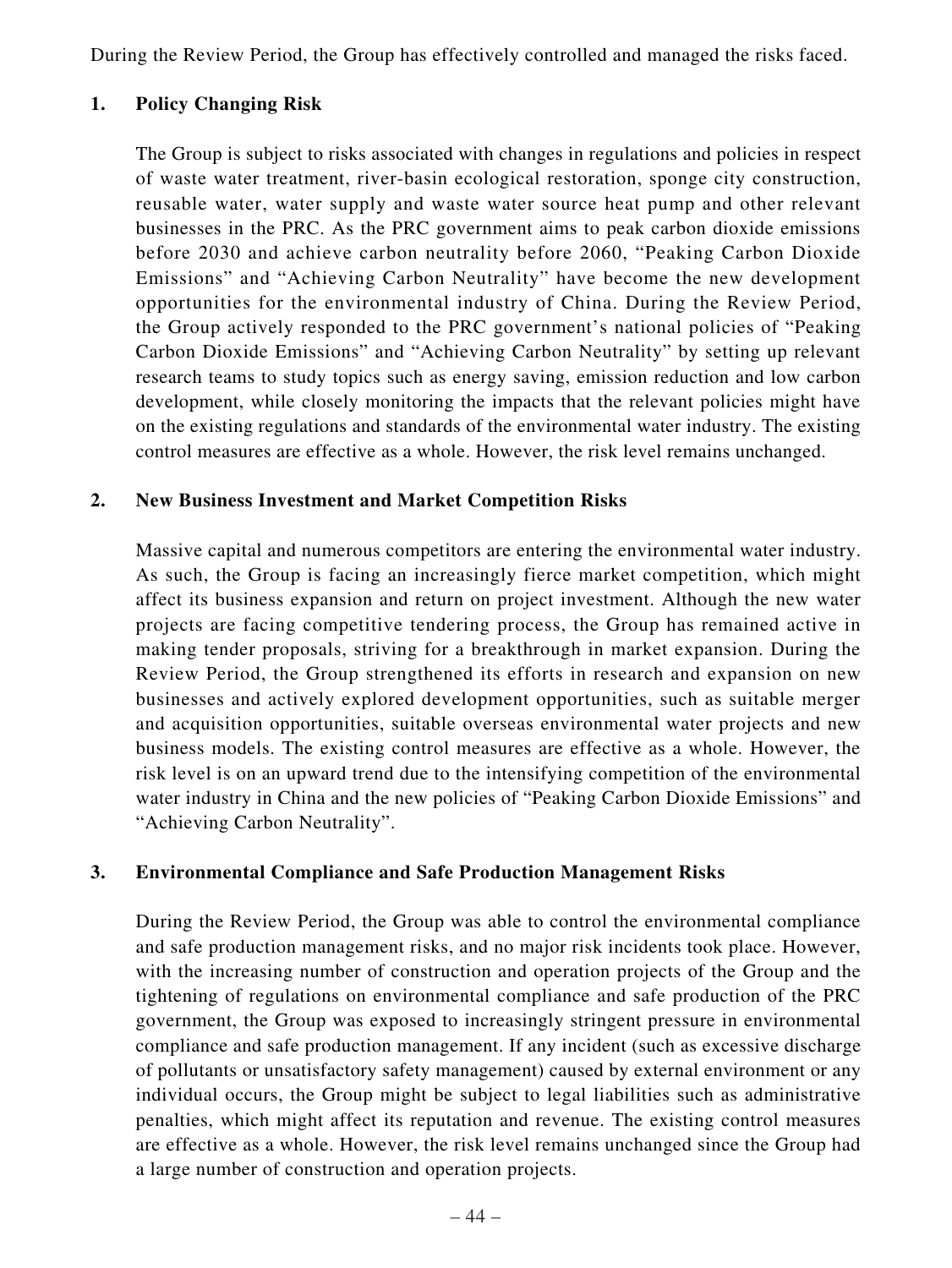During the Review Period, the Group has effectively controlled and managed the risks faced.

### 1. Policy Changing Risk

The Group is subject to risks associated with changes in regulations and policies in respect of waste water treatment, river-basin ecological restoration, sponge city construction, reusable water, water supply and waste water source heat pump and other relevant businesses in the PRC. As the PRC government aims to peak carbon dioxide emissions before 2030 and achieve carbon neutrality before 2060, "Peaking Carbon Dioxide Emissions" and "Achieving Carbon Neutrality" have become the new development opportunities for the environmental industry of China. During the Review Period, the Group actively responded to the PRC government's national policies of "Peaking Carbon Dioxide Emissions" and "Achieving Carbon Neutrality" by setting up relevant research teams to study topics such as energy saving, emission reduction and low carbon development, while closely monitoring the impacts that the relevant policies might have on the existing regulations and standards of the environmental water industry. The existing control measures are effective as a whole. However, the risk level remains unchanged.

### 2. New Business Investment and Market Competition Risks

Massive capital and numerous competitors are entering the environmental water industry. As such, the Group is facing an increasingly fierce market competition, which might affect its business expansion and return on project investment. Although the new water projects are facing competitive tendering process, the Group has remained active in making tender proposals, striving for a breakthrough in market expansion. During the Review Period, the Group strengthened its efforts in research and expansion on new businesses and actively explored development opportunities, such as suitable merger and acquisition opportunities, suitable overseas environmental water projects and new business models. The existing control measures are effective as a whole. However, the risk level is on an upward trend due to the intensifying competition of the environmental water industry in China and the new policies of "Peaking Carbon Dioxide Emissions" and "Achieving Carbon Neutrality".

### 3. Environmental Compliance and Safe Production Management Risks

During the Review Period, the Group was able to control the environmental compliance and safe production management risks, and no major risk incidents took place. However, with the increasing number of construction and operation projects of the Group and the tightening of regulations on environmental compliance and safe production of the PRC government, the Group was exposed to increasingly stringent pressure in environmental compliance and safe production management. If any incident (such as excessive discharge of pollutants or unsatisfactory safety management) caused by external environment or any individual occurs, the Group might be subject to legal liabilities such as administrative penalties, which might affect its reputation and revenue. The existing control measures are effective as a whole. However, the risk level remains unchanged since the Group had a large number of construction and operation projects.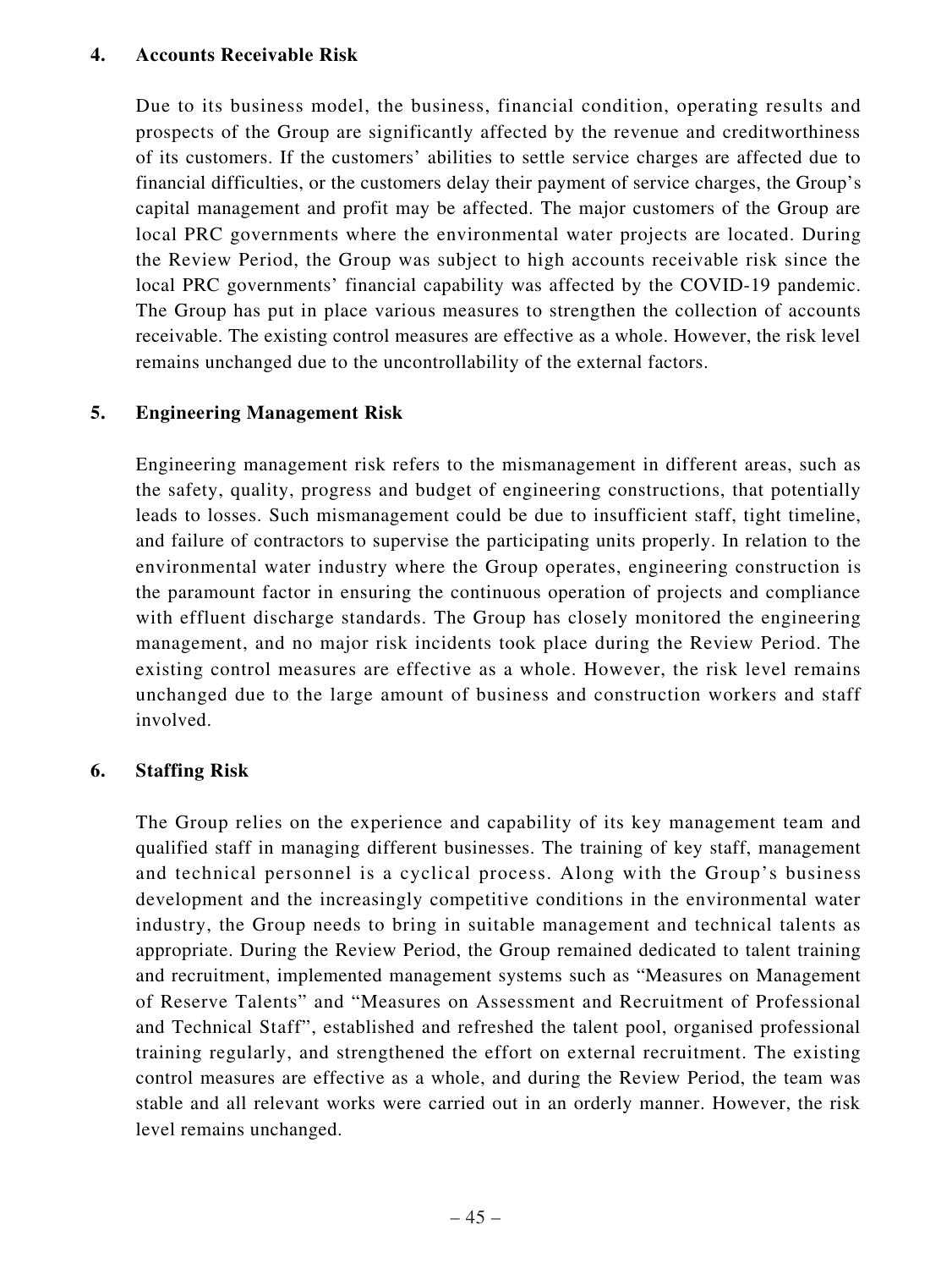#### 4. Accounts Receivable Risk

Due to its business model, the business, financial condition, operating results and prospects of the Group are significantly affected by the revenue and creditworthiness of its customers. If the customers' abilities to settle service charges are affected due to financial difficulties, or the customers delay their payment of service charges, the Group's capital management and profit may be affected. The major customers of the Group are local PRC governments where the environmental water projects are located. During the Review Period, the Group was subject to high accounts receivable risk since the local PRC governments' financial capability was affected by the COVID-19 pandemic. The Group has put in place various measures to strengthen the collection of accounts receivable. The existing control measures are effective as a whole. However, the risk level remains unchanged due to the uncontrollability of the external factors.

#### 5. Engineering Management Risk

Engineering management risk refers to the mismanagement in different areas, such as the safety, quality, progress and budget of engineering constructions, that potentially leads to losses. Such mismanagement could be due to insufficient staff, tight timeline, and failure of contractors to supervise the participating units properly. In relation to the environmental water industry where the Group operates, engineering construction is the paramount factor in ensuring the continuous operation of projects and compliance with effluent discharge standards. The Group has closely monitored the engineering management, and no major risk incidents took place during the Review Period. The existing control measures are effective as a whole. However, the risk level remains unchanged due to the large amount of business and construction workers and staff involved.

#### 6. Staffing Risk

The Group relies on the experience and capability of its key management team and qualified staff in managing different businesses. The training of key staff, management and technical personnel is a cyclical process. Along with the Group's business development and the increasingly competitive conditions in the environmental water industry, the Group needs to bring in suitable management and technical talents as appropriate. During the Review Period, the Group remained dedicated to talent training and recruitment, implemented management systems such as "Measures on Management of Reserve Talents" and "Measures on Assessment and Recruitment of Professional and Technical Staff", established and refreshed the talent pool, organised professional training regularly, and strengthened the effort on external recruitment. The existing control measures are effective as a whole, and during the Review Period, the team was stable and all relevant works were carried out in an orderly manner. However, the risk level remains unchanged.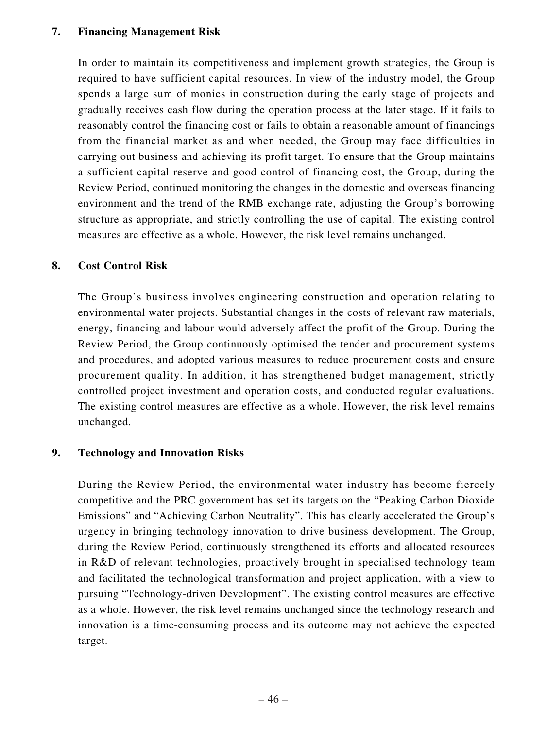### 7. Financing Management Risk

In order to maintain its competitiveness and implement growth strategies, the Group is required to have sufficient capital resources. In view of the industry model, the Group spends a large sum of monies in construction during the early stage of projects and gradually receives cash flow during the operation process at the later stage. If it fails to reasonably control the financing cost or fails to obtain a reasonable amount of financings from the financial market as and when needed, the Group may face difficulties in carrying out business and achieving its profit target. To ensure that the Group maintains a sufficient capital reserve and good control of financing cost, the Group, during the Review Period, continued monitoring the changes in the domestic and overseas financing environment and the trend of the RMB exchange rate, adjusting the Group's borrowing structure as appropriate, and strictly controlling the use of capital. The existing control measures are effective as a whole. However, the risk level remains unchanged.

### 8. Cost Control Risk

The Group's business involves engineering construction and operation relating to environmental water projects. Substantial changes in the costs of relevant raw materials, energy, financing and labour would adversely affect the profit of the Group. During the Review Period, the Group continuously optimised the tender and procurement systems and procedures, and adopted various measures to reduce procurement costs and ensure procurement quality. In addition, it has strengthened budget management, strictly controlled project investment and operation costs, and conducted regular evaluations. The existing control measures are effective as a whole. However, the risk level remains unchanged.

### 9. Technology and Innovation Risks

During the Review Period, the environmental water industry has become fiercely competitive and the PRC government has set its targets on the "Peaking Carbon Dioxide Emissions" and "Achieving Carbon Neutrality". This has clearly accelerated the Group's urgency in bringing technology innovation to drive business development. The Group, during the Review Period, continuously strengthened its efforts and allocated resources in R&D of relevant technologies, proactively brought in specialised technology team and facilitated the technological transformation and project application, with a view to pursuing "Technology-driven Development". The existing control measures are effective as a whole. However, the risk level remains unchanged since the technology research and innovation is a time-consuming process and its outcome may not achieve the expected target.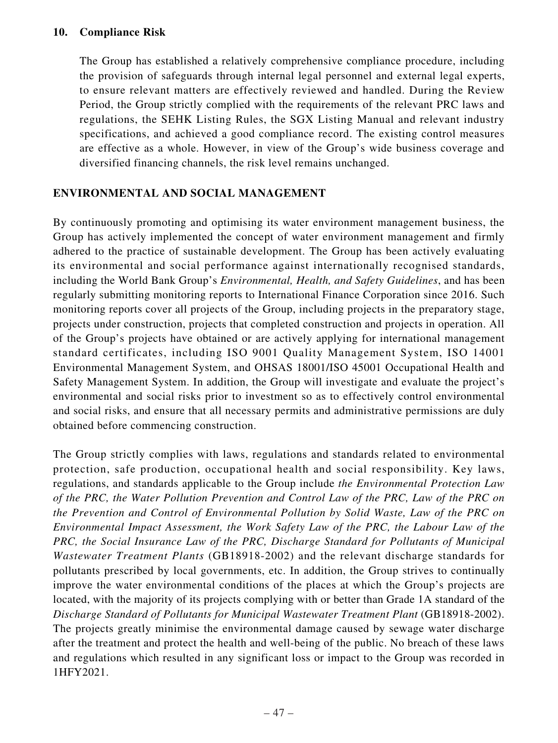### 10. Compliance Risk

The Group has established a relatively comprehensive compliance procedure, including the provision of safeguards through internal legal personnel and external legal experts, to ensure relevant matters are effectively reviewed and handled. During the Review Period, the Group strictly complied with the requirements of the relevant PRC laws and regulations, the SEHK Listing Rules, the SGX Listing Manual and relevant industry specifications, and achieved a good compliance record. The existing control measures are effective as a whole. However, in view of the Group's wide business coverage and diversified financing channels, the risk level remains unchanged.

## ENVIRONMENTAL AND SOCIAL MANAGEMENT

By continuously promoting and optimising its water environment management business, the Group has actively implemented the concept of water environment management and firmly adhered to the practice of sustainable development. The Group has been actively evaluating its environmental and social performance against internationally recognised standards, including the World Bank Group's *Environmental, Health, and Safety Guidelines*, and has been regularly submitting monitoring reports to International Finance Corporation since 2016. Such monitoring reports cover all projects of the Group, including projects in the preparatory stage, projects under construction, projects that completed construction and projects in operation. All of the Group's projects have obtained or are actively applying for international management standard certificates, including ISO 9001 Quality Management System, ISO 14001 Environmental Management System, and OHSAS 18001/ISO 45001 Occupational Health and Safety Management System. In addition, the Group will investigate and evaluate the project's environmental and social risks prior to investment so as to effectively control environmental and social risks, and ensure that all necessary permits and administrative permissions are duly obtained before commencing construction.

The Group strictly complies with laws, regulations and standards related to environmental protection, safe production, occupational health and social responsibility. Key laws, regulations, and standards applicable to the Group include *the Environmental Protection Law of the PRC, the Water Pollution Prevention and Control Law of the PRC, Law of the PRC on the Prevention and Control of Environmental Pollution by Solid Waste, Law of the PRC on Environmental Impact Assessment, the Work Safety Law of the PRC, the Labour Law of the PRC, the Social Insurance Law of the PRC, Discharge Standard for Pollutants of Municipal Wastewater Treatment Plants* (GB18918-2002) and the relevant discharge standards for pollutants prescribed by local governments, etc. In addition, the Group strives to continually improve the water environmental conditions of the places at which the Group's projects are located, with the majority of its projects complying with or better than Grade 1A standard of the *Discharge Standard of Pollutants for Municipal Wastewater Treatment Plant* (GB18918-2002). The projects greatly minimise the environmental damage caused by sewage water discharge after the treatment and protect the health and well-being of the public. No breach of these laws and regulations which resulted in any significant loss or impact to the Group was recorded in 1HFY2021.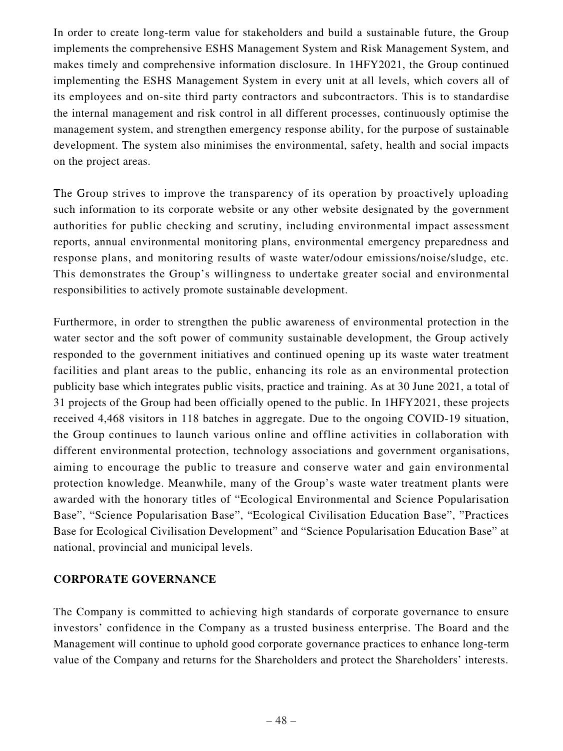In order to create long-term value for stakeholders and build a sustainable future, the Group implements the comprehensive ESHS Management System and Risk Management System, and makes timely and comprehensive information disclosure. In 1HFY2021, the Group continued implementing the ESHS Management System in every unit at all levels, which covers all of its employees and on-site third party contractors and subcontractors. This is to standardise the internal management and risk control in all different processes, continuously optimise the management system, and strengthen emergency response ability, for the purpose of sustainable development. The system also minimises the environmental, safety, health and social impacts on the project areas.

The Group strives to improve the transparency of its operation by proactively uploading such information to its corporate website or any other website designated by the government authorities for public checking and scrutiny, including environmental impact assessment reports, annual environmental monitoring plans, environmental emergency preparedness and response plans, and monitoring results of waste water/odour emissions/noise/sludge, etc. This demonstrates the Group's willingness to undertake greater social and environmental responsibilities to actively promote sustainable development.

Furthermore, in order to strengthen the public awareness of environmental protection in the water sector and the soft power of community sustainable development, the Group actively responded to the government initiatives and continued opening up its waste water treatment facilities and plant areas to the public, enhancing its role as an environmental protection publicity base which integrates public visits, practice and training. As at 30 June 2021, a total of 31 projects of the Group had been officially opened to the public. In 1HFY2021, these projects received 4,468 visitors in 118 batches in aggregate. Due to the ongoing COVID-19 situation, the Group continues to launch various online and offline activities in collaboration with different environmental protection, technology associations and government organisations, aiming to encourage the public to treasure and conserve water and gain environmental protection knowledge. Meanwhile, many of the Group's waste water treatment plants were awarded with the honorary titles of "Ecological Environmental and Science Popularisation Base", "Science Popularisation Base", "Ecological Civilisation Education Base", "Practices Base for Ecological Civilisation Development" and "Science Popularisation Education Base" at national, provincial and municipal levels.

## CORPORATE GOVERNANCE

The Company is committed to achieving high standards of corporate governance to ensure investors' confidence in the Company as a trusted business enterprise. The Board and the Management will continue to uphold good corporate governance practices to enhance long-term value of the Company and returns for the Shareholders and protect the Shareholders' interests.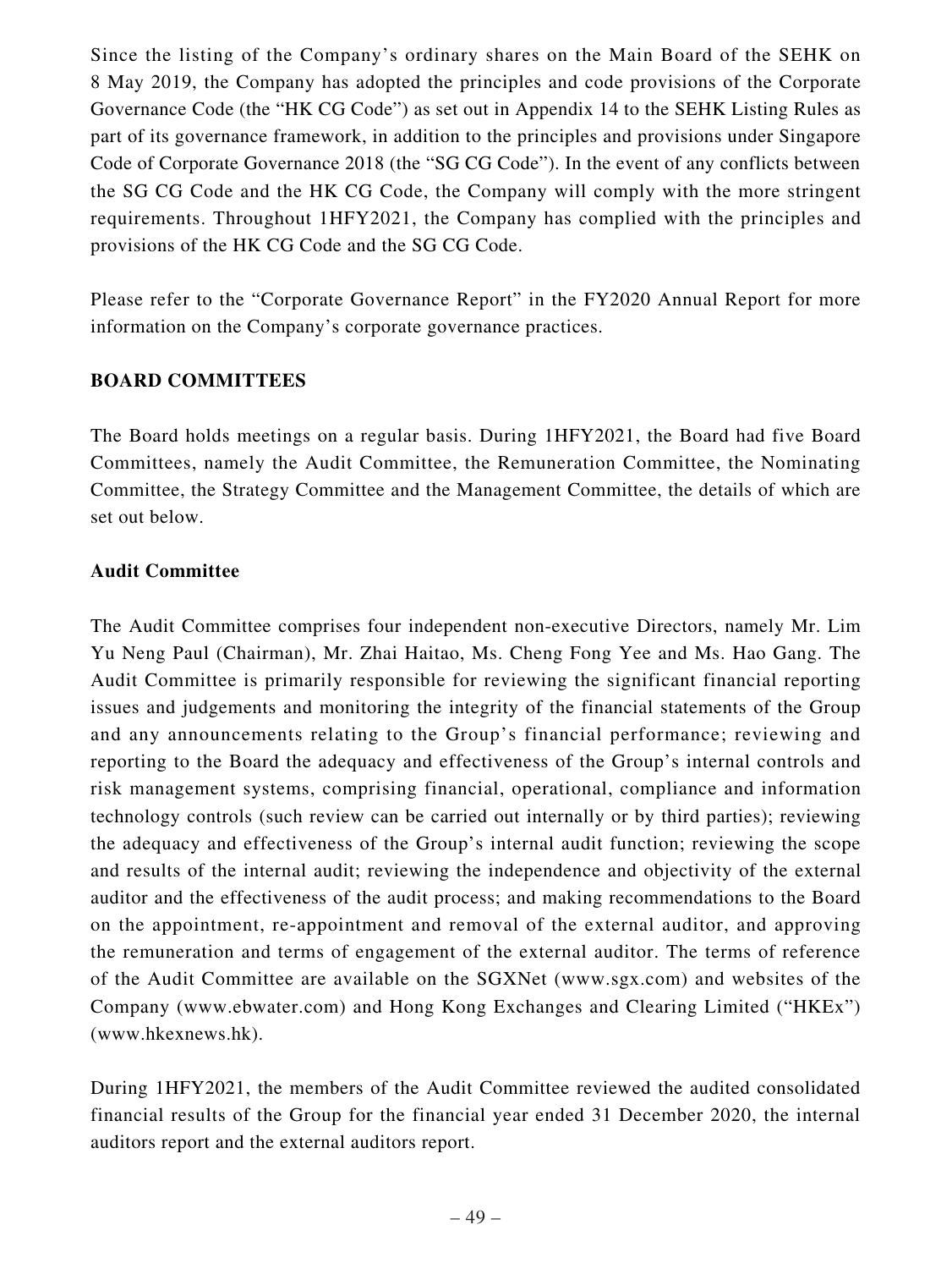Since the listing of the Company's ordinary shares on the Main Board of the SEHK on 8 May 2019, the Company has adopted the principles and code provisions of the Corporate Governance Code (the "HK CG Code") as set out in Appendix 14 to the SEHK Listing Rules as part of its governance framework, in addition to the principles and provisions under Singapore Code of Corporate Governance 2018 (the "SG CG Code"). In the event of any conflicts between the SG CG Code and the HK CG Code, the Company will comply with the more stringent requirements. Throughout 1HFY2021, the Company has complied with the principles and provisions of the HK CG Code and the SG CG Code.

Please refer to the "Corporate Governance Report" in the FY2020 Annual Report for more information on the Company's corporate governance practices.

## BOARD COMMITTEES

The Board holds meetings on a regular basis. During 1HFY2021, the Board had five Board Committees, namely the Audit Committee, the Remuneration Committee, the Nominating Committee, the Strategy Committee and the Management Committee, the details of which are set out below.

### Audit Committee

The Audit Committee comprises four independent non-executive Directors, namely Mr. Lim Yu Neng Paul (Chairman), Mr. Zhai Haitao, Ms. Cheng Fong Yee and Ms. Hao Gang. The Audit Committee is primarily responsible for reviewing the significant financial reporting issues and judgements and monitoring the integrity of the financial statements of the Group and any announcements relating to the Group's financial performance; reviewing and reporting to the Board the adequacy and effectiveness of the Group's internal controls and risk management systems, comprising financial, operational, compliance and information technology controls (such review can be carried out internally or by third parties); reviewing the adequacy and effectiveness of the Group's internal audit function; reviewing the scope and results of the internal audit; reviewing the independence and objectivity of the external auditor and the effectiveness of the audit process; and making recommendations to the Board on the appointment, re-appointment and removal of the external auditor, and approving the remuneration and terms of engagement of the external auditor. The terms of reference of the Audit Committee are available on the SGXNet (www.sgx.com) and websites of the Company (www.ebwater.com) and Hong Kong Exchanges and Clearing Limited ("HKEx") (www.hkexnews.hk).

During 1HFY2021, the members of the Audit Committee reviewed the audited consolidated financial results of the Group for the financial year ended 31 December 2020, the internal auditors report and the external auditors report.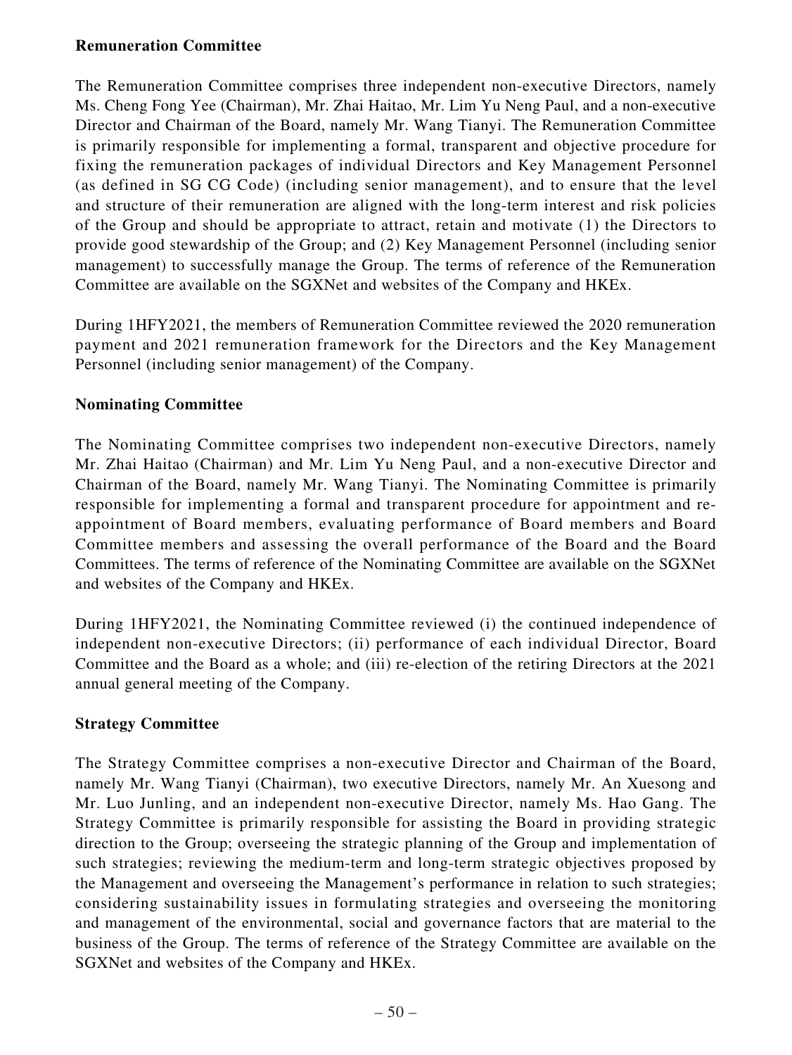**Remuneration Committee**

The Remuneration Committee comprises three independent non-executive Directors, namely Ms. Cheng Fong Yee (Chairman), Mr. Zhai Haitao, Mr. Lim Yu Neng Paul, and a non-executive Director and Chairman of the Board, namely Mr. Wang Tianyi. The Remuneration Committee is primarily responsible for implementing a formal, transparent and objective procedure for fixing the remuneration packages of individual Directors and Key Management Personnel (as defined in SG CG Code) (including senior management), and to ensure that the level and structure of their remuneration are aligned with the long-term interest and risk policies of the Group and should be appropriate to attract, retain and motivate (1) the Directors to provide good stewardship of the Group; and (2) Key Management Personnel (including senior management) to successfully manage the Group. The terms of reference of the Remuneration Committee are available on the SGXNet and websites of the Company and HKEx.

During 1HFY2021, the members of Remuneration Committee reviewed the 2020 remuneration payment and 2021 remuneration framework for the Directors and the Key Management Personnel (including senior management) of the Company.

**Nominating Committee**

The Nominating Committee comprises two independent non-executive Directors, namely Mr. Zhai Haitao (Chairman) and Mr. Lim Yu Neng Paul, and a non-executive Director and Chairman of the Board, namely Mr. Wang Tianyi. The Nominating Committee is primarily responsible for implementing a formal and transparent procedure for appointment and re-appointment of Board members, evaluating performance of Board members and Board Committee members and assessing the overall performance of the Board and the Board Committees. The terms of reference of the Nominating Committee are available on the SGXNet and websites of the Company and HKEx.

During 1HFY2021, the Nominating Committee reviewed (i) the continued independence of independent non-executive Directors; (ii) performance of each individual Director, Board Committee and the Board as a whole; and (iii) re-election of the retiring Directors at the 2021 annual general meeting of the Company.

**Strategy Committee**

The Strategy Committee comprises a non-executive Director and Chairman of the Board, namely Mr. Wang Tianyi (Chairman), two executive Directors, namely Mr. An Xuesong and Mr. Luo Junling, and an independent non-executive Director, namely Ms. Hao Gang. The Strategy Committee is primarily responsible for assisting the Board in providing strategic direction to the Group; overseeing the strategic planning of the Group and implementation of such strategies; reviewing the medium-term and long-term strategic objectives proposed by the Management and overseeing the Management's performance in relation to such strategies; considering sustainability issues in formulating strategies and overseeing the monitoring and management of the environmental, social and governance factors that are material to the business of the Group. The terms of reference of the Strategy Committee are available on the SGXNet and websites of the Company and HKEx.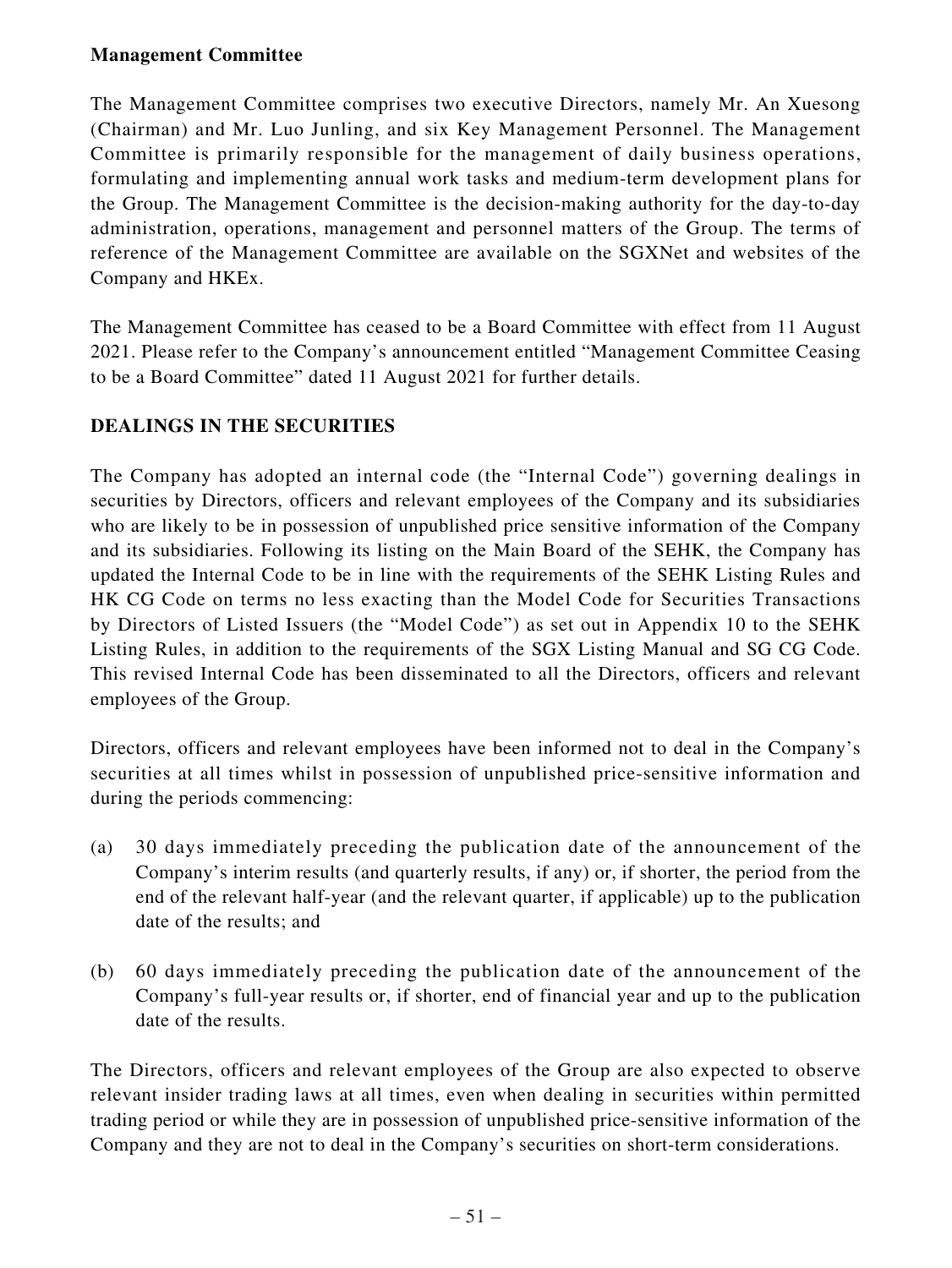**Management Committee**

The Management Committee comprises two executive Directors, namely Mr. An Xuesong (Chairman) and Mr. Luo Junling, and six Key Management Personnel. The Management Committee is primarily responsible for the management of daily business operations, formulating and implementing annual work tasks and medium-term development plans for the Group. The Management Committee is the decision-making authority for the day-to-day administration, operations, management and personnel matters of the Group. The terms of reference of the Management Committee are available on the SGXNet and websites of the Company and HKEx.

The Management Committee has ceased to be a Board Committee with effect from 11 August 2021. Please refer to the Company's announcement entitled "Management Committee Ceasing to be a Board Committee" dated 11 August 2021 for further details.

## DEALINGS IN THE SECURITIES

The Company has adopted an internal code (the "Internal Code") governing dealings in securities by Directors, officers and relevant employees of the Company and its subsidiaries who are likely to be in possession of unpublished price sensitive information of the Company and its subsidiaries. Following its listing on the Main Board of the SEHK, the Company has updated the Internal Code to be in line with the requirements of the SEHK Listing Rules and HK CG Code on terms no less exacting than the Model Code for Securities Transactions by Directors of Listed Issuers (the "Model Code") as set out in Appendix 10 to the SEHK Listing Rules, in addition to the requirements of the SGX Listing Manual and SG CG Code. This revised Internal Code has been disseminated to all the Directors, officers and relevant employees of the Group.

Directors, officers and relevant employees have been informed not to deal in the Company's securities at all times whilst in possession of unpublished price-sensitive information and during the periods commencing:

(a) 30 days immediately preceding the publication date of the announcement of the Company's interim results (and quarterly results, if any) or, if shorter, the period from the end of the relevant half-year (and the relevant quarter, if applicable) up to the publication date of the results; and

(b) 60 days immediately preceding the publication date of the announcement of the Company's full-year results or, if shorter, end of financial year and up to the publication date of the results.

The Directors, officers and relevant employees of the Group are also expected to observe relevant insider trading laws at all times, even when dealing in securities within permitted trading period or while they are in possession of unpublished price-sensitive information of the Company and they are not to deal in the Company's securities on short-term considerations.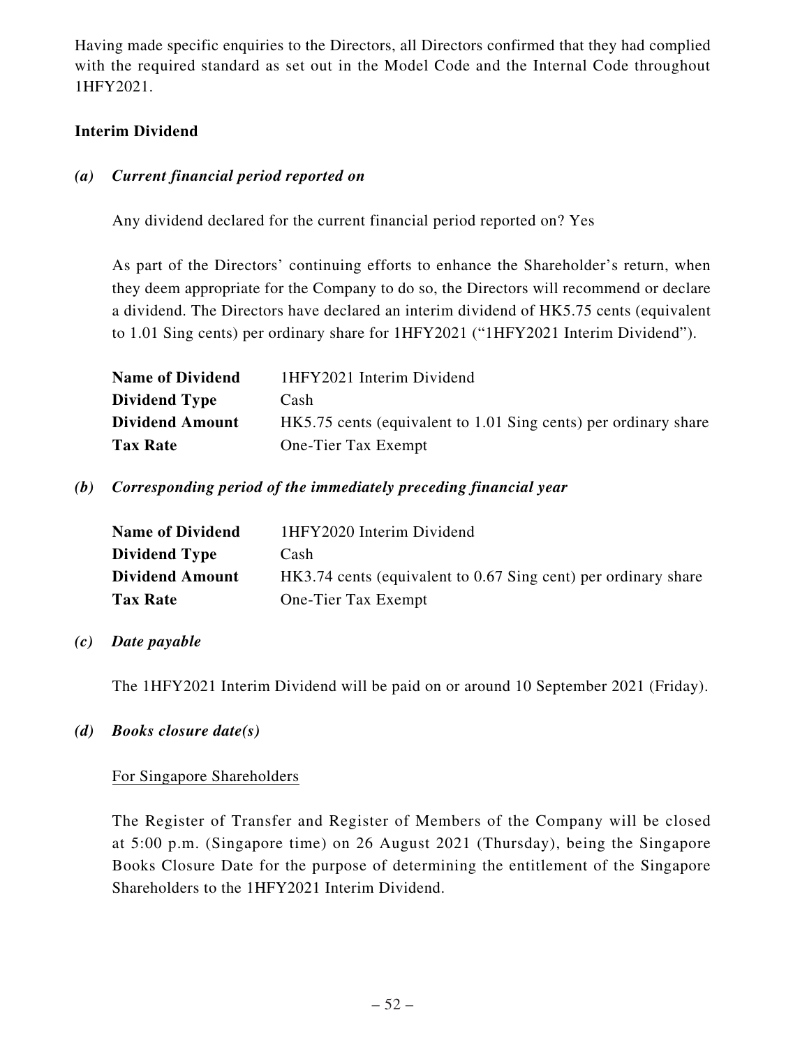Having made specific enquiries to the Directors, all Directors confirmed that they had complied with the required standard as set out in the Model Code and the Internal Code throughout 1HFY2021.

**Interim Dividend**

***(a) Current financial period reported on***

Any dividend declared for the current financial period reported on? Yes

As part of the Directors' continuing efforts to enhance the Shareholder's return, when they deem appropriate for the Company to do so, the Directors will recommend or declare a dividend. The Directors have declared an interim dividend of HK5.75 cents (equivalent to 1.01 Sing cents) per ordinary share for 1HFY2021 ("1HFY2021 Interim Dividend").

| | |
|---|---|
| **Name of Dividend** | 1HFY2021 Interim Dividend |
| **Dividend Type** | Cash |
| **Dividend Amount** | HK5.75 cents (equivalent to 1.01 Sing cents) per ordinary share |
| **Tax Rate** | One-Tier Tax Exempt |

***(b) Corresponding period of the immediately preceding financial year***

| | |
|---|---|
| **Name of Dividend** | 1HFY2020 Interim Dividend |
| **Dividend Type** | Cash |
| **Dividend Amount** | HK3.74 cents (equivalent to 0.67 Sing cent) per ordinary share |
| **Tax Rate** | One-Tier Tax Exempt |

***(c) Date payable***

The 1HFY2021 Interim Dividend will be paid on or around 10 September 2021 (Friday).

***(d) Books closure date(s)***

For Singapore Shareholders

The Register of Transfer and Register of Members of the Company will be closed at 5:00 p.m. (Singapore time) on 26 August 2021 (Thursday), being the Singapore Books Closure Date for the purpose of determining the entitlement of the Singapore Shareholders to the 1HFY2021 Interim Dividend.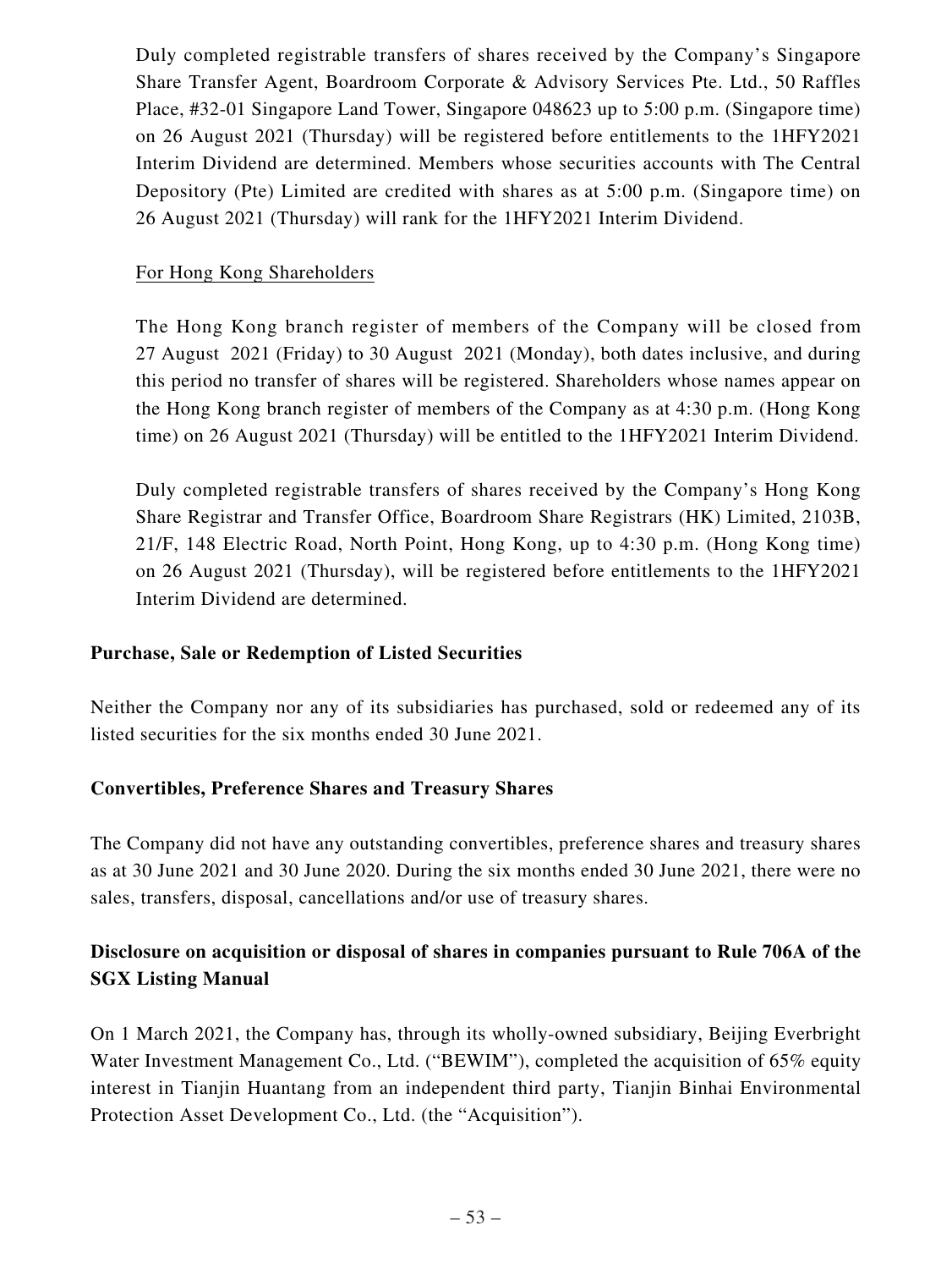Duly completed registrable transfers of shares received by the Company's Singapore Share Transfer Agent, Boardroom Corporate & Advisory Services Pte. Ltd., 50 Raffles Place, #32-01 Singapore Land Tower, Singapore 048623 up to 5:00 p.m. (Singapore time) on 26 August 2021 (Thursday) will be registered before entitlements to the 1HFY2021 Interim Dividend are determined. Members whose securities accounts with The Central Depository (Pte) Limited are credited with shares as at 5:00 p.m. (Singapore time) on 26 August 2021 (Thursday) will rank for the 1HFY2021 Interim Dividend.

For Hong Kong Shareholders

The Hong Kong branch register of members of the Company will be closed from 27 August 2021 (Friday) to 30 August 2021 (Monday), both dates inclusive, and during this period no transfer of shares will be registered. Shareholders whose names appear on the Hong Kong branch register of members of the Company as at 4:30 p.m. (Hong Kong time) on 26 August 2021 (Thursday) will be entitled to the 1HFY2021 Interim Dividend.

Duly completed registrable transfers of shares received by the Company's Hong Kong Share Registrar and Transfer Office, Boardroom Share Registrars (HK) Limited, 2103B, 21/F, 148 Electric Road, North Point, Hong Kong, up to 4:30 p.m. (Hong Kong time) on 26 August 2021 (Thursday), will be registered before entitlements to the 1HFY2021 Interim Dividend are determined.

**Purchase, Sale or Redemption of Listed Securities**

Neither the Company nor any of its subsidiaries has purchased, sold or redeemed any of its listed securities for the six months ended 30 June 2021.

**Convertibles, Preference Shares and Treasury Shares**

The Company did not have any outstanding convertibles, preference shares and treasury shares as at 30 June 2021 and 30 June 2020. During the six months ended 30 June 2021, there were no sales, transfers, disposal, cancellations and/or use of treasury shares.

**Disclosure on acquisition or disposal of shares in companies pursuant to Rule 706A of the SGX Listing Manual**

On 1 March 2021, the Company has, through its wholly-owned subsidiary, Beijing Everbright Water Investment Management Co., Ltd. ("BEWIM"), completed the acquisition of 65% equity interest in Tianjin Huantang from an independent third party, Tianjin Binhai Environmental Protection Asset Development Co., Ltd. (the "Acquisition").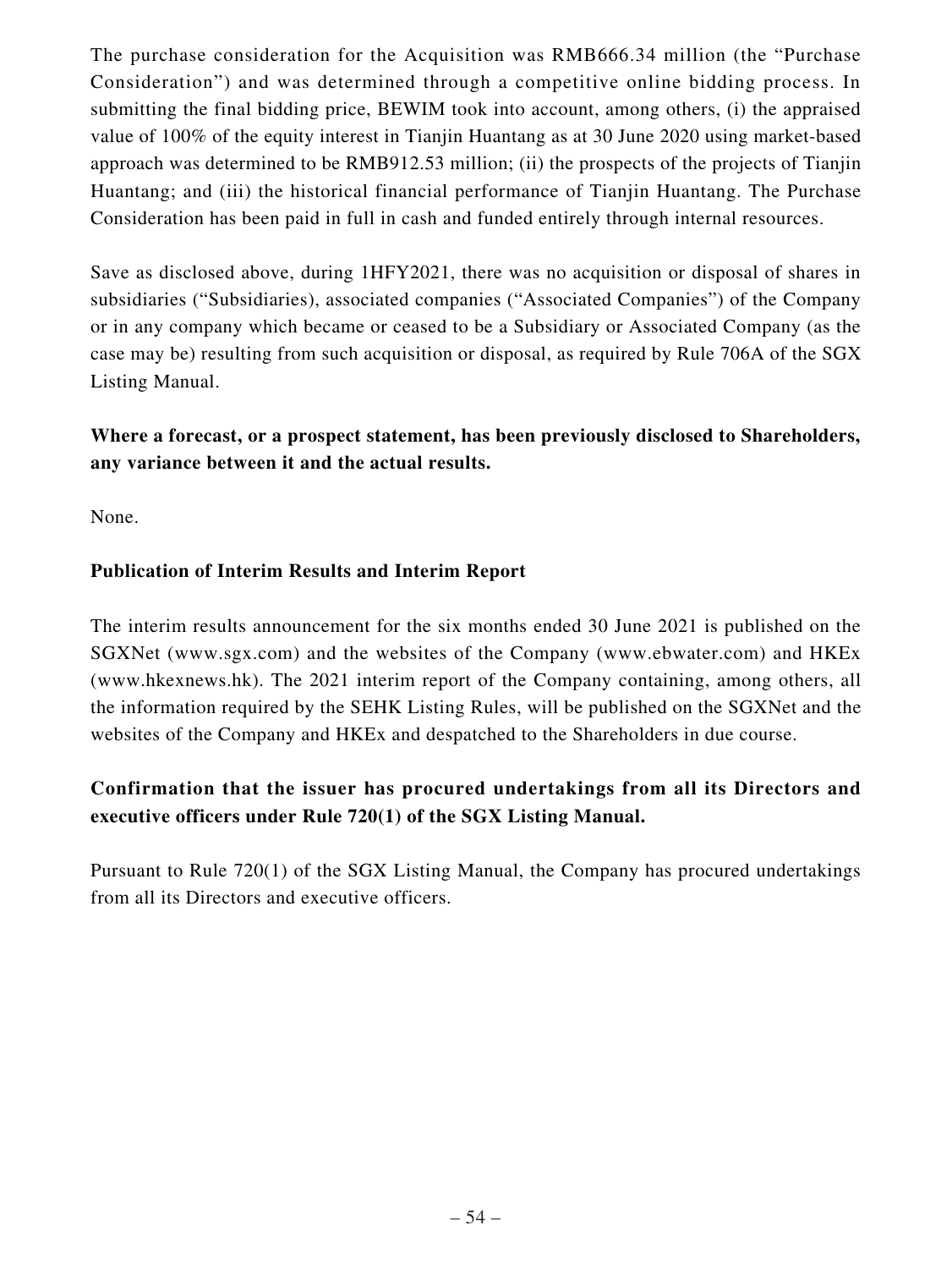The purchase consideration for the Acquisition was RMB666.34 million (the "Purchase Consideration") and was determined through a competitive online bidding process. In submitting the final bidding price, BEWIM took into account, among others, (i) the appraised value of 100% of the equity interest in Tianjin Huantang as at 30 June 2020 using market-based approach was determined to be RMB912.53 million; (ii) the prospects of the projects of Tianjin Huantang; and (iii) the historical financial performance of Tianjin Huantang. The Purchase Consideration has been paid in full in cash and funded entirely through internal resources.

Save as disclosed above, during 1HFY2021, there was no acquisition or disposal of shares in subsidiaries ("Subsidiaries), associated companies ("Associated Companies") of the Company or in any company which became or ceased to be a Subsidiary or Associated Company (as the case may be) resulting from such acquisition or disposal, as required by Rule 706A of the SGX Listing Manual.

**Where a forecast, or a prospect statement, has been previously disclosed to Shareholders, any variance between it and the actual results.**

None.

**Publication of Interim Results and Interim Report**

The interim results announcement for the six months ended 30 June 2021 is published on the SGXNet (www.sgx.com) and the websites of the Company (www.ebwater.com) and HKEx (www.hkexnews.hk). The 2021 interim report of the Company containing, among others, all the information required by the SEHK Listing Rules, will be published on the SGXNet and the websites of the Company and HKEx and despatched to the Shareholders in due course.

**Confirmation that the issuer has procured undertakings from all its Directors and executive officers under Rule 720(1) of the SGX Listing Manual.**

Pursuant to Rule 720(1) of the SGX Listing Manual, the Company has procured undertakings from all its Directors and executive officers.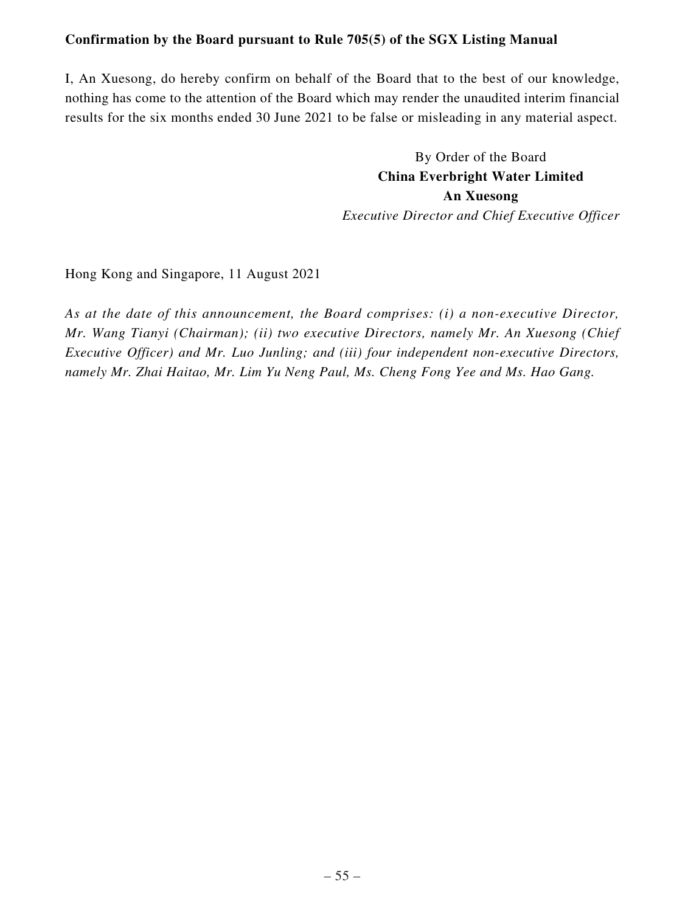**Confirmation by the Board pursuant to Rule 705(5) of the SGX Listing Manual**

I, An Xuesong, do hereby confirm on behalf of the Board that to the best of our knowledge, nothing has come to the attention of the Board which may render the unaudited interim financial results for the six months ended 30 June 2021 to be false or misleading in any material aspect.

By Order of the Board
**China Everbright Water Limited**
**An Xuesong**
*Executive Director and Chief Executive Officer*

Hong Kong and Singapore, 11 August 2021

*As at the date of this announcement, the Board comprises: (i) a non-executive Director, Mr. Wang Tianyi (Chairman); (ii) two executive Directors, namely Mr. An Xuesong (Chief Executive Officer) and Mr. Luo Junling; and (iii) four independent non-executive Directors, namely Mr. Zhai Haitao, Mr. Lim Yu Neng Paul, Ms. Cheng Fong Yee and Ms. Hao Gang.*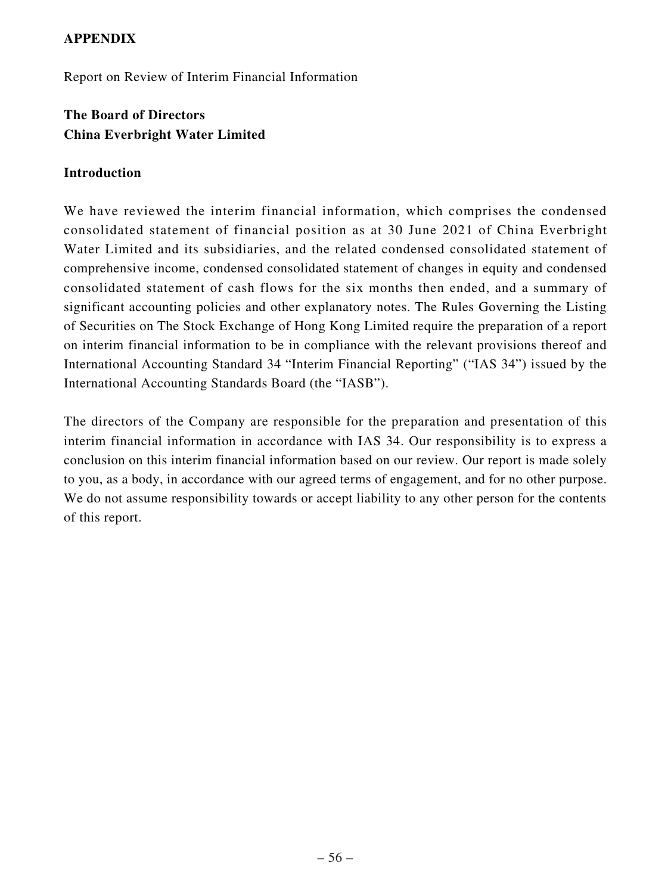## APPENDIX

Report on Review of Interim Financial Information

**The Board of Directors**
**China Everbright Water Limited**

### Introduction

We have reviewed the interim financial information, which comprises the condensed consolidated statement of financial position as at 30 June 2021 of China Everbright Water Limited and its subsidiaries, and the related condensed consolidated statement of comprehensive income, condensed consolidated statement of changes in equity and condensed consolidated statement of cash flows for the six months then ended, and a summary of significant accounting policies and other explanatory notes. The Rules Governing the Listing of Securities on The Stock Exchange of Hong Kong Limited require the preparation of a report on interim financial information to be in compliance with the relevant provisions thereof and International Accounting Standard 34 "Interim Financial Reporting" ("IAS 34") issued by the International Accounting Standards Board (the "IASB").

The directors of the Company are responsible for the preparation and presentation of this interim financial information in accordance with IAS 34. Our responsibility is to express a conclusion on this interim financial information based on our review. Our report is made solely to you, as a body, in accordance with our agreed terms of engagement, and for no other purpose. We do not assume responsibility towards or accept liability to any other person for the contents of this report.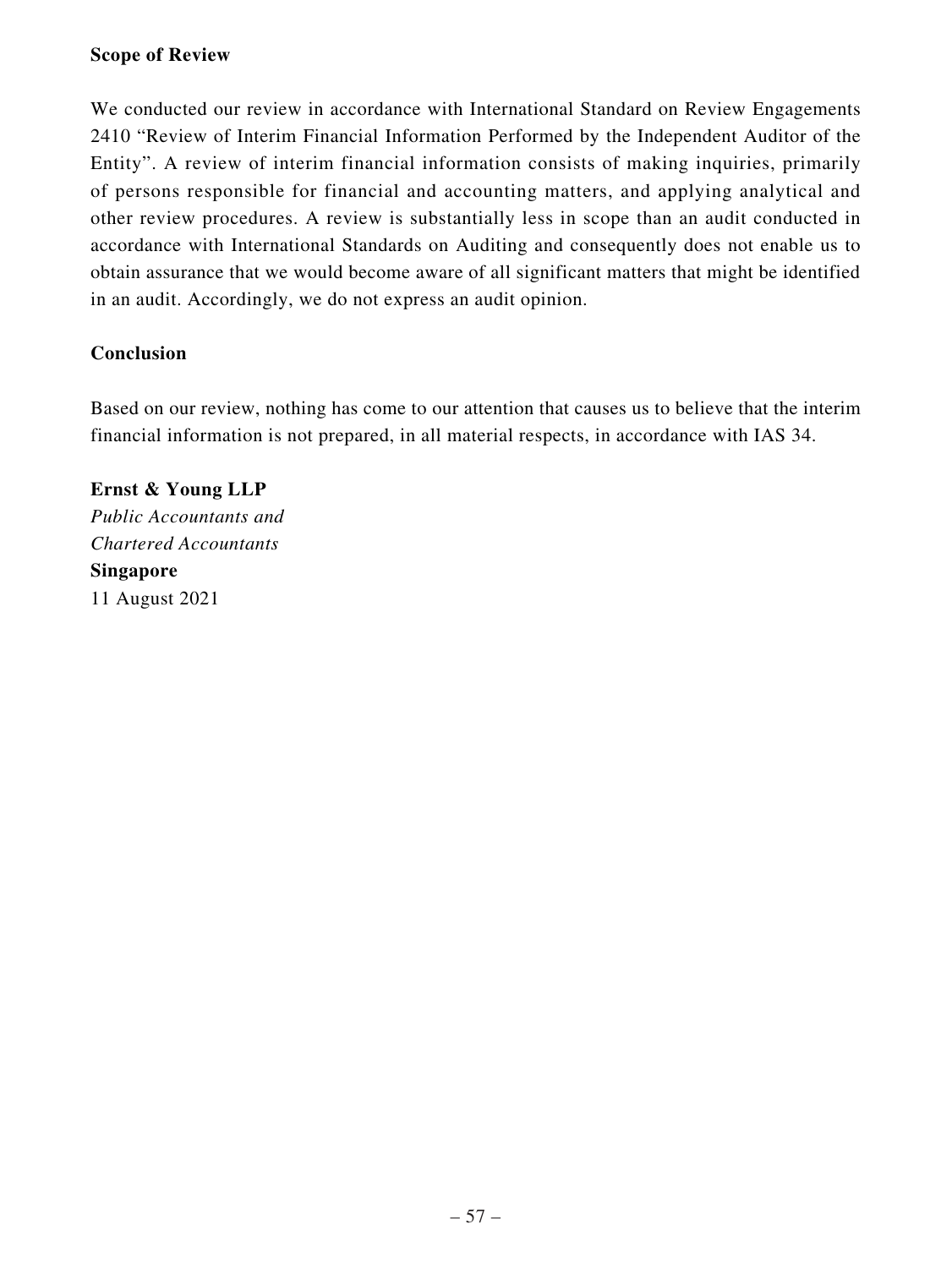**Scope of Review**

We conducted our review in accordance with International Standard on Review Engagements 2410 "Review of Interim Financial Information Performed by the Independent Auditor of the Entity". A review of interim financial information consists of making inquiries, primarily of persons responsible for financial and accounting matters, and applying analytical and other review procedures. A review is substantially less in scope than an audit conducted in accordance with International Standards on Auditing and consequently does not enable us to obtain assurance that we would become aware of all significant matters that might be identified in an audit. Accordingly, we do not express an audit opinion.

**Conclusion**

Based on our review, nothing has come to our attention that causes us to believe that the interim financial information is not prepared, in all material respects, in accordance with IAS 34.

**Ernst & Young LLP**
*Public Accountants and*
*Chartered Accountants*
**Singapore**
11 August 2021